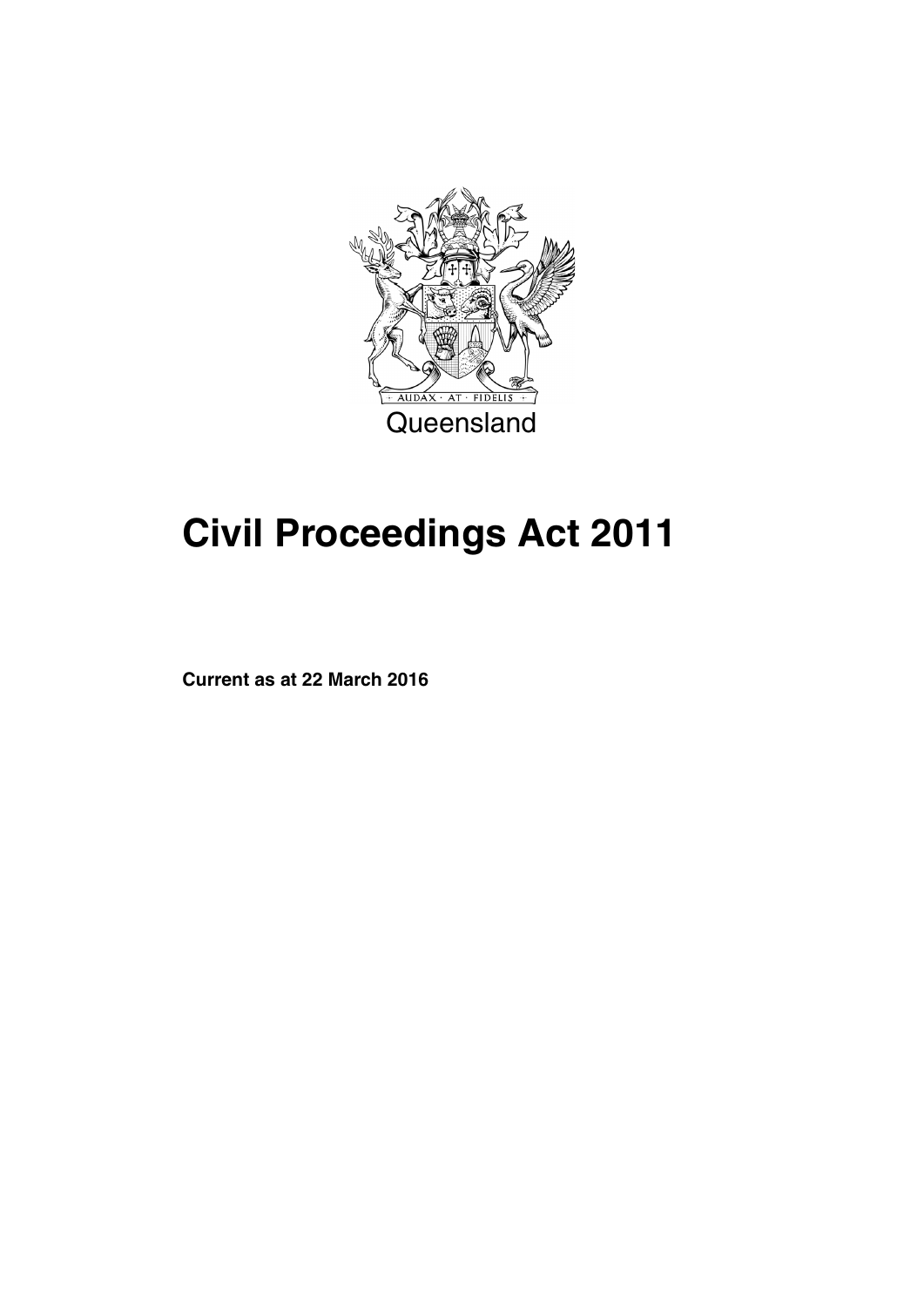AUDAX · AT · FIDELIS

Queensland

# Civil Proceedings Act 2011

**Current as at 22 March 2016**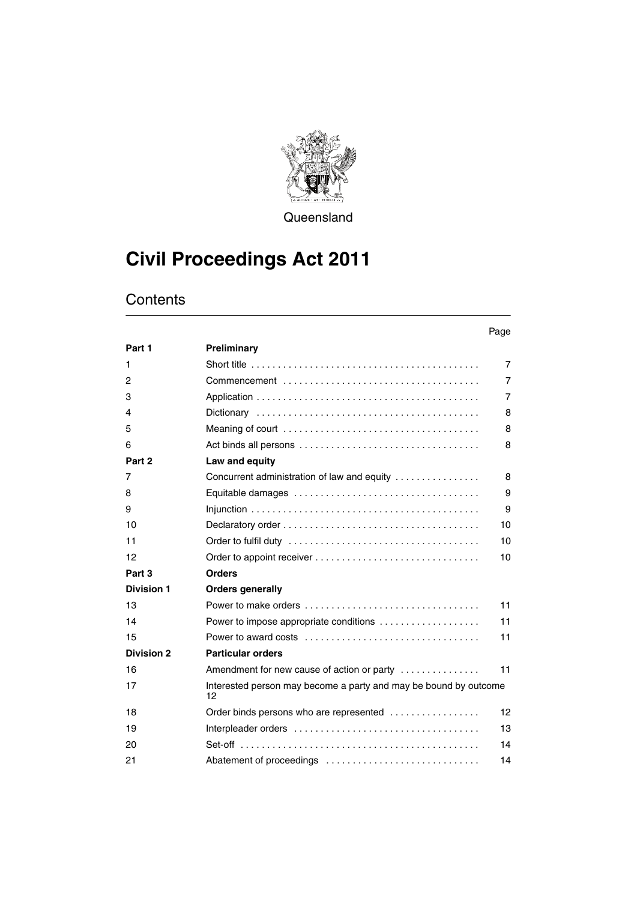Queensland

# Civil Proceedings Act 2011

## Contents

| | | Page |
|---|---|---|
| **Part 1** | **Preliminary** | |
| 1 | Short title | 7 |
| 2 | Commencement | 7 |
| 3 | Application | 7 |
| 4 | Dictionary | 8 |
| 5 | Meaning of court | 8 |
| 6 | Act binds all persons | 8 |
| **Part 2** | **Law and equity** | |
| 7 | Concurrent administration of law and equity | 8 |
| 8 | Equitable damages | 9 |
| 9 | Injunction | 9 |
| 10 | Declaratory order | 10 |
| 11 | Order to fulfil duty | 10 |
| 12 | Order to appoint receiver | 10 |
| **Part 3** | **Orders** | |
| **Division 1** | **Orders generally** | |
| 13 | Power to make orders | 11 |
| 14 | Power to impose appropriate conditions | 11 |
| 15 | Power to award costs | 11 |
| **Division 2** | **Particular orders** | |
| 16 | Amendment for new cause of action or party | 11 |
| 17 | Interested person may become a party and may be bound by outcome | 12 |
| 18 | Order binds persons who are represented | 12 |
| 19 | Interpleader orders | 13 |
| 20 | Set-off | 14 |
| 21 | Abatement of proceedings | 14 |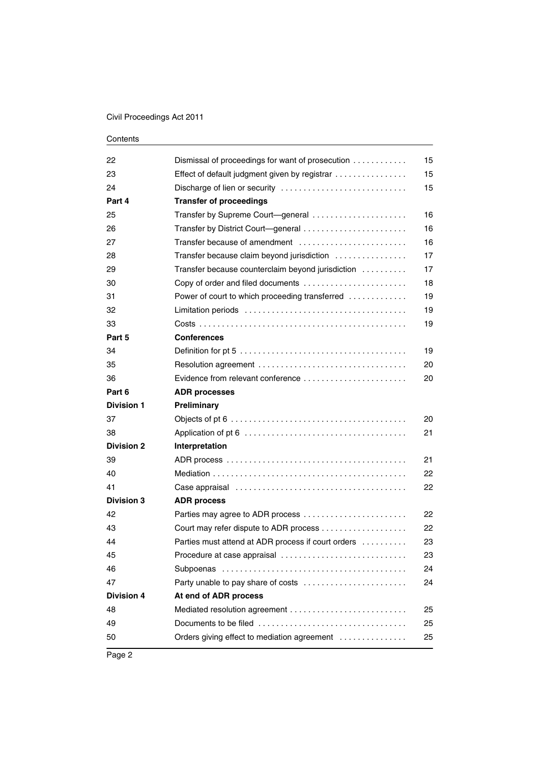| | | |
|---|---|---|
| 22 | Dismissal of proceedings for want of prosecution | 15 |
| 23 | Effect of default judgment given by registrar | 15 |
| 24 | Discharge of lien or security | 15 |
| **Part 4** | **Transfer of proceedings** | |
| 25 | Transfer by Supreme Court—general | 16 |
| 26 | Transfer by District Court—general | 16 |
| 27 | Transfer because of amendment | 16 |
| 28 | Transfer because claim beyond jurisdiction | 17 |
| 29 | Transfer because counterclaim beyond jurisdiction | 17 |
| 30 | Copy of order and filed documents | 18 |
| 31 | Power of court to which proceeding transferred | 19 |
| 32 | Limitation periods | 19 |
| 33 | Costs | 19 |
| **Part 5** | **Conferences** | |
| 34 | Definition for pt 5 | 19 |
| 35 | Resolution agreement | 20 |
| 36 | Evidence from relevant conference | 20 |
| **Part 6** | **ADR processes** | |
| **Division 1** | **Preliminary** | |
| 37 | Objects of pt 6 | 20 |
| 38 | Application of pt 6 | 21 |
| **Division 2** | **Interpretation** | |
| 39 | ADR process | 21 |
| 40 | Mediation | 22 |
| 41 | Case appraisal | 22 |
| **Division 3** | **ADR process** | |
| 42 | Parties may agree to ADR process | 22 |
| 43 | Court may refer dispute to ADR process | 22 |
| 44 | Parties must attend at ADR process if court orders | 23 |
| 45 | Procedure at case appraisal | 23 |
| 46 | Subpoenas | 24 |
| 47 | Party unable to pay share of costs | 24 |
| **Division 4** | **At end of ADR process** | |
| 48 | Mediated resolution agreement | 25 |
| 49 | Documents to be filed | 25 |
| 50 | Orders giving effect to mediation agreement | 25 |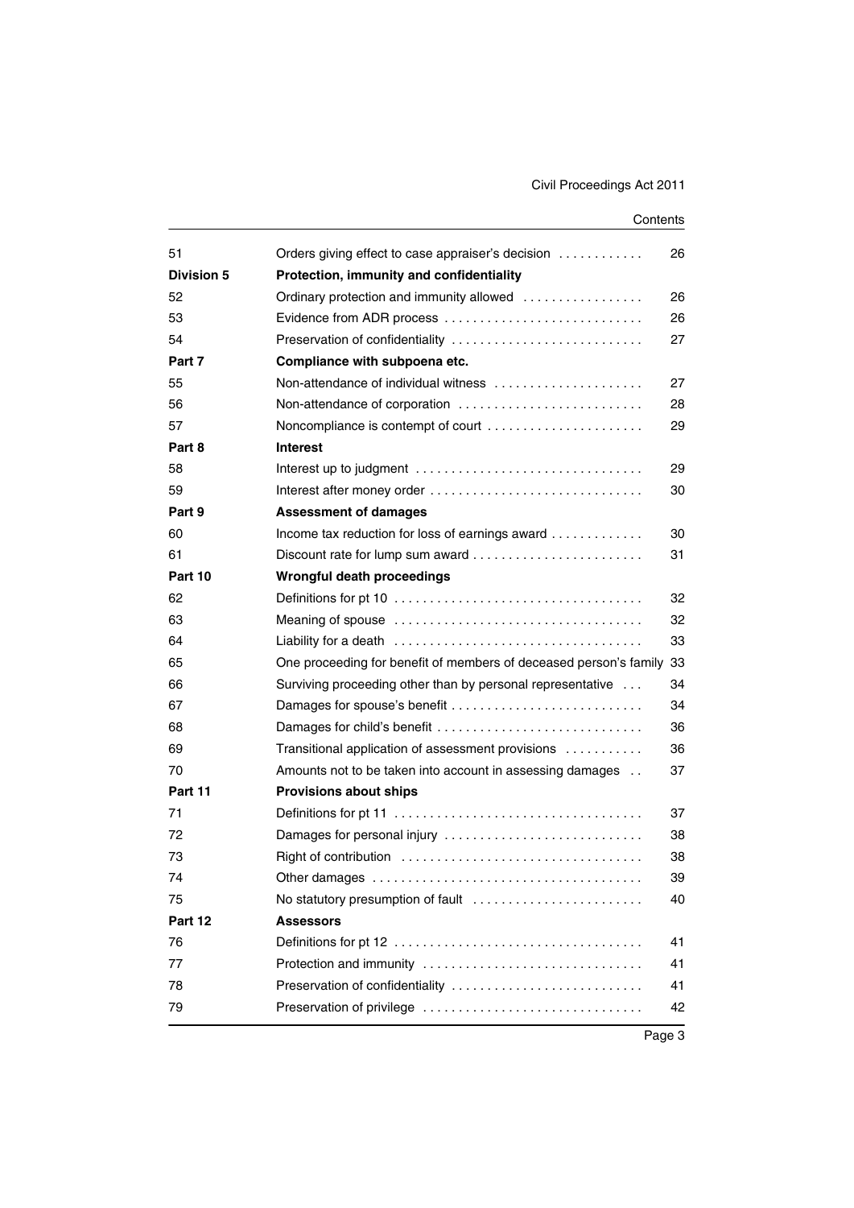| | | |
|---|---|---|
| 51 | Orders giving effect to case appraiser's decision | 26 |
| **Division 5** | **Protection, immunity and confidentiality** | |
| 52 | Ordinary protection and immunity allowed | 26 |
| 53 | Evidence from ADR process | 26 |
| 54 | Preservation of confidentiality | 27 |
| **Part 7** | **Compliance with subpoena etc.** | |
| 55 | Non-attendance of individual witness | 27 |
| 56 | Non-attendance of corporation | 28 |
| 57 | Noncompliance is contempt of court | 29 |
| **Part 8** | **Interest** | |
| 58 | Interest up to judgment | 29 |
| 59 | Interest after money order | 30 |
| **Part 9** | **Assessment of damages** | |
| 60 | Income tax reduction for loss of earnings award | 30 |
| 61 | Discount rate for lump sum award | 31 |
| **Part 10** | **Wrongful death proceedings** | |
| 62 | Definitions for pt 10 | 32 |
| 63 | Meaning of spouse | 32 |
| 64 | Liability for a death | 33 |
| 65 | One proceeding for benefit of members of deceased person's family | 33 |
| 66 | Surviving proceeding other than by personal representative | 34 |
| 67 | Damages for spouse's benefit | 34 |
| 68 | Damages for child's benefit | 36 |
| 69 | Transitional application of assessment provisions | 36 |
| 70 | Amounts not to be taken into account in assessing damages | 37 |
| **Part 11** | **Provisions about ships** | |
| 71 | Definitions for pt 11 | 37 |
| 72 | Damages for personal injury | 38 |
| 73 | Right of contribution | 38 |
| 74 | Other damages | 39 |
| 75 | No statutory presumption of fault | 40 |
| **Part 12** | **Assessors** | |
| 76 | Definitions for pt 12 | 41 |
| 77 | Protection and immunity | 41 |
| 78 | Preservation of confidentiality | 41 |
| 79 | Preservation of privilege | 42 |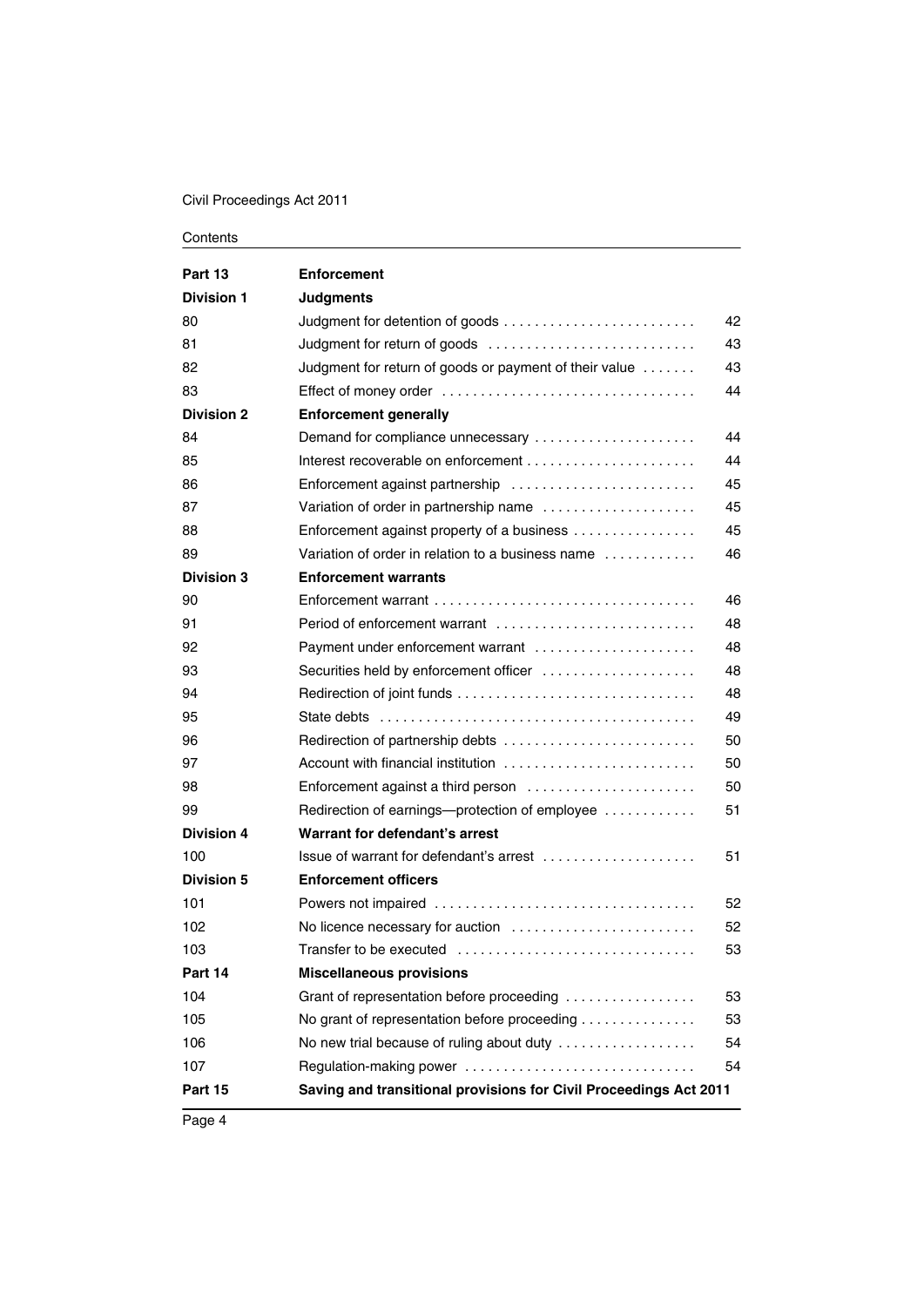| | | |
|---|---|---|
| **Part 13** | **Enforcement** | |
| **Division 1** | **Judgments** | |
| 80 | Judgment for detention of goods | 42 |
| 81 | Judgment for return of goods | 43 |
| 82 | Judgment for return of goods or payment of their value | 43 |
| 83 | Effect of money order | 44 |
| **Division 2** | **Enforcement generally** | |
| 84 | Demand for compliance unnecessary | 44 |
| 85 | Interest recoverable on enforcement | 44 |
| 86 | Enforcement against partnership | 45 |
| 87 | Variation of order in partnership name | 45 |
| 88 | Enforcement against property of a business | 45 |
| 89 | Variation of order in relation to a business name | 46 |
| **Division 3** | **Enforcement warrants** | |
| 90 | Enforcement warrant | 46 |
| 91 | Period of enforcement warrant | 48 |
| 92 | Payment under enforcement warrant | 48 |
| 93 | Securities held by enforcement officer | 48 |
| 94 | Redirection of joint funds | 48 |
| 95 | State debts | 49 |
| 96 | Redirection of partnership debts | 50 |
| 97 | Account with financial institution | 50 |
| 98 | Enforcement against a third person | 50 |
| 99 | Redirection of earnings—protection of employee | 51 |
| **Division 4** | **Warrant for defendant's arrest** | |
| 100 | Issue of warrant for defendant's arrest | 51 |
| **Division 5** | **Enforcement officers** | |
| 101 | Powers not impaired | 52 |
| 102 | No licence necessary for auction | 52 |
| 103 | Transfer to be executed | 53 |
| **Part 14** | **Miscellaneous provisions** | |
| 104 | Grant of representation before proceeding | 53 |
| 105 | No grant of representation before proceeding | 53 |
| 106 | No new trial because of ruling about duty | 54 |
| 107 | Regulation-making power | 54 |
| **Part 15** | **Saving and transitional provisions for Civil Proceedings Act 2011** | |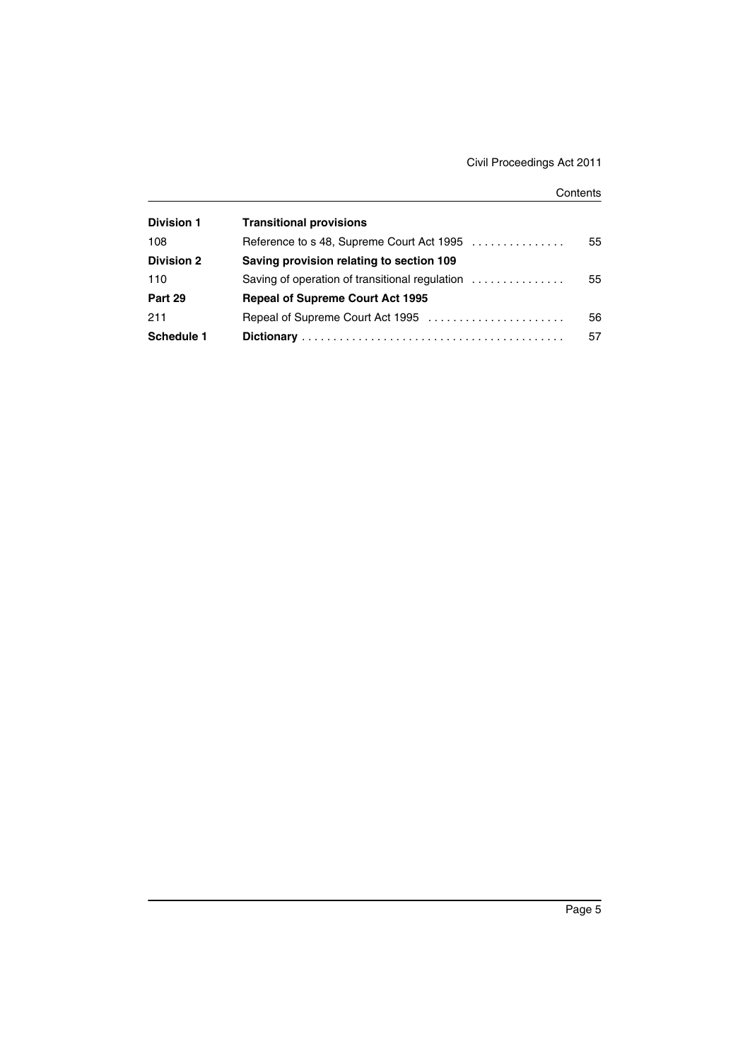| | | |
|---|---|---|
| **Division 1** | **Transitional provisions** | |
| 108 | Reference to s 48, Supreme Court Act 1995 | 55 |
| **Division 2** | **Saving provision relating to section 109** | |
| 110 | Saving of operation of transitional regulation | 55 |
| **Part 29** | **Repeal of Supreme Court Act 1995** | |
| 211 | Repeal of Supreme Court Act 1995 | 56 |
| **Schedule 1** | **Dictionary** | 57 |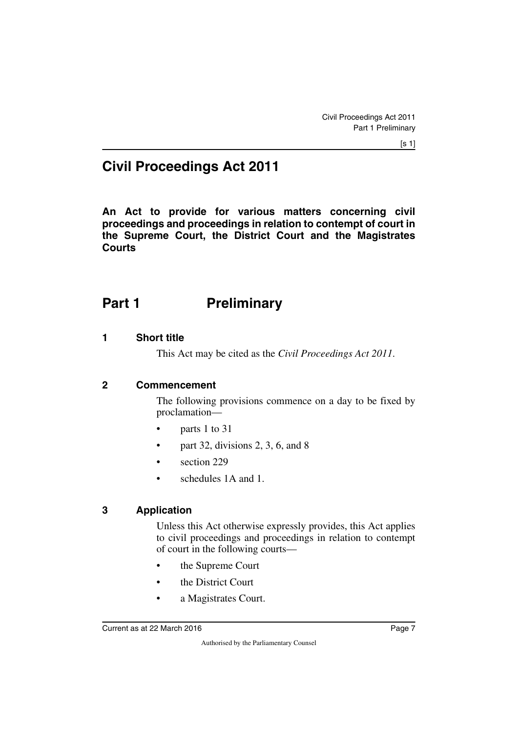# Civil Proceedings Act 2011

**An Act to provide for various matters concerning civil proceedings and proceedings in relation to contempt of court in the Supreme Court, the District Court and the Magistrates Courts**

## Part 1 Preliminary

### 1 Short title

This Act may be cited as the *Civil Proceedings Act 2011*.

### 2 Commencement

The following provisions commence on a day to be fixed by proclamation—

- parts 1 to 31
- part 32, divisions 2, 3, 6, and 8
- section 229
- schedules 1A and 1.

### 3 Application

Unless this Act otherwise expressly provides, this Act applies to civil proceedings and proceedings in relation to contempt of court in the following courts—

- the Supreme Court
- the District Court
- a Magistrates Court.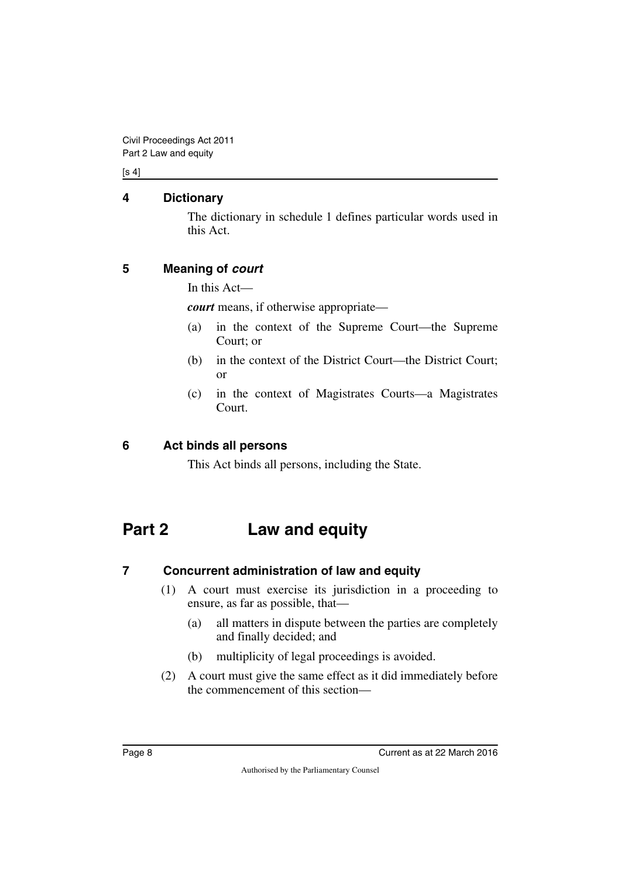#### 4 Dictionary

The dictionary in schedule 1 defines particular words used in this Act.

#### 5 Meaning of *court*

In this Act—

***court*** means, if otherwise appropriate—

(a) in the context of the Supreme Court—the Supreme Court; or

(b) in the context of the District Court—the District Court; or

(c) in the context of Magistrates Courts—a Magistrates Court.

#### 6 Act binds all persons

This Act binds all persons, including the State.

## Part 2 Law and equity

#### 7 Concurrent administration of law and equity

(1) A court must exercise its jurisdiction in a proceeding to ensure, as far as possible, that—

(a) all matters in dispute between the parties are completely and finally decided; and

(b) multiplicity of legal proceedings is avoided.

(2) A court must give the same effect as it did immediately before the commencement of this section—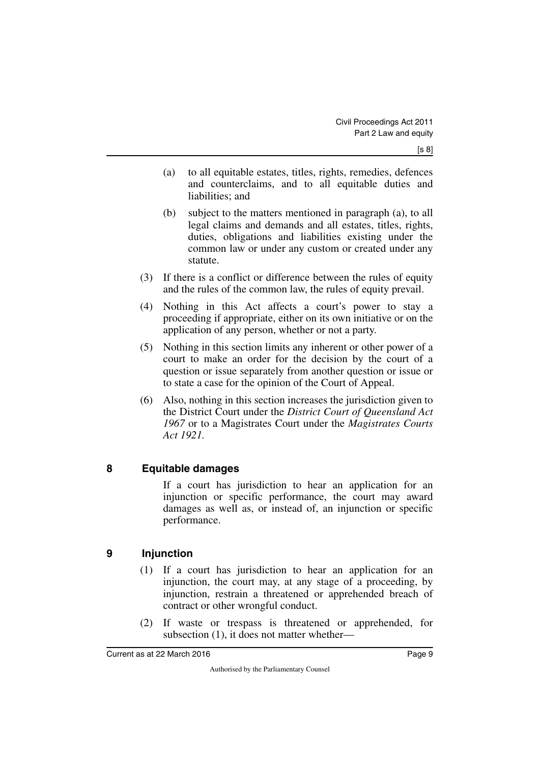- (a) to all equitable estates, titles, rights, remedies, defences and counterclaims, and to all equitable duties and liabilities; and
- (b) subject to the matters mentioned in paragraph (a), to all legal claims and demands and all estates, titles, rights, duties, obligations and liabilities existing under the common law or under any custom or created under any statute.

(3) If there is a conflict or difference between the rules of equity and the rules of the common law, the rules of equity prevail.

(4) Nothing in this Act affects a court's power to stay a proceeding if appropriate, either on its own initiative or on the application of any person, whether or not a party.

(5) Nothing in this section limits any inherent or other power of a court to make an order for the decision by the court of a question or issue separately from another question or issue or to state a case for the opinion of the Court of Appeal.

(6) Also, nothing in this section increases the jurisdiction given to the District Court under the *District Court of Queensland Act 1967* or to a Magistrates Court under the *Magistrates Courts Act 1921*.

## 8 Equitable damages

If a court has jurisdiction to hear an application for an injunction or specific performance, the court may award damages as well as, or instead of, an injunction or specific performance.

## 9 Injunction

(1) If a court has jurisdiction to hear an application for an injunction, the court may, at any stage of a proceeding, by injunction, restrain a threatened or apprehended breach of contract or other wrongful conduct.

(2) If waste or trespass is threatened or apprehended, for subsection (1), it does not matter whether—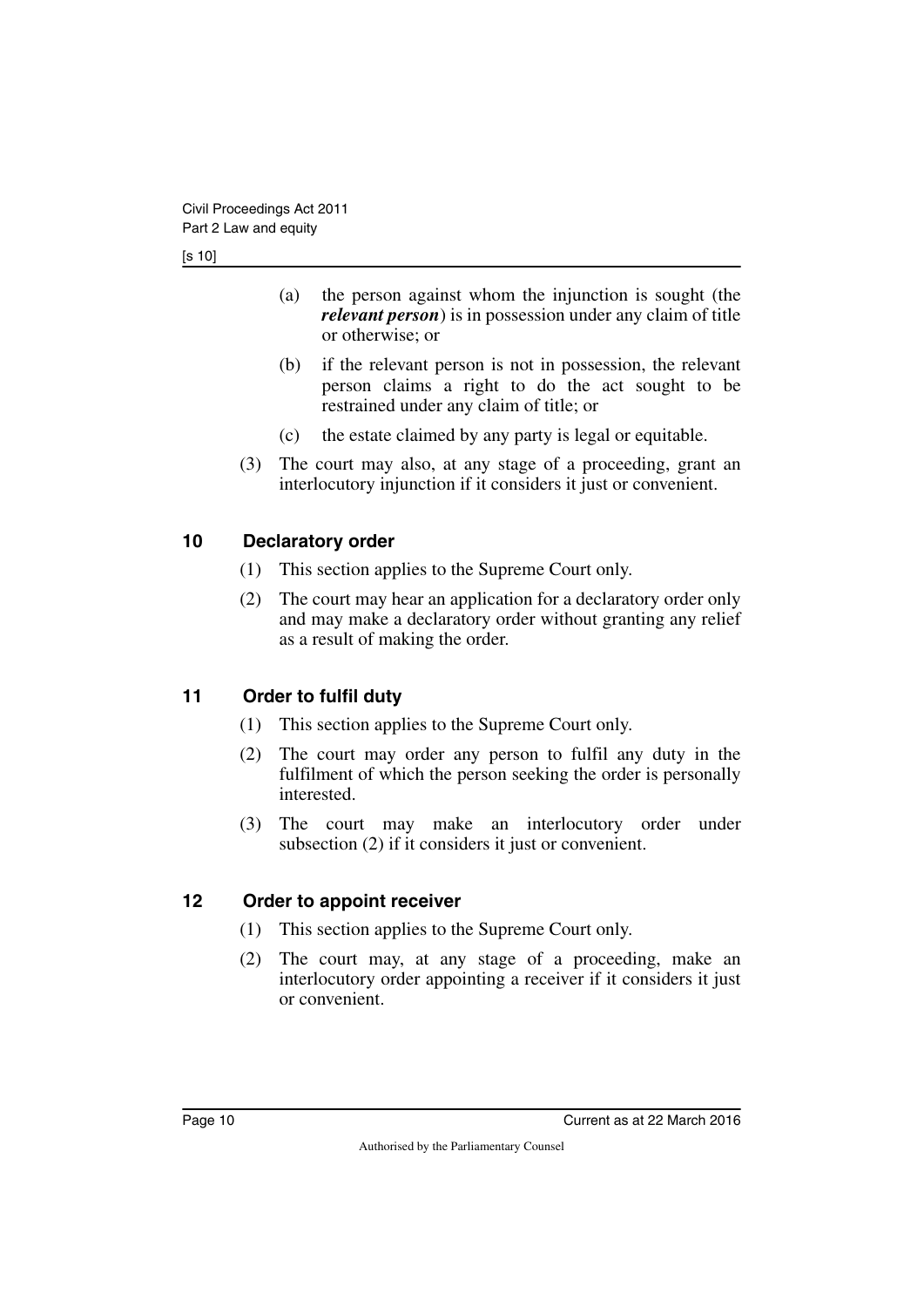(a) the person against whom the injunction is sought (the ***relevant person***) is in possession under any claim of title or otherwise; or

(b) if the relevant person is not in possession, the relevant person claims a right to do the act sought to be restrained under any claim of title; or

(c) the estate claimed by any party is legal or equitable.

(3) The court may also, at any stage of a proceeding, grant an interlocutory injunction if it considers it just or convenient.

## 10 Declaratory order

(1) This section applies to the Supreme Court only.

(2) The court may hear an application for a declaratory order only and may make a declaratory order without granting any relief as a result of making the order.

## 11 Order to fulfil duty

(1) This section applies to the Supreme Court only.

(2) The court may order any person to fulfil any duty in the fulfilment of which the person seeking the order is personally interested.

(3) The court may make an interlocutory order under subsection (2) if it considers it just or convenient.

## 12 Order to appoint receiver

(1) This section applies to the Supreme Court only.

(2) The court may, at any stage of a proceeding, make an interlocutory order appointing a receiver if it considers it just or convenient.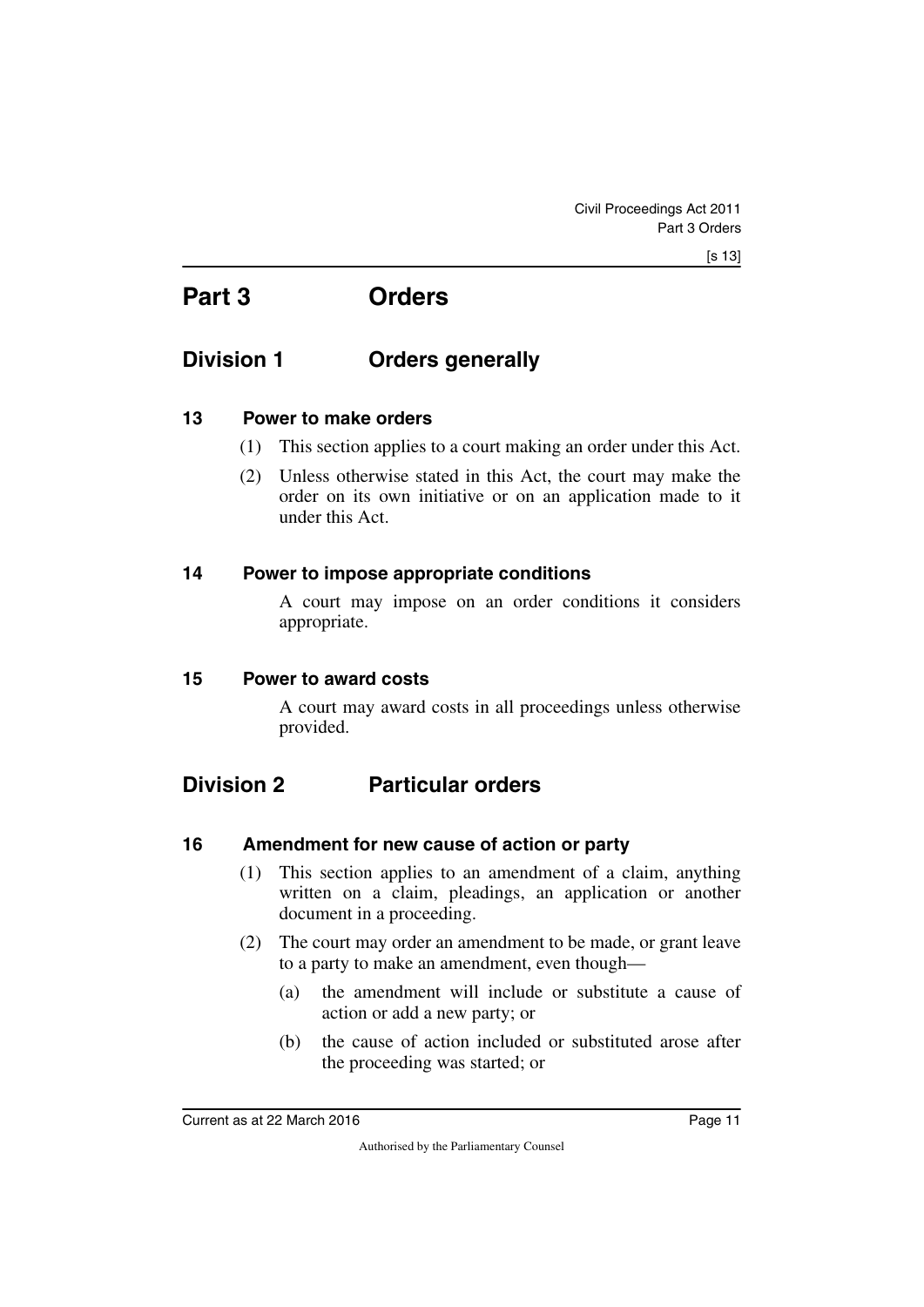# Part 3 Orders

## Division 1 Orders generally

### 13 Power to make orders

(1) This section applies to a court making an order under this Act.

(2) Unless otherwise stated in this Act, the court may make the order on its own initiative or on an application made to it under this Act.

### 14 Power to impose appropriate conditions

A court may impose on an order conditions it considers appropriate.

### 15 Power to award costs

A court may award costs in all proceedings unless otherwise provided.

## Division 2 Particular orders

### 16 Amendment for new cause of action or party

(1) This section applies to an amendment of a claim, anything written on a claim, pleadings, an application or another document in a proceeding.

(2) The court may order an amendment to be made, or grant leave to a party to make an amendment, even though—

(a) the amendment will include or substitute a cause of action or add a new party; or

(b) the cause of action included or substituted arose after the proceeding was started; or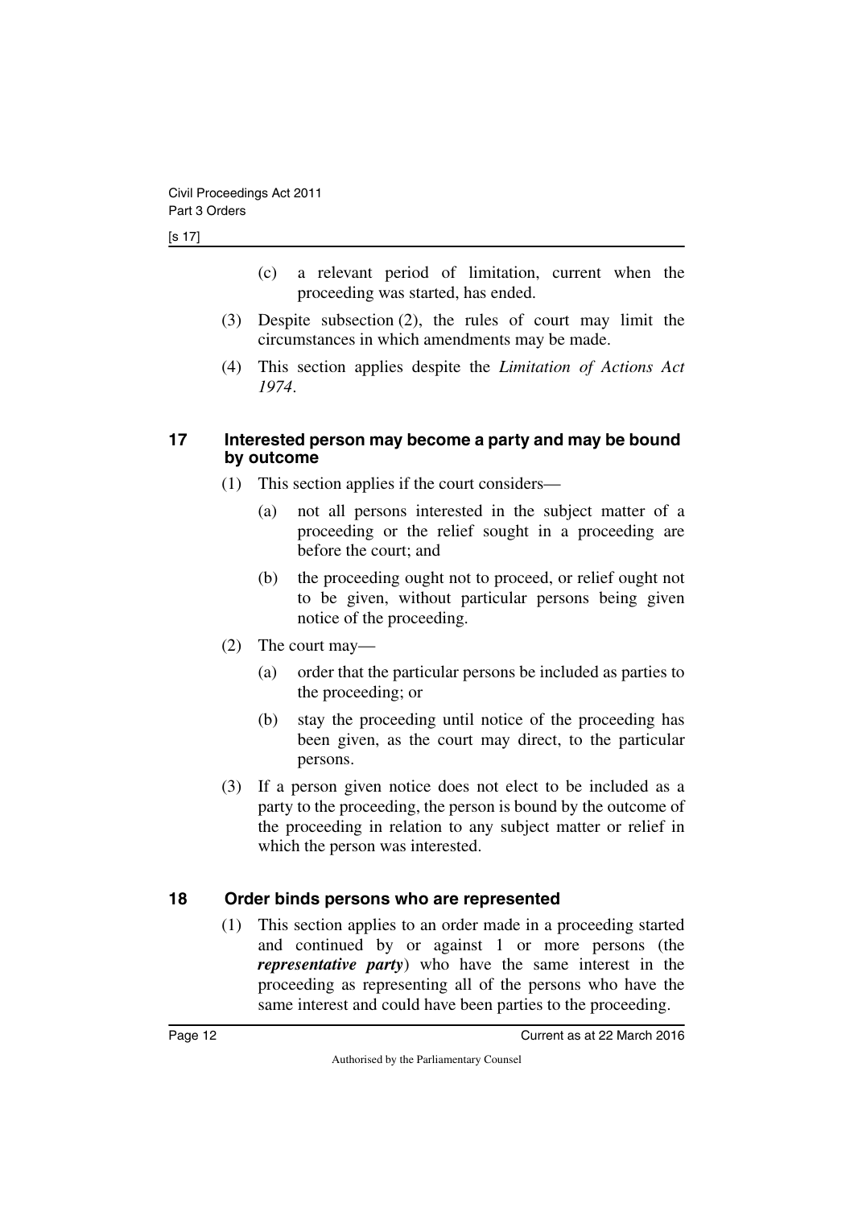(c) a relevant period of limitation, current when the proceeding was started, has ended.

(3) Despite subsection (2), the rules of court may limit the circumstances in which amendments may be made.

(4) This section applies despite the *Limitation of Actions Act 1974*.

## 17 Interested person may become a party and may be bound by outcome

(1) This section applies if the court considers—

(a) not all persons interested in the subject matter of a proceeding or the relief sought in a proceeding are before the court; and

(b) the proceeding ought not to proceed, or relief ought not to be given, without particular persons being given notice of the proceeding.

(2) The court may—

(a) order that the particular persons be included as parties to the proceeding; or

(b) stay the proceeding until notice of the proceeding has been given, as the court may direct, to the particular persons.

(3) If a person given notice does not elect to be included as a party to the proceeding, the person is bound by the outcome of the proceeding in relation to any subject matter or relief in which the person was interested.

## 18 Order binds persons who are represented

(1) This section applies to an order made in a proceeding started and continued by or against 1 or more persons (the ***representative party***) who have the same interest in the proceeding as representing all of the persons who have the same interest and could have been parties to the proceeding.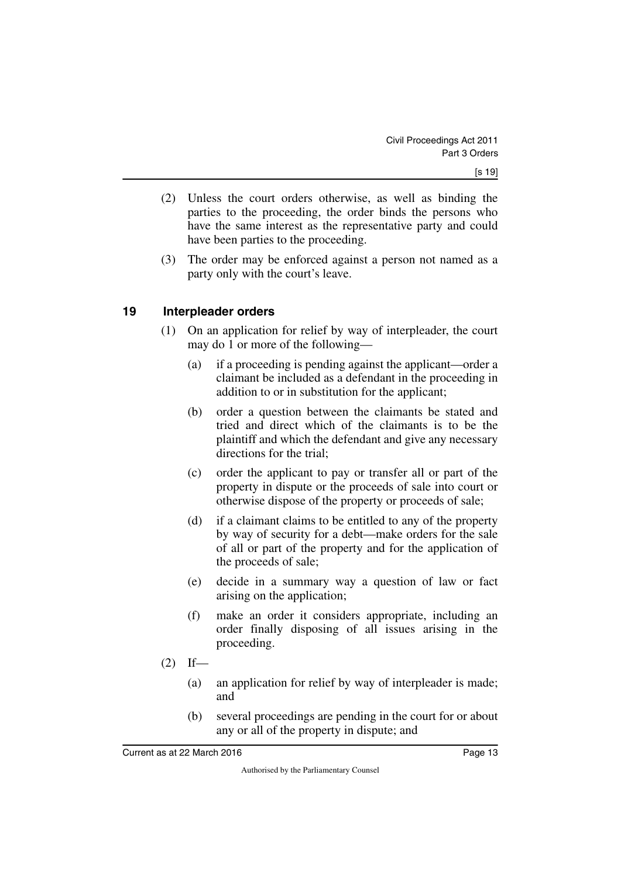(2) Unless the court orders otherwise, as well as binding the parties to the proceeding, the order binds the persons who have the same interest as the representative party and could have been parties to the proceeding.

(3) The order may be enforced against a person not named as a party only with the court's leave.

## 19 Interpleader orders

(1) On an application for relief by way of interpleader, the court may do 1 or more of the following—

(a) if a proceeding is pending against the applicant—order a claimant be included as a defendant in the proceeding in addition to or in substitution for the applicant;

(b) order a question between the claimants be stated and tried and direct which of the claimants is to be the plaintiff and which the defendant and give any necessary directions for the trial;

(c) order the applicant to pay or transfer all or part of the property in dispute or the proceeds of sale into court or otherwise dispose of the property or proceeds of sale;

(d) if a claimant claims to be entitled to any of the property by way of security for a debt—make orders for the sale of all or part of the property and for the application of the proceeds of sale;

(e) decide in a summary way a question of law or fact arising on the application;

(f) make an order it considers appropriate, including an order finally disposing of all issues arising in the proceeding.

(2) If—

(a) an application for relief by way of interpleader is made; and

(b) several proceedings are pending in the court for or about any or all of the property in dispute; and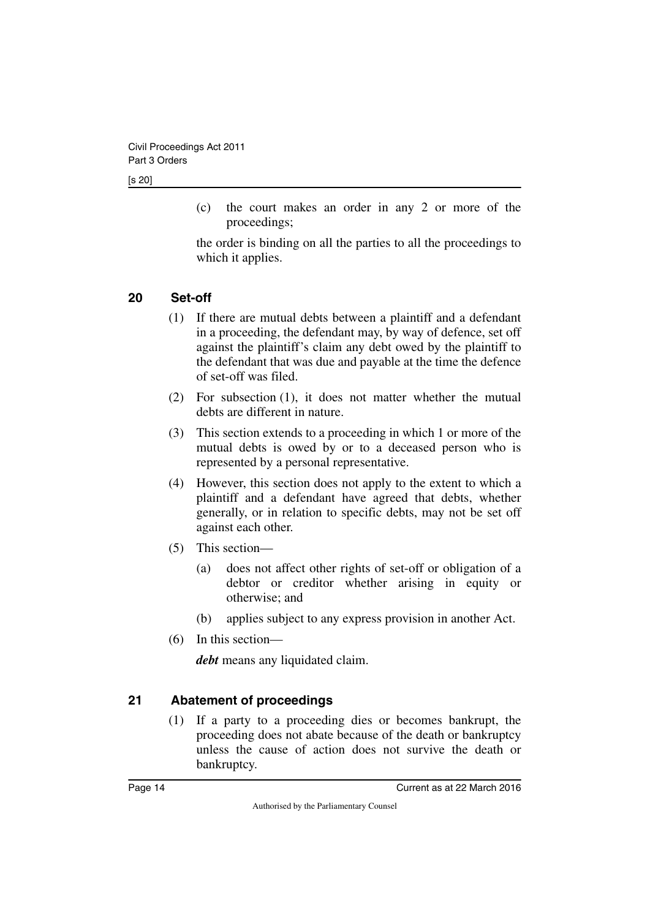(c) the court makes an order in any 2 or more of the proceedings;

the order is binding on all the parties to all the proceedings to which it applies.

## 20 Set-off

(1) If there are mutual debts between a plaintiff and a defendant in a proceeding, the defendant may, by way of defence, set off against the plaintiff's claim any debt owed by the plaintiff to the defendant that was due and payable at the time the defence of set-off was filed.

(2) For subsection (1), it does not matter whether the mutual debts are different in nature.

(3) This section extends to a proceeding in which 1 or more of the mutual debts is owed by or to a deceased person who is represented by a personal representative.

(4) However, this section does not apply to the extent to which a plaintiff and a defendant have agreed that debts, whether generally, or in relation to specific debts, may not be set off against each other.

(5) This section—

(a) does not affect other rights of set-off or obligation of a debtor or creditor whether arising in equity or otherwise; and

(b) applies subject to any express provision in another Act.

(6) In this section—

***debt*** means any liquidated claim.

## 21 Abatement of proceedings

(1) If a party to a proceeding dies or becomes bankrupt, the proceeding does not abate because of the death or bankruptcy unless the cause of action does not survive the death or bankruptcy.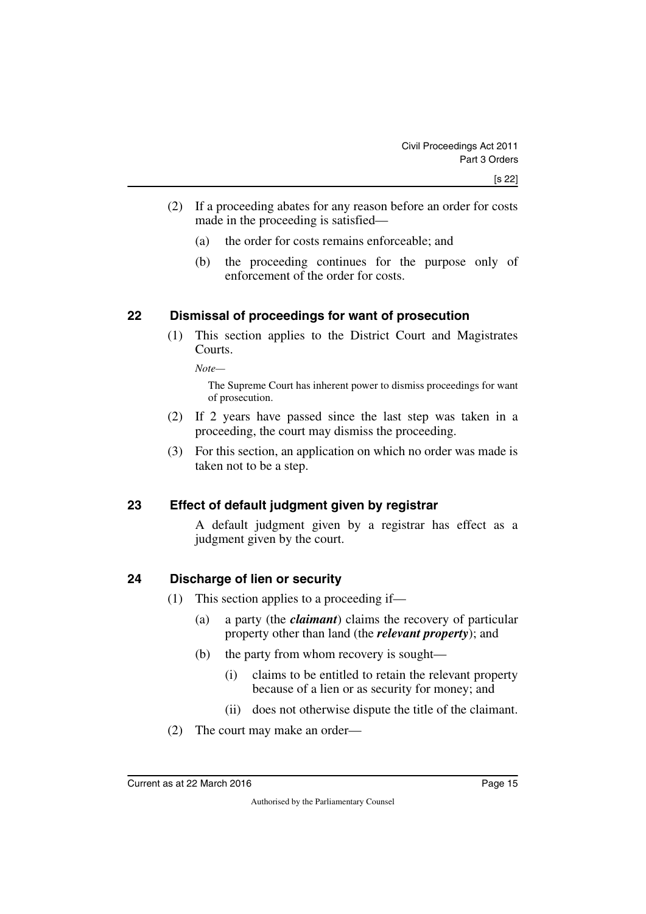(2) If a proceeding abates for any reason before an order for costs made in the proceeding is satisfied—

(a) the order for costs remains enforceable; and

(b) the proceeding continues for the purpose only of enforcement of the order for costs.

## 22 Dismissal of proceedings for want of prosecution

(1) This section applies to the District Court and Magistrates Courts.

*Note—*

The Supreme Court has inherent power to dismiss proceedings for want of prosecution.

(2) If 2 years have passed since the last step was taken in a proceeding, the court may dismiss the proceeding.

(3) For this section, an application on which no order was made is taken not to be a step.

## 23 Effect of default judgment given by registrar

A default judgment given by a registrar has effect as a judgment given by the court.

## 24 Discharge of lien or security

(1) This section applies to a proceeding if—

(a) a party (the ***claimant***) claims the recovery of particular property other than land (the ***relevant property***); and

(b) the party from whom recovery is sought—

(i) claims to be entitled to retain the relevant property because of a lien or as security for money; and

(ii) does not otherwise dispute the title of the claimant.

(2) The court may make an order—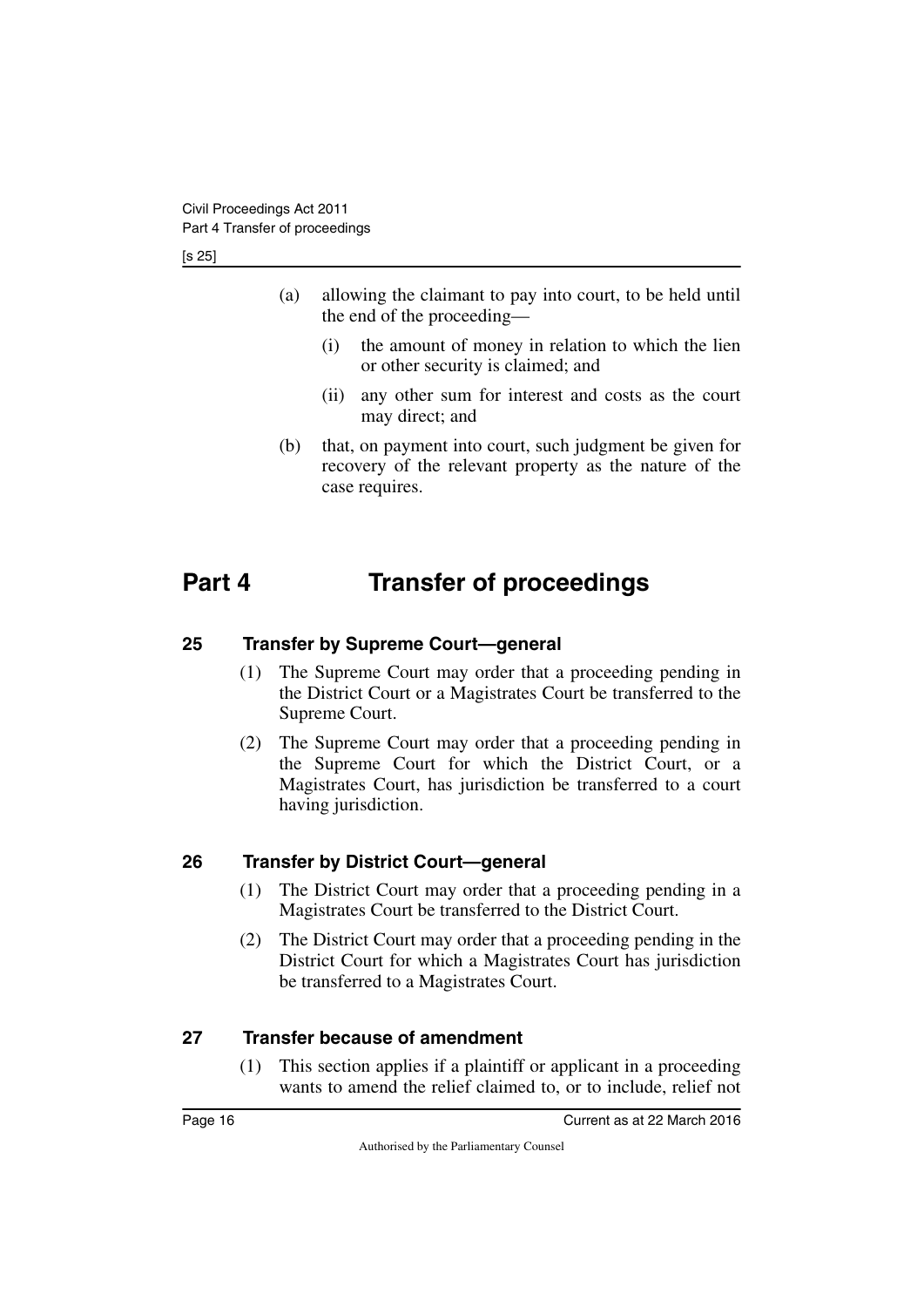(a) allowing the claimant to pay into court, to be held until the end of the proceeding—

(i) the amount of money in relation to which the lien or other security is claimed; and

(ii) any other sum for interest and costs as the court may direct; and

(b) that, on payment into court, such judgment be given for recovery of the relevant property as the nature of the case requires.

# Part 4 Transfer of proceedings

## 25 Transfer by Supreme Court—general

(1) The Supreme Court may order that a proceeding pending in the District Court or a Magistrates Court be transferred to the Supreme Court.

(2) The Supreme Court may order that a proceeding pending in the Supreme Court for which the District Court, or a Magistrates Court, has jurisdiction be transferred to a court having jurisdiction.

## 26 Transfer by District Court—general

(1) The District Court may order that a proceeding pending in a Magistrates Court be transferred to the District Court.

(2) The District Court may order that a proceeding pending in the District Court for which a Magistrates Court has jurisdiction be transferred to a Magistrates Court.

## 27 Transfer because of amendment

(1) This section applies if a plaintiff or applicant in a proceeding wants to amend the relief claimed to, or to include, relief not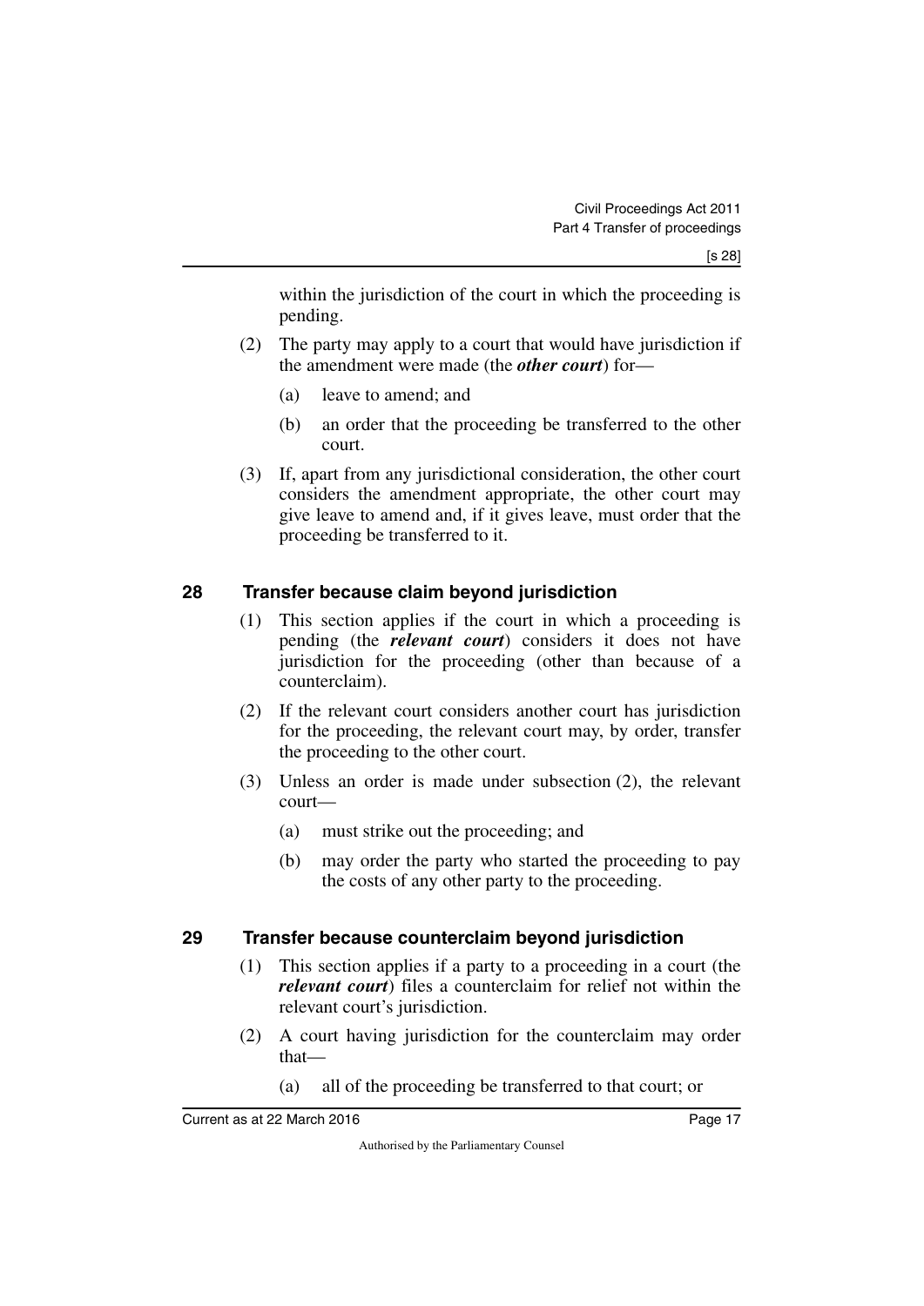within the jurisdiction of the court in which the proceeding is pending.

(2) The party may apply to a court that would have jurisdiction if the amendment were made (the ***other court***) for—

(a) leave to amend; and

(b) an order that the proceeding be transferred to the other court.

(3) If, apart from any jurisdictional consideration, the other court considers the amendment appropriate, the other court may give leave to amend and, if it gives leave, must order that the proceeding be transferred to it.

## 28 Transfer because claim beyond jurisdiction

(1) This section applies if the court in which a proceeding is pending (the ***relevant court***) considers it does not have jurisdiction for the proceeding (other than because of a counterclaim).

(2) If the relevant court considers another court has jurisdiction for the proceeding, the relevant court may, by order, transfer the proceeding to the other court.

(3) Unless an order is made under subsection (2), the relevant court—

(a) must strike out the proceeding; and

(b) may order the party who started the proceeding to pay the costs of any other party to the proceeding.

## 29 Transfer because counterclaim beyond jurisdiction

(1) This section applies if a party to a proceeding in a court (the ***relevant court***) files a counterclaim for relief not within the relevant court's jurisdiction.

(2) A court having jurisdiction for the counterclaim may order that—

(a) all of the proceeding be transferred to that court; or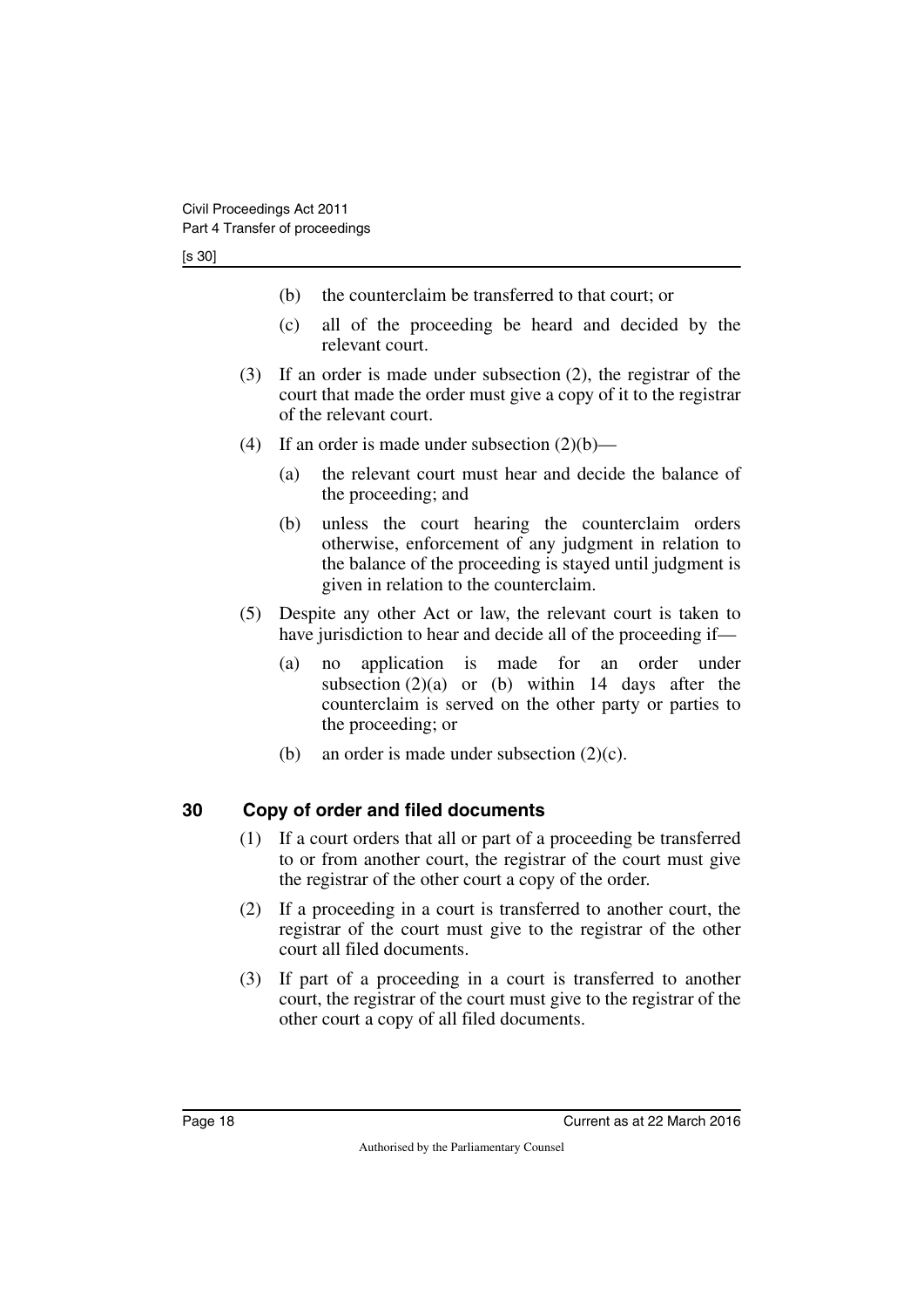(b) the counterclaim be transferred to that court; or

(c) all of the proceeding be heard and decided by the relevant court.

(3) If an order is made under subsection (2), the registrar of the court that made the order must give a copy of it to the registrar of the relevant court.

(4) If an order is made under subsection (2)(b)—

(a) the relevant court must hear and decide the balance of the proceeding; and

(b) unless the court hearing the counterclaim orders otherwise, enforcement of any judgment in relation to the balance of the proceeding is stayed until judgment is given in relation to the counterclaim.

(5) Despite any other Act or law, the relevant court is taken to have jurisdiction to hear and decide all of the proceeding if—

(a) no application is made for an order under subsection (2)(a) or (b) within 14 days after the counterclaim is served on the other party or parties to the proceeding; or

(b) an order is made under subsection (2)(c).

## 30 Copy of order and filed documents

(1) If a court orders that all or part of a proceeding be transferred to or from another court, the registrar of the court must give the registrar of the other court a copy of the order.

(2) If a proceeding in a court is transferred to another court, the registrar of the court must give to the registrar of the other court all filed documents.

(3) If part of a proceeding in a court is transferred to another court, the registrar of the court must give to the registrar of the other court a copy of all filed documents.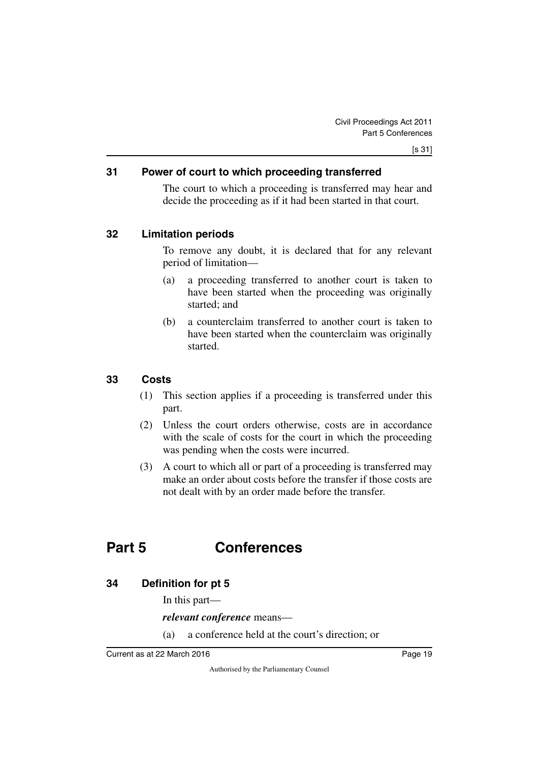### 31 Power of court to which proceeding transferred

The court to which a proceeding is transferred may hear and decide the proceeding as if it had been started in that court.

### 32 Limitation periods

To remove any doubt, it is declared that for any relevant period of limitation—

(a) a proceeding transferred to another court is taken to have been started when the proceeding was originally started; and

(b) a counterclaim transferred to another court is taken to have been started when the counterclaim was originally started.

### 33 Costs

(1) This section applies if a proceeding is transferred under this part.

(2) Unless the court orders otherwise, costs are in accordance with the scale of costs for the court in which the proceeding was pending when the costs were incurred.

(3) A court to which all or part of a proceeding is transferred may make an order about costs before the transfer if those costs are not dealt with by an order made before the transfer.

## Part 5 Conferences

### 34 Definition for pt 5

In this part—

***relevant conference*** means—

(a) a conference held at the court's direction; or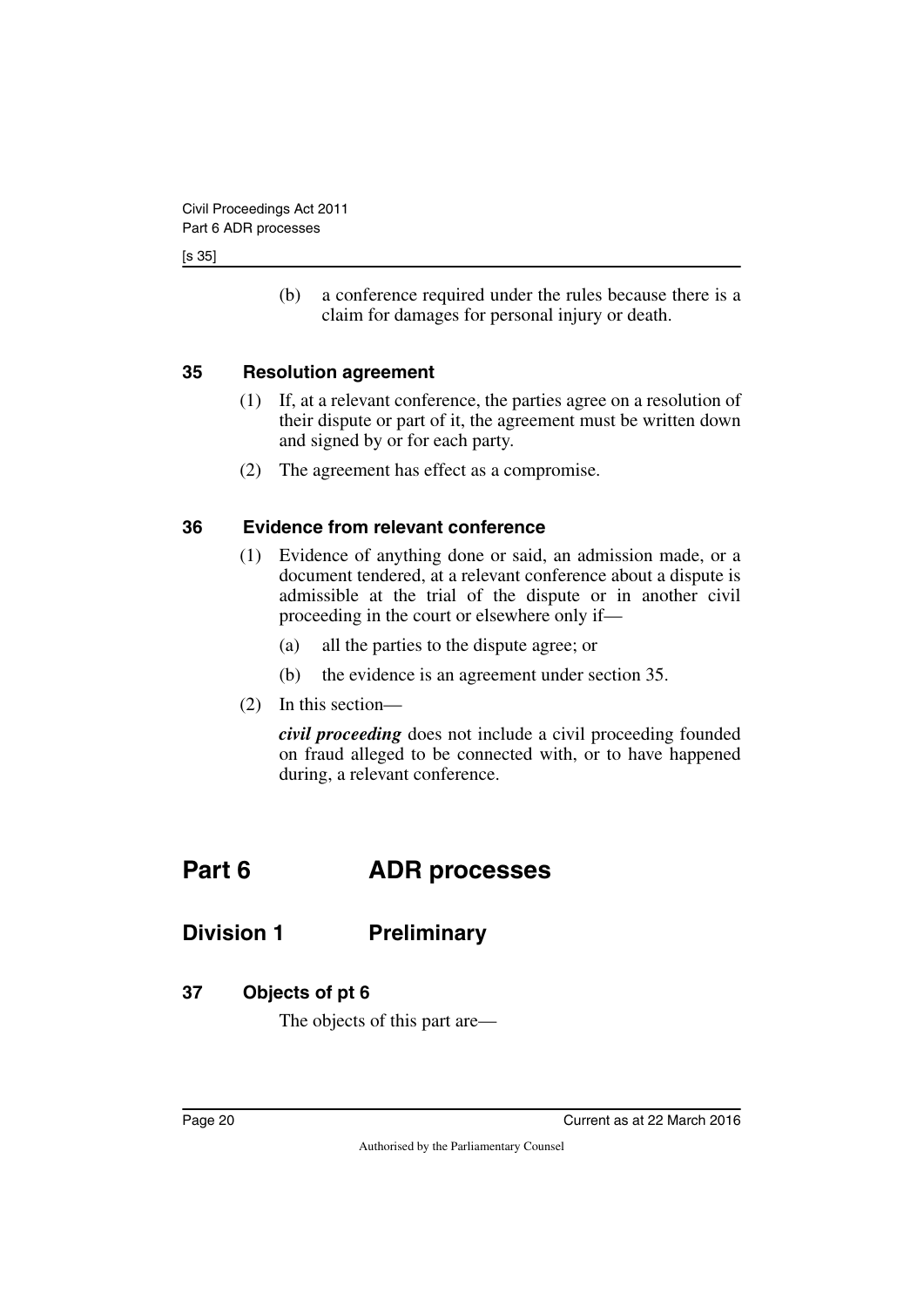(b) a conference required under the rules because there is a claim for damages for personal injury or death.

### 35 Resolution agreement

(1) If, at a relevant conference, the parties agree on a resolution of their dispute or part of it, the agreement must be written down and signed by or for each party.

(2) The agreement has effect as a compromise.

### 36 Evidence from relevant conference

(1) Evidence of anything done or said, an admission made, or a document tendered, at a relevant conference about a dispute is admissible at the trial of the dispute or in another civil proceeding in the court or elsewhere only if—

(a) all the parties to the dispute agree; or

(b) the evidence is an agreement under section 35.

(2) In this section—

***civil proceeding*** does not include a civil proceeding founded on fraud alleged to be connected with, or to have happened during, a relevant conference.

# Part 6 ADR processes

## Division 1 Preliminary

### 37 Objects of pt 6

The objects of this part are—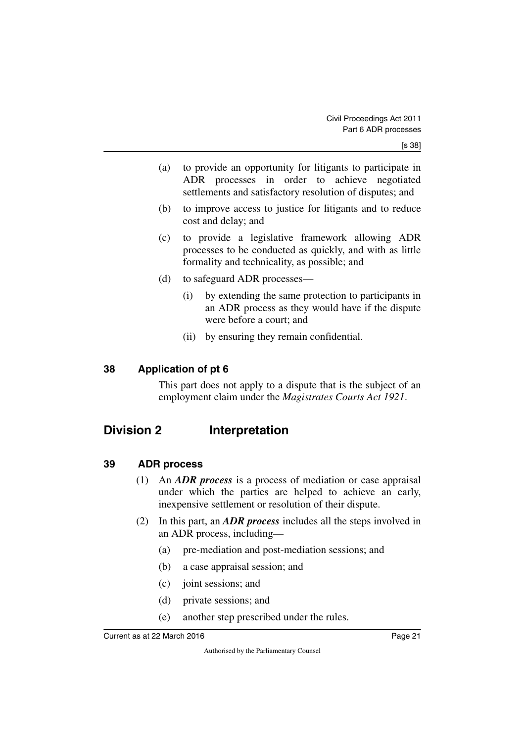(a) to provide an opportunity for litigants to participate in ADR processes in order to achieve negotiated settlements and satisfactory resolution of disputes; and

(b) to improve access to justice for litigants and to reduce cost and delay; and

(c) to provide a legislative framework allowing ADR processes to be conducted as quickly, and with as little formality and technicality, as possible; and

(d) to safeguard ADR processes—

(i) by extending the same protection to participants in an ADR process as they would have if the dispute were before a court; and

(ii) by ensuring they remain confidential.

### 38 Application of pt 6

This part does not apply to a dispute that is the subject of an employment claim under the *Magistrates Courts Act 1921*.

## Division 2 Interpretation

### 39 ADR process

(1) An ***ADR process*** is a process of mediation or case appraisal under which the parties are helped to achieve an early, inexpensive settlement or resolution of their dispute.

(2) In this part, an ***ADR process*** includes all the steps involved in an ADR process, including—

(a) pre-mediation and post-mediation sessions; and

(b) a case appraisal session; and

(c) joint sessions; and

(d) private sessions; and

(e) another step prescribed under the rules.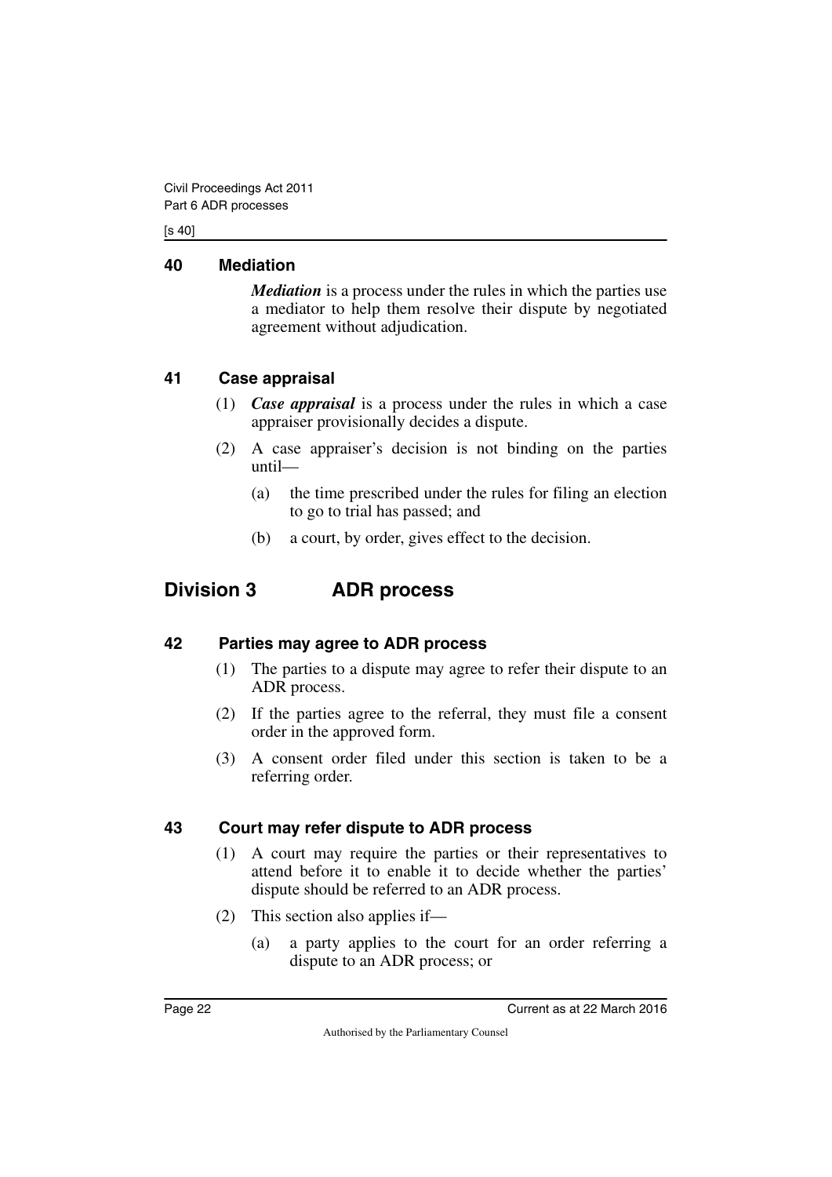### 40 Mediation

***Mediation*** is a process under the rules in which the parties use a mediator to help them resolve their dispute by negotiated agreement without adjudication.

### 41 Case appraisal

(1) ***Case appraisal*** is a process under the rules in which a case appraiser provisionally decides a dispute.

(2) A case appraiser's decision is not binding on the parties until—

(a) the time prescribed under the rules for filing an election to go to trial has passed; and

(b) a court, by order, gives effect to the decision.

## Division 3 ADR process

### 42 Parties may agree to ADR process

(1) The parties to a dispute may agree to refer their dispute to an ADR process.

(2) If the parties agree to the referral, they must file a consent order in the approved form.

(3) A consent order filed under this section is taken to be a referring order.

### 43 Court may refer dispute to ADR process

(1) A court may require the parties or their representatives to attend before it to enable it to decide whether the parties' dispute should be referred to an ADR process.

(2) This section also applies if—

(a) a party applies to the court for an order referring a dispute to an ADR process; or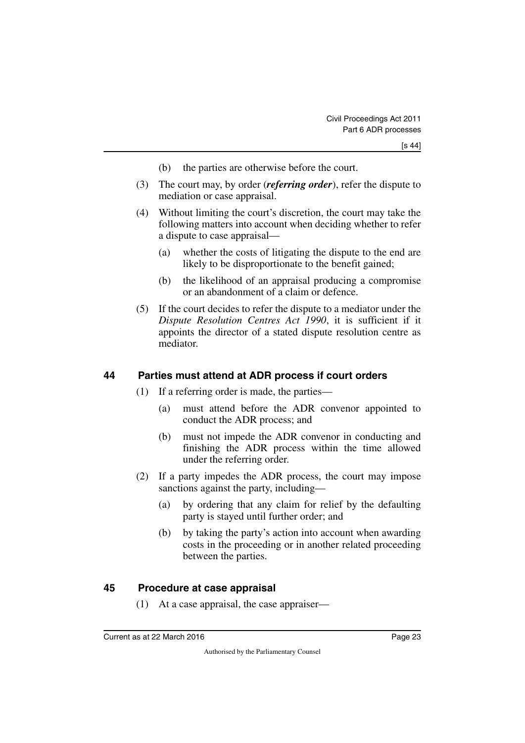(b) the parties are otherwise before the court.

(3) The court may, by order (***referring order***), refer the dispute to mediation or case appraisal.

(4) Without limiting the court's discretion, the court may take the following matters into account when deciding whether to refer a dispute to case appraisal—

(a) whether the costs of litigating the dispute to the end are likely to be disproportionate to the benefit gained;

(b) the likelihood of an appraisal producing a compromise or an abandonment of a claim or defence.

(5) If the court decides to refer the dispute to a mediator under the *Dispute Resolution Centres Act 1990*, it is sufficient if it appoints the director of a stated dispute resolution centre as mediator.

## 44 Parties must attend at ADR process if court orders

(1) If a referring order is made, the parties—

(a) must attend before the ADR convenor appointed to conduct the ADR process; and

(b) must not impede the ADR convenor in conducting and finishing the ADR process within the time allowed under the referring order.

(2) If a party impedes the ADR process, the court may impose sanctions against the party, including—

(a) by ordering that any claim for relief by the defaulting party is stayed until further order; and

(b) by taking the party's action into account when awarding costs in the proceeding or in another related proceeding between the parties.

## 45 Procedure at case appraisal

(1) At a case appraisal, the case appraiser—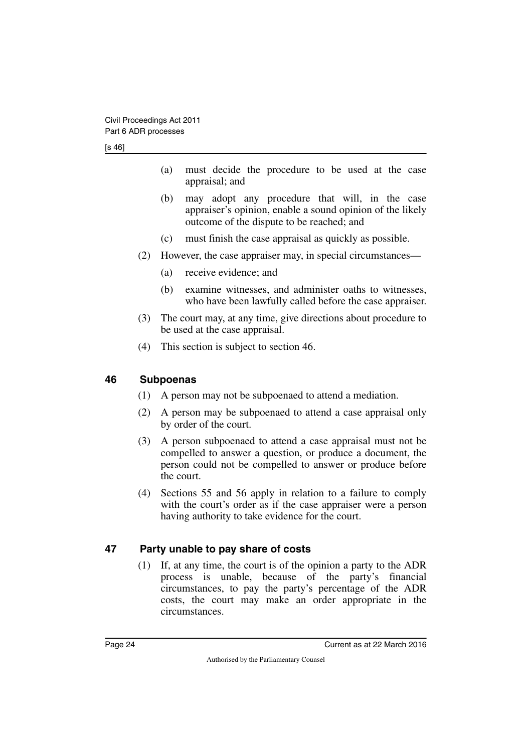(a) must decide the procedure to be used at the case appraisal; and

(b) may adopt any procedure that will, in the case appraiser's opinion, enable a sound opinion of the likely outcome of the dispute to be reached; and

(c) must finish the case appraisal as quickly as possible.

(2) However, the case appraiser may, in special circumstances—

(a) receive evidence; and

(b) examine witnesses, and administer oaths to witnesses, who have been lawfully called before the case appraiser.

(3) The court may, at any time, give directions about procedure to be used at the case appraisal.

(4) This section is subject to section 46.

## 46 Subpoenas

(1) A person may not be subpoenaed to attend a mediation.

(2) A person may be subpoenaed to attend a case appraisal only by order of the court.

(3) A person subpoenaed to attend a case appraisal must not be compelled to answer a question, or produce a document, the person could not be compelled to answer or produce before the court.

(4) Sections 55 and 56 apply in relation to a failure to comply with the court's order as if the case appraiser were a person having authority to take evidence for the court.

## 47 Party unable to pay share of costs

(1) If, at any time, the court is of the opinion a party to the ADR process is unable, because of the party's financial circumstances, to pay the party's percentage of the ADR costs, the court may make an order appropriate in the circumstances.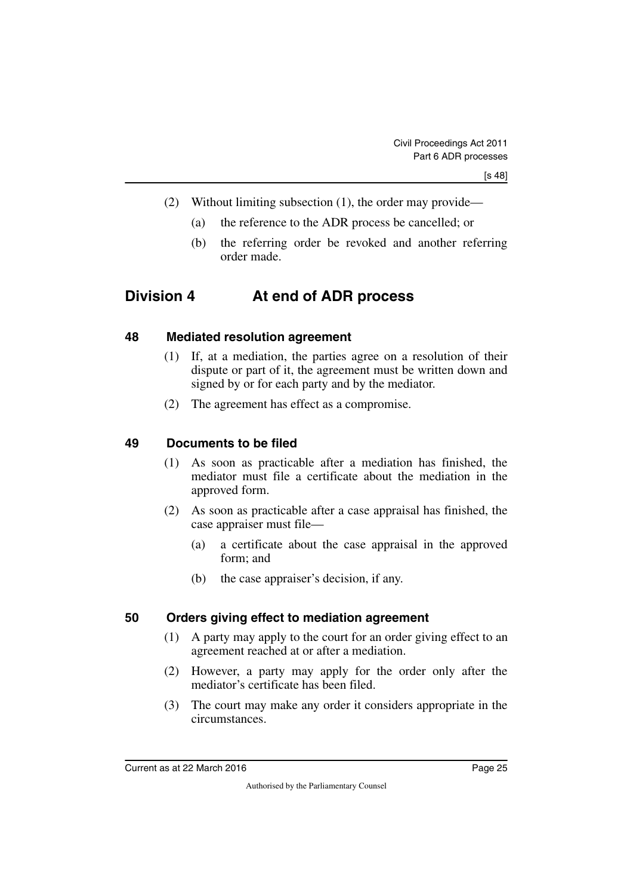(2) Without limiting subsection (1), the order may provide—

(a) the reference to the ADR process be cancelled; or

(b) the referring order be revoked and another referring order made.

## Division 4 At end of ADR process

### 48 Mediated resolution agreement

(1) If, at a mediation, the parties agree on a resolution of their dispute or part of it, the agreement must be written down and signed by or for each party and by the mediator.

(2) The agreement has effect as a compromise.

### 49 Documents to be filed

(1) As soon as practicable after a mediation has finished, the mediator must file a certificate about the mediation in the approved form.

(2) As soon as practicable after a case appraisal has finished, the case appraiser must file—

(a) a certificate about the case appraisal in the approved form; and

(b) the case appraiser's decision, if any.

### 50 Orders giving effect to mediation agreement

(1) A party may apply to the court for an order giving effect to an agreement reached at or after a mediation.

(2) However, a party may apply for the order only after the mediator's certificate has been filed.

(3) The court may make any order it considers appropriate in the circumstances.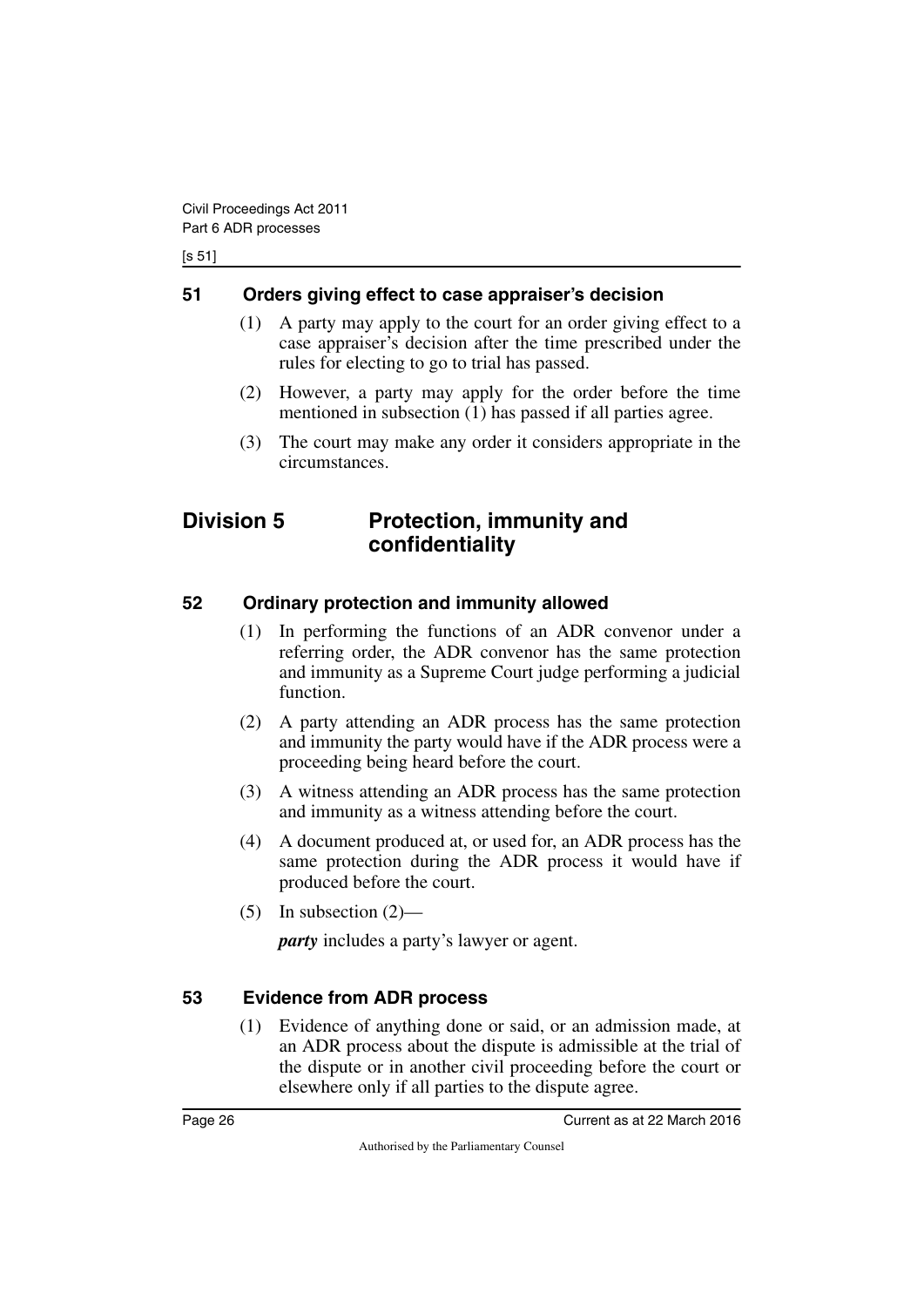### 51 Orders giving effect to case appraiser's decision

(1) A party may apply to the court for an order giving effect to a case appraiser's decision after the time prescribed under the rules for electing to go to trial has passed.

(2) However, a party may apply for the order before the time mentioned in subsection (1) has passed if all parties agree.

(3) The court may make any order it considers appropriate in the circumstances.

## Division 5 Protection, immunity and confidentiality

### 52 Ordinary protection and immunity allowed

(1) In performing the functions of an ADR convenor under a referring order, the ADR convenor has the same protection and immunity as a Supreme Court judge performing a judicial function.

(2) A party attending an ADR process has the same protection and immunity the party would have if the ADR process were a proceeding being heard before the court.

(3) A witness attending an ADR process has the same protection and immunity as a witness attending before the court.

(4) A document produced at, or used for, an ADR process has the same protection during the ADR process it would have if produced before the court.

(5) In subsection (2)—

***party*** includes a party's lawyer or agent.

### 53 Evidence from ADR process

(1) Evidence of anything done or said, or an admission made, at an ADR process about the dispute is admissible at the trial of the dispute or in another civil proceeding before the court or elsewhere only if all parties to the dispute agree.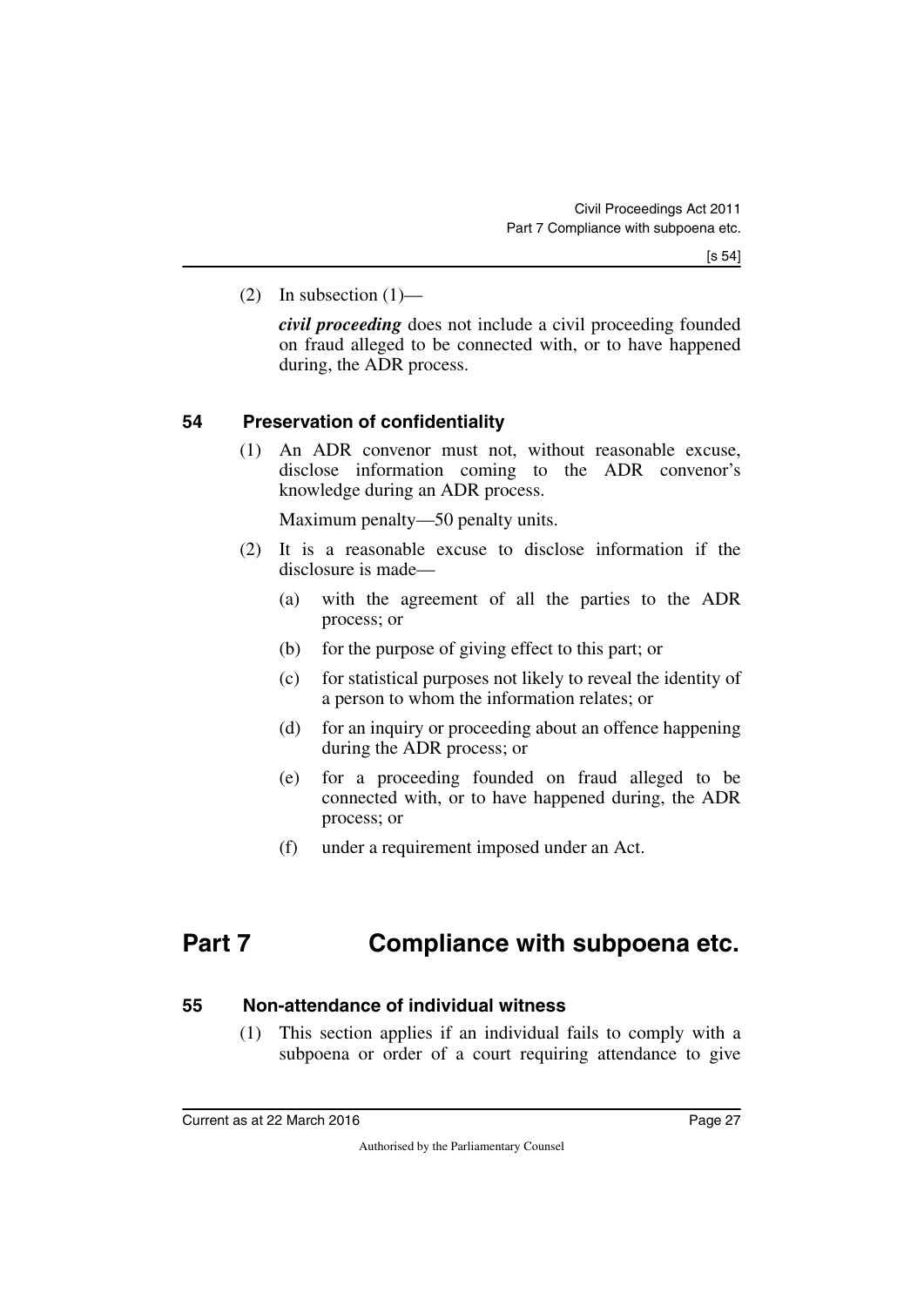(2) In subsection (1)—

***civil proceeding*** does not include a civil proceeding founded on fraud alleged to be connected with, or to have happened during, the ADR process.

### 54 Preservation of confidentiality

(1) An ADR convenor must not, without reasonable excuse, disclose information coming to the ADR convenor's knowledge during an ADR process.

Maximum penalty—50 penalty units.

(2) It is a reasonable excuse to disclose information if the disclosure is made—

(a) with the agreement of all the parties to the ADR process; or

(b) for the purpose of giving effect to this part; or

(c) for statistical purposes not likely to reveal the identity of a person to whom the information relates; or

(d) for an inquiry or proceeding about an offence happening during the ADR process; or

(e) for a proceeding founded on fraud alleged to be connected with, or to have happened during, the ADR process; or

(f) under a requirement imposed under an Act.

## Part 7 Compliance with subpoena etc.

### 55 Non-attendance of individual witness

(1) This section applies if an individual fails to comply with a subpoena or order of a court requiring attendance to give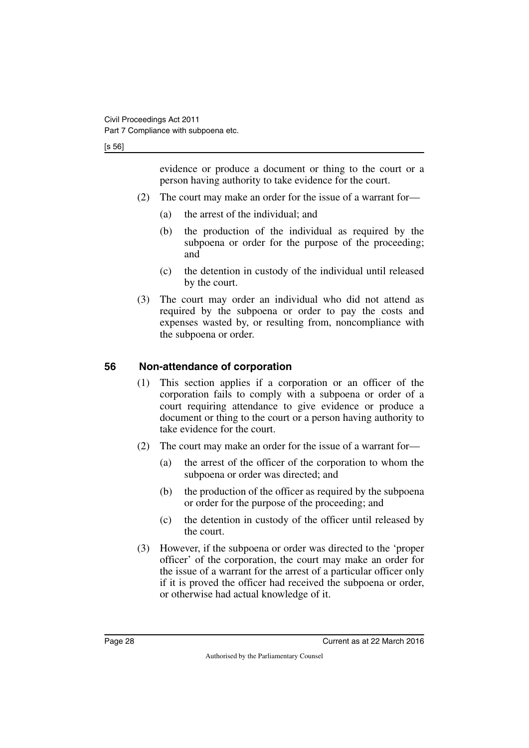evidence or produce a document or thing to the court or a person having authority to take evidence for the court.

(2) The court may make an order for the issue of a warrant for—

(a) the arrest of the individual; and

(b) the production of the individual as required by the subpoena or order for the purpose of the proceeding; and

(c) the detention in custody of the individual until released by the court.

(3) The court may order an individual who did not attend as required by the subpoena or order to pay the costs and expenses wasted by, or resulting from, noncompliance with the subpoena or order.

## 56 Non-attendance of corporation

(1) This section applies if a corporation or an officer of the corporation fails to comply with a subpoena or order of a court requiring attendance to give evidence or produce a document or thing to the court or a person having authority to take evidence for the court.

(2) The court may make an order for the issue of a warrant for—

(a) the arrest of the officer of the corporation to whom the subpoena or order was directed; and

(b) the production of the officer as required by the subpoena or order for the purpose of the proceeding; and

(c) the detention in custody of the officer until released by the court.

(3) However, if the subpoena or order was directed to the 'proper officer' of the corporation, the court may make an order for the issue of a warrant for the arrest of a particular officer only if it is proved the officer had received the subpoena or order, or otherwise had actual knowledge of it.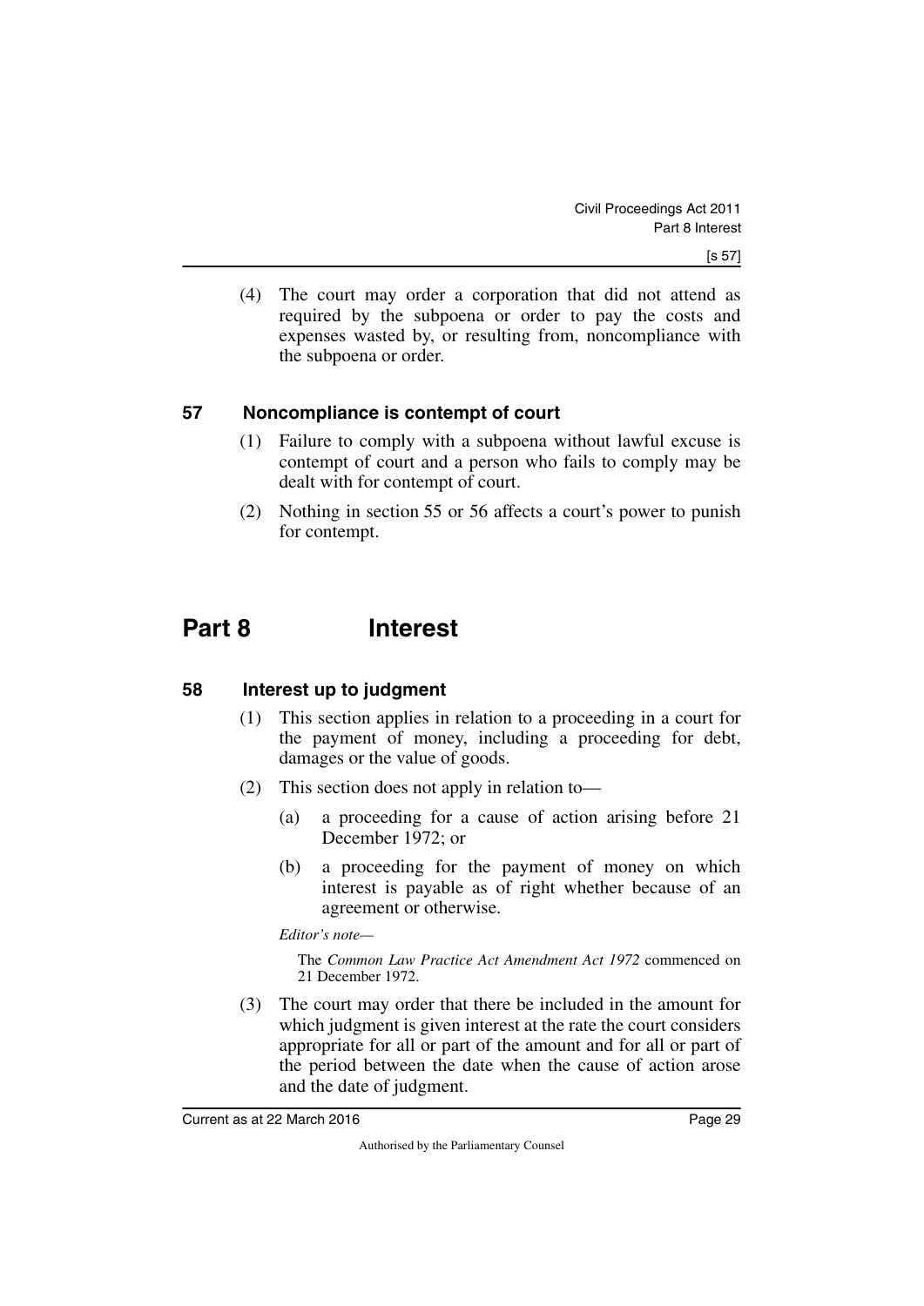(4) The court may order a corporation that did not attend as required by the subpoena or order to pay the costs and expenses wasted by, or resulting from, noncompliance with the subpoena or order.

### 57 Noncompliance is contempt of court

(1) Failure to comply with a subpoena without lawful excuse is contempt of court and a person who fails to comply may be dealt with for contempt of court.

(2) Nothing in section 55 or 56 affects a court's power to punish for contempt.

## Part 8 Interest

### 58 Interest up to judgment

(1) This section applies in relation to a proceeding in a court for the payment of money, including a proceeding for debt, damages or the value of goods.

(2) This section does not apply in relation to—

(a) a proceeding for a cause of action arising before 21 December 1972; or

(b) a proceeding for the payment of money on which interest is payable as of right whether because of an agreement or otherwise.

*Editor's note—*

The *Common Law Practice Act Amendment Act 1972* commenced on 21 December 1972.

(3) The court may order that there be included in the amount for which judgment is given interest at the rate the court considers appropriate for all or part of the amount and for all or part of the period between the date when the cause of action arose and the date of judgment.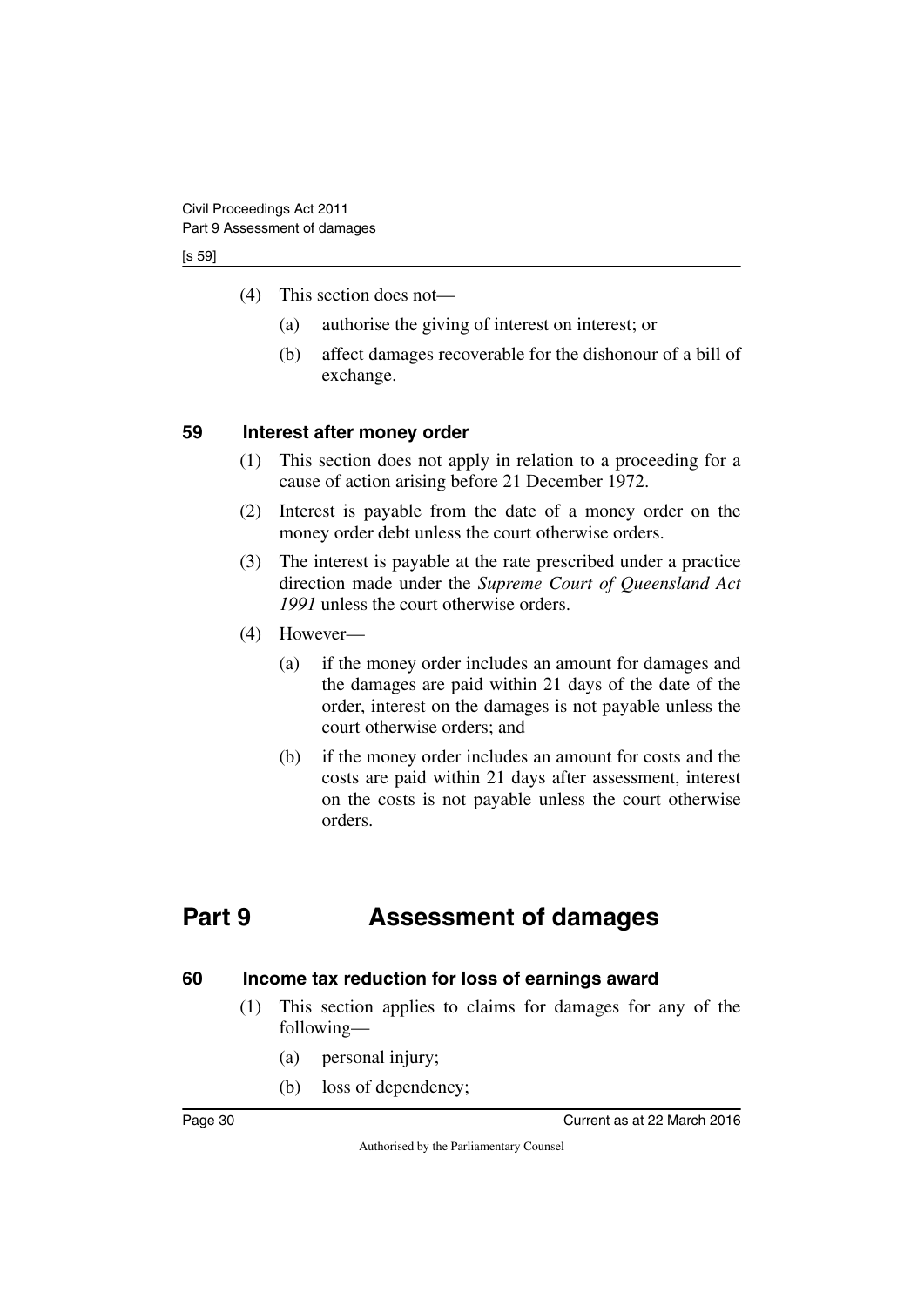(4) This section does not—

  (a) authorise the giving of interest on interest; or

  (b) affect damages recoverable for the dishonour of a bill of exchange.

### 59 Interest after money order

(1) This section does not apply in relation to a proceeding for a cause of action arising before 21 December 1972.

(2) Interest is payable from the date of a money order on the money order debt unless the court otherwise orders.

(3) The interest is payable at the rate prescribed under a practice direction made under the *Supreme Court of Queensland Act 1991* unless the court otherwise orders.

(4) However—

  (a) if the money order includes an amount for damages and the damages are paid within 21 days of the date of the order, interest on the damages is not payable unless the court otherwise orders; and

  (b) if the money order includes an amount for costs and the costs are paid within 21 days after assessment, interest on the costs is not payable unless the court otherwise orders.

## Part 9 Assessment of damages

### 60 Income tax reduction for loss of earnings award

(1) This section applies to claims for damages for any of the following—

  (a) personal injury;

  (b) loss of dependency;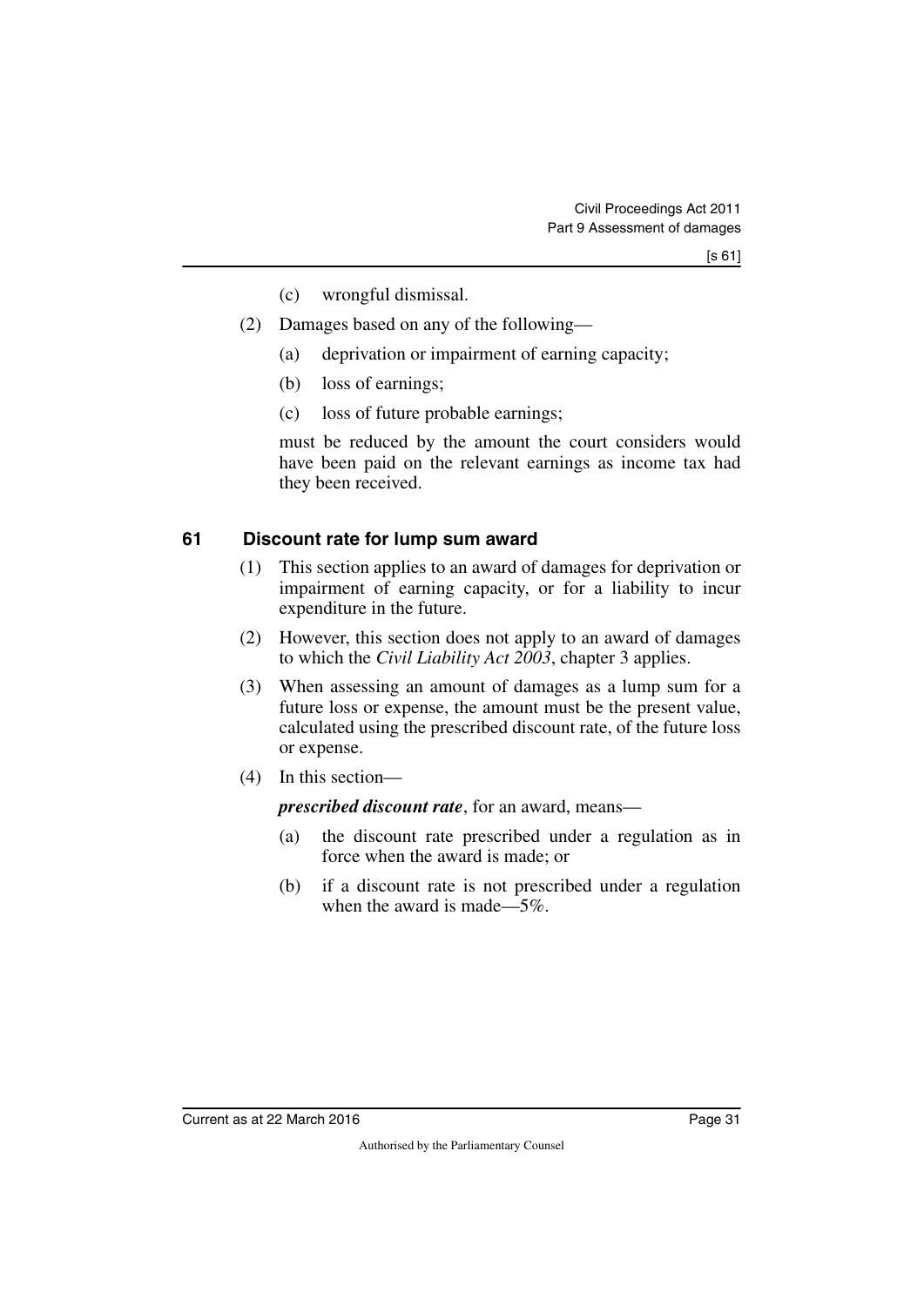(c) wrongful dismissal.

(2) Damages based on any of the following—

(a) deprivation or impairment of earning capacity;

(b) loss of earnings;

(c) loss of future probable earnings;

must be reduced by the amount the court considers would have been paid on the relevant earnings as income tax had they been received.

## 61 Discount rate for lump sum award

(1) This section applies to an award of damages for deprivation or impairment of earning capacity, or for a liability to incur expenditure in the future.

(2) However, this section does not apply to an award of damages to which the *Civil Liability Act 2003*, chapter 3 applies.

(3) When assessing an amount of damages as a lump sum for a future loss or expense, the amount must be the present value, calculated using the prescribed discount rate, of the future loss or expense.

(4) In this section—

***prescribed discount rate***, for an award, means—

(a) the discount rate prescribed under a regulation as in force when the award is made; or

(b) if a discount rate is not prescribed under a regulation when the award is made—5%.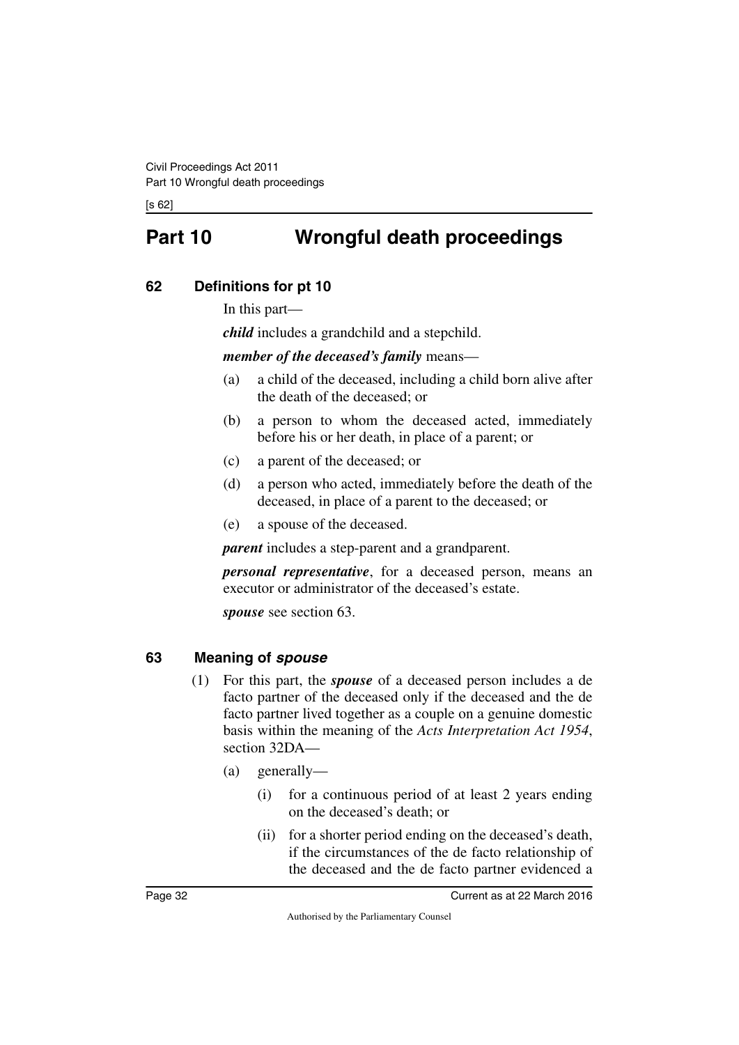# Part 10 Wrongful death proceedings

## 62 Definitions for pt 10

In this part—

***child*** includes a grandchild and a stepchild.

***member of the deceased's family*** means—

(a) a child of the deceased, including a child born alive after the death of the deceased; or

(b) a person to whom the deceased acted, immediately before his or her death, in place of a parent; or

(c) a parent of the deceased; or

(d) a person who acted, immediately before the death of the deceased, in place of a parent to the deceased; or

(e) a spouse of the deceased.

***parent*** includes a step-parent and a grandparent.

***personal representative***, for a deceased person, means an executor or administrator of the deceased's estate.

***spouse*** see section 63.

## 63 Meaning of *spouse*

(1) For this part, the ***spouse*** of a deceased person includes a de facto partner of the deceased only if the deceased and the de facto partner lived together as a couple on a genuine domestic basis within the meaning of the *Acts Interpretation Act 1954*, section 32DA—

(a) generally—

(i) for a continuous period of at least 2 years ending on the deceased's death; or

(ii) for a shorter period ending on the deceased's death, if the circumstances of the de facto relationship of the deceased and the de facto partner evidenced a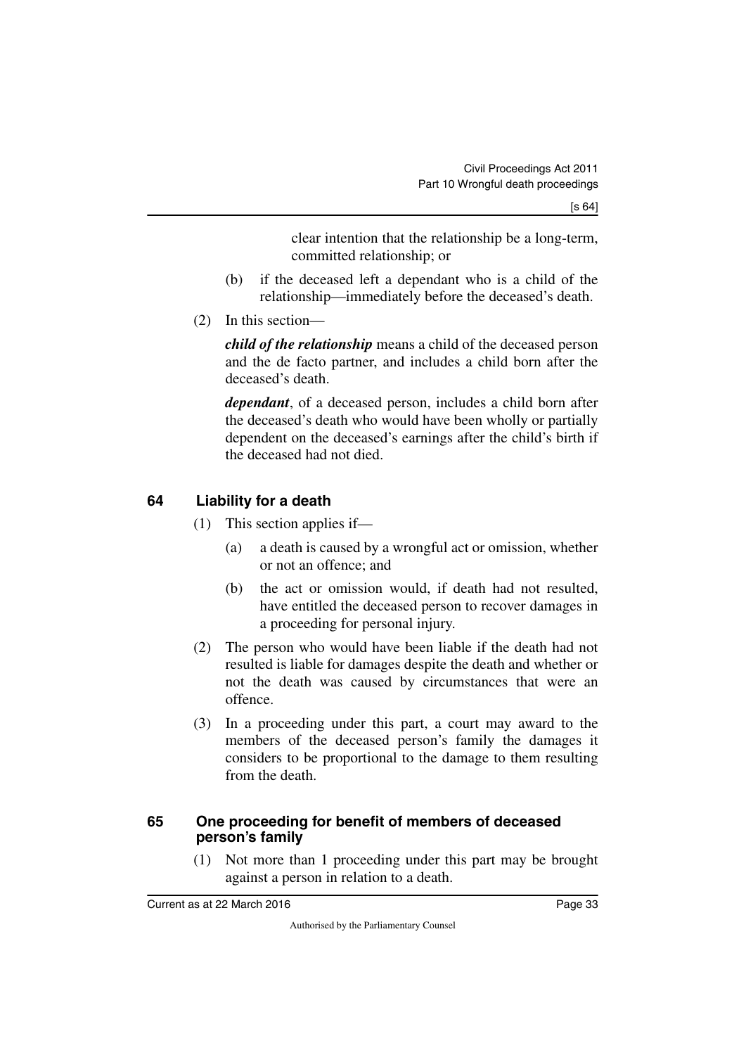clear intention that the relationship be a long-term, committed relationship; or

(b) if the deceased left a dependant who is a child of the relationship—immediately before the deceased's death.

(2) In this section—

***child of the relationship*** means a child of the deceased person and the de facto partner, and includes a child born after the deceased's death.

***dependant***, of a deceased person, includes a child born after the deceased's death who would have been wholly or partially dependent on the deceased's earnings after the child's birth if the deceased had not died.

### 64 Liability for a death

(1) This section applies if—

(a) a death is caused by a wrongful act or omission, whether or not an offence; and

(b) the act or omission would, if death had not resulted, have entitled the deceased person to recover damages in a proceeding for personal injury.

(2) The person who would have been liable if the death had not resulted is liable for damages despite the death and whether or not the death was caused by circumstances that were an offence.

(3) In a proceeding under this part, a court may award to the members of the deceased person's family the damages it considers to be proportional to the damage to them resulting from the death.

### 65 One proceeding for benefit of members of deceased person's family

(1) Not more than 1 proceeding under this part may be brought against a person in relation to a death.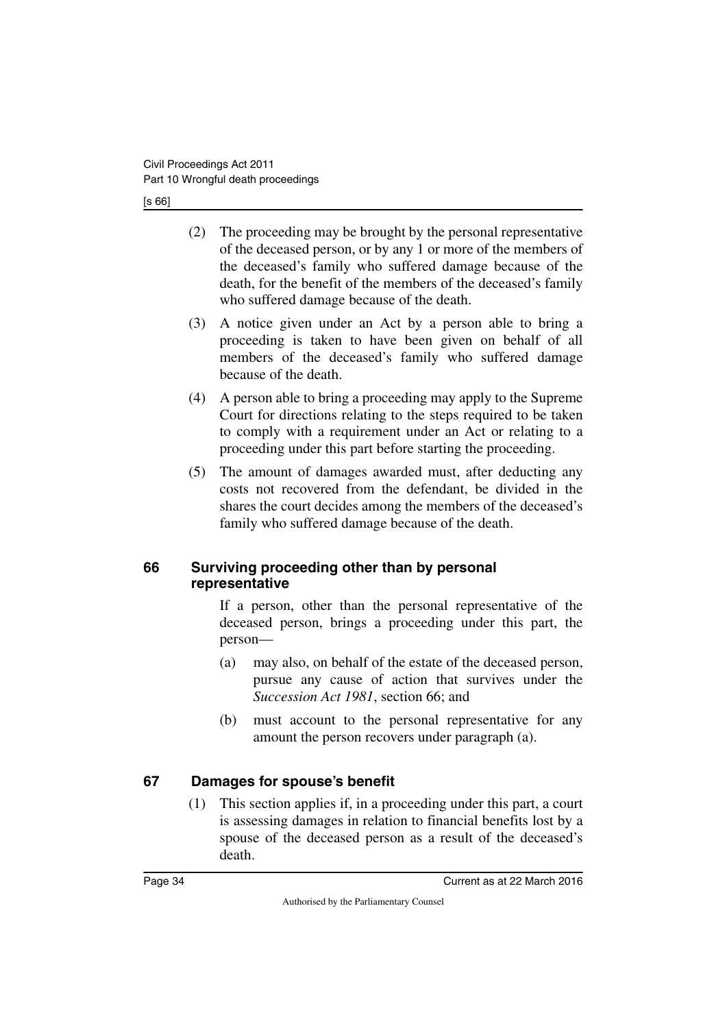(2) The proceeding may be brought by the personal representative of the deceased person, or by any 1 or more of the members of the deceased's family who suffered damage because of the death, for the benefit of the members of the deceased's family who suffered damage because of the death.

(3) A notice given under an Act by a person able to bring a proceeding is taken to have been given on behalf of all members of the deceased's family who suffered damage because of the death.

(4) A person able to bring a proceeding may apply to the Supreme Court for directions relating to the steps required to be taken to comply with a requirement under an Act or relating to a proceeding under this part before starting the proceeding.

(5) The amount of damages awarded must, after deducting any costs not recovered from the defendant, be divided in the shares the court decides among the members of the deceased's family who suffered damage because of the death.

### 66 Surviving proceeding other than by personal representative

If a person, other than the personal representative of the deceased person, brings a proceeding under this part, the person—

(a) may also, on behalf of the estate of the deceased person, pursue any cause of action that survives under the *Succession Act 1981*, section 66; and

(b) must account to the personal representative for any amount the person recovers under paragraph (a).

### 67 Damages for spouse's benefit

(1) This section applies if, in a proceeding under this part, a court is assessing damages in relation to financial benefits lost by a spouse of the deceased person as a result of the deceased's death.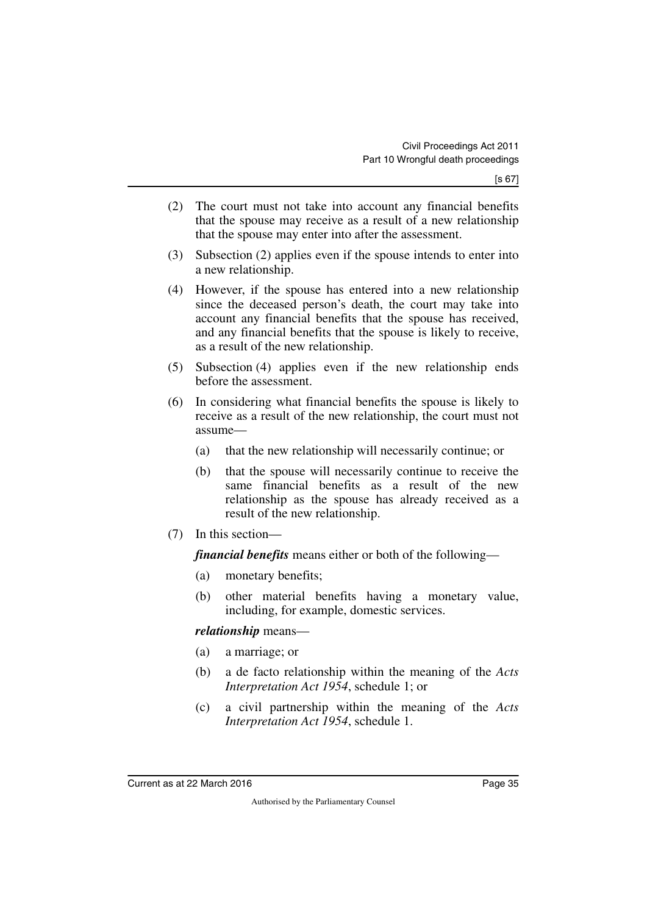(2) The court must not take into account any financial benefits that the spouse may receive as a result of a new relationship that the spouse may enter into after the assessment.

(3) Subsection (2) applies even if the spouse intends to enter into a new relationship.

(4) However, if the spouse has entered into a new relationship since the deceased person's death, the court may take into account any financial benefits that the spouse has received, and any financial benefits that the spouse is likely to receive, as a result of the new relationship.

(5) Subsection (4) applies even if the new relationship ends before the assessment.

(6) In considering what financial benefits the spouse is likely to receive as a result of the new relationship, the court must not assume—

(a) that the new relationship will necessarily continue; or

(b) that the spouse will necessarily continue to receive the same financial benefits as a result of the new relationship as the spouse has already received as a result of the new relationship.

(7) In this section—

***financial benefits*** means either or both of the following—

(a) monetary benefits;

(b) other material benefits having a monetary value, including, for example, domestic services.

***relationship*** means—

(a) a marriage; or

(b) a de facto relationship within the meaning of the *Acts Interpretation Act 1954*, schedule 1; or

(c) a civil partnership within the meaning of the *Acts Interpretation Act 1954*, schedule 1.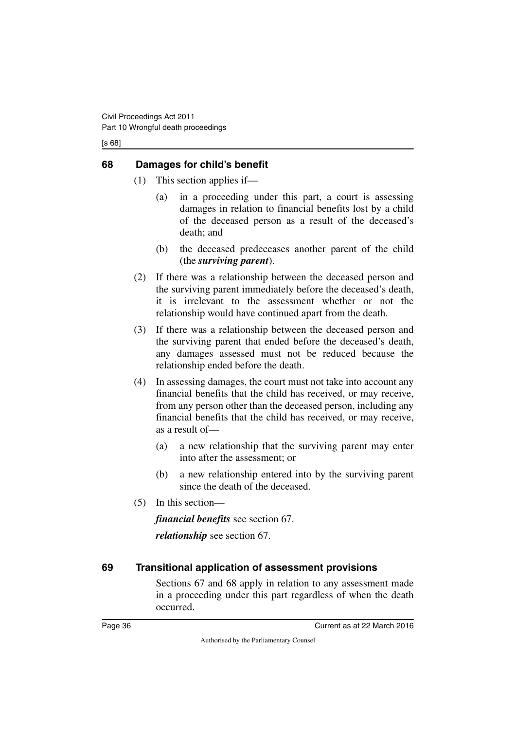## 68 Damages for child's benefit

(1) This section applies if—

(a) in a proceeding under this part, a court is assessing damages in relation to financial benefits lost by a child of the deceased person as a result of the deceased's death; and

(b) the deceased predeceases another parent of the child (the ***surviving parent***).

(2) If there was a relationship between the deceased person and the surviving parent immediately before the deceased's death, it is irrelevant to the assessment whether or not the relationship would have continued apart from the death.

(3) If there was a relationship between the deceased person and the surviving parent that ended before the deceased's death, any damages assessed must not be reduced because the relationship ended before the death.

(4) In assessing damages, the court must not take into account any financial benefits that the child has received, or may receive, from any person other than the deceased person, including any financial benefits that the child has received, or may receive, as a result of—

(a) a new relationship that the surviving parent may enter into after the assessment; or

(b) a new relationship entered into by the surviving parent since the death of the deceased.

(5) In this section—

***financial benefits*** see section 67.

***relationship*** see section 67.

## 69 Transitional application of assessment provisions

Sections 67 and 68 apply in relation to any assessment made in a proceeding under this part regardless of when the death occurred.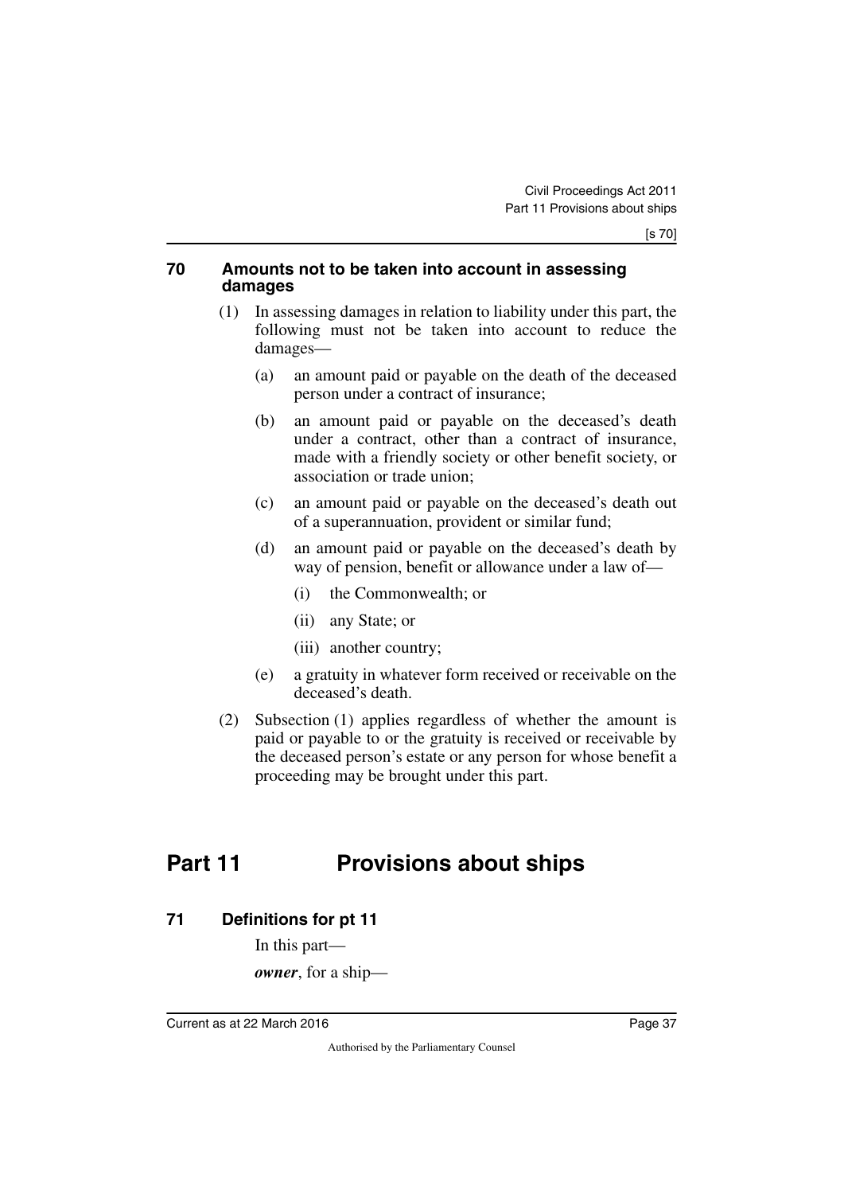### 70 Amounts not to be taken into account in assessing damages

(1) In assessing damages in relation to liability under this part, the following must not be taken into account to reduce the damages—

(a) an amount paid or payable on the death of the deceased person under a contract of insurance;

(b) an amount paid or payable on the deceased's death under a contract, other than a contract of insurance, made with a friendly society or other benefit society, or association or trade union;

(c) an amount paid or payable on the deceased's death out of a superannuation, provident or similar fund;

(d) an amount paid or payable on the deceased's death by way of pension, benefit or allowance under a law of—

(i) the Commonwealth; or

(ii) any State; or

(iii) another country;

(e) a gratuity in whatever form received or receivable on the deceased's death.

(2) Subsection (1) applies regardless of whether the amount is paid or payable to or the gratuity is received or receivable by the deceased person's estate or any person for whose benefit a proceeding may be brought under this part.

# Part 11 Provisions about ships

### 71 Definitions for pt 11

In this part—

***owner***, for a ship—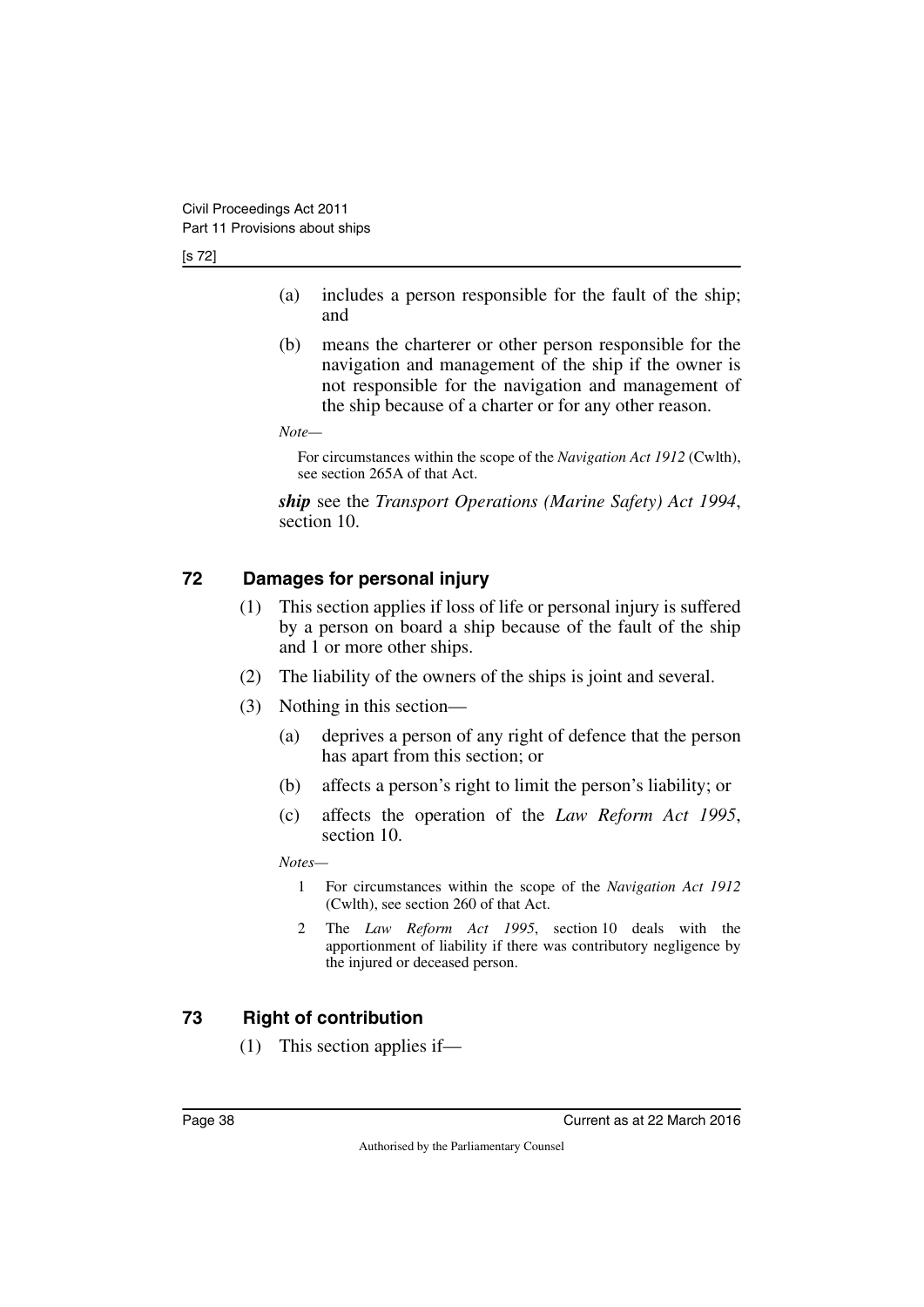(a) includes a person responsible for the fault of the ship; and

(b) means the charterer or other person responsible for the navigation and management of the ship if the owner is not responsible for the navigation and management of the ship because of a charter or for any other reason.

*Note—*

For circumstances within the scope of the *Navigation Act 1912* (Cwlth), see section 265A of that Act.

***ship*** see the *Transport Operations (Marine Safety) Act 1994*, section 10.

## 72 Damages for personal injury

(1) This section applies if loss of life or personal injury is suffered by a person on board a ship because of the fault of the ship and 1 or more other ships.

(2) The liability of the owners of the ships is joint and several.

(3) Nothing in this section—

(a) deprives a person of any right of defence that the person has apart from this section; or

(b) affects a person's right to limit the person's liability; or

(c) affects the operation of the *Law Reform Act 1995*, section 10.

*Notes—*

1 For circumstances within the scope of the *Navigation Act 1912* (Cwlth), see section 260 of that Act.

2 The *Law Reform Act 1995*, section 10 deals with the apportionment of liability if there was contributory negligence by the injured or deceased person.

## 73 Right of contribution

(1) This section applies if—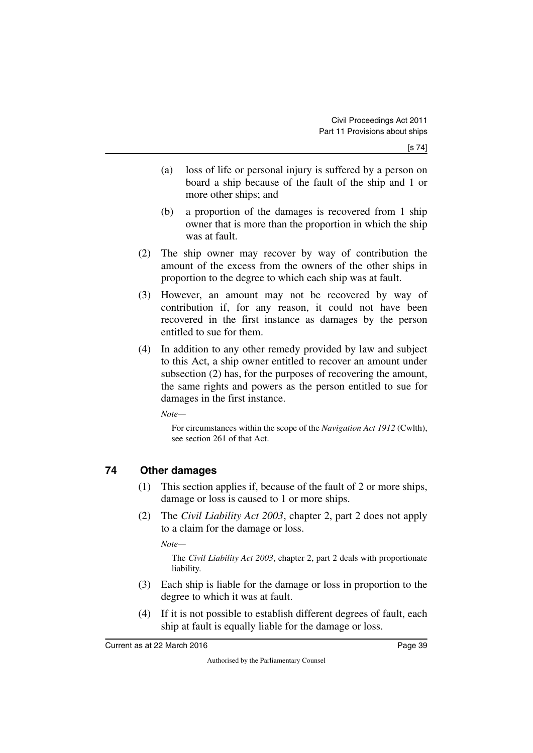(a) loss of life or personal injury is suffered by a person on board a ship because of the fault of the ship and 1 or more other ships; and

(b) a proportion of the damages is recovered from 1 ship owner that is more than the proportion in which the ship was at fault.

(2) The ship owner may recover by way of contribution the amount of the excess from the owners of the other ships in proportion to the degree to which each ship was at fault.

(3) However, an amount may not be recovered by way of contribution if, for any reason, it could not have been recovered in the first instance as damages by the person entitled to sue for them.

(4) In addition to any other remedy provided by law and subject to this Act, a ship owner entitled to recover an amount under subsection (2) has, for the purposes of recovering the amount, the same rights and powers as the person entitled to sue for damages in the first instance.

*Note—*

For circumstances within the scope of the *Navigation Act 1912* (Cwlth), see section 261 of that Act.

## 74 Other damages

(1) This section applies if, because of the fault of 2 or more ships, damage or loss is caused to 1 or more ships.

(2) The *Civil Liability Act 2003*, chapter 2, part 2 does not apply to a claim for the damage or loss.

*Note—*

The *Civil Liability Act 2003*, chapter 2, part 2 deals with proportionate liability.

(3) Each ship is liable for the damage or loss in proportion to the degree to which it was at fault.

(4) If it is not possible to establish different degrees of fault, each ship at fault is equally liable for the damage or loss.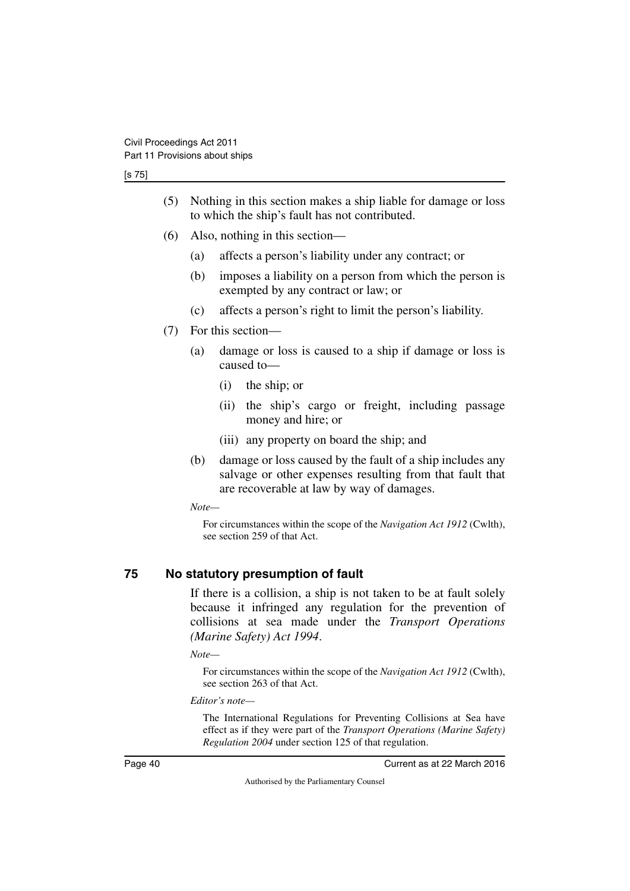(5) Nothing in this section makes a ship liable for damage or loss to which the ship's fault has not contributed.

(6) Also, nothing in this section—

(a) affects a person's liability under any contract; or

(b) imposes a liability on a person from which the person is exempted by any contract or law; or

(c) affects a person's right to limit the person's liability.

(7) For this section—

(a) damage or loss is caused to a ship if damage or loss is caused to—

(i) the ship; or

(ii) the ship's cargo or freight, including passage money and hire; or

(iii) any property on board the ship; and

(b) damage or loss caused by the fault of a ship includes any salvage or other expenses resulting from that fault that are recoverable at law by way of damages.

*Note—*

For circumstances within the scope of the *Navigation Act 1912* (Cwlth), see section 259 of that Act.

## 75 No statutory presumption of fault

If there is a collision, a ship is not taken to be at fault solely because it infringed any regulation for the prevention of collisions at sea made under the *Transport Operations (Marine Safety) Act 1994*.

*Note—*

For circumstances within the scope of the *Navigation Act 1912* (Cwlth), see section 263 of that Act.

*Editor's note—*

The International Regulations for Preventing Collisions at Sea have effect as if they were part of the *Transport Operations (Marine Safety) Regulation 2004* under section 125 of that regulation.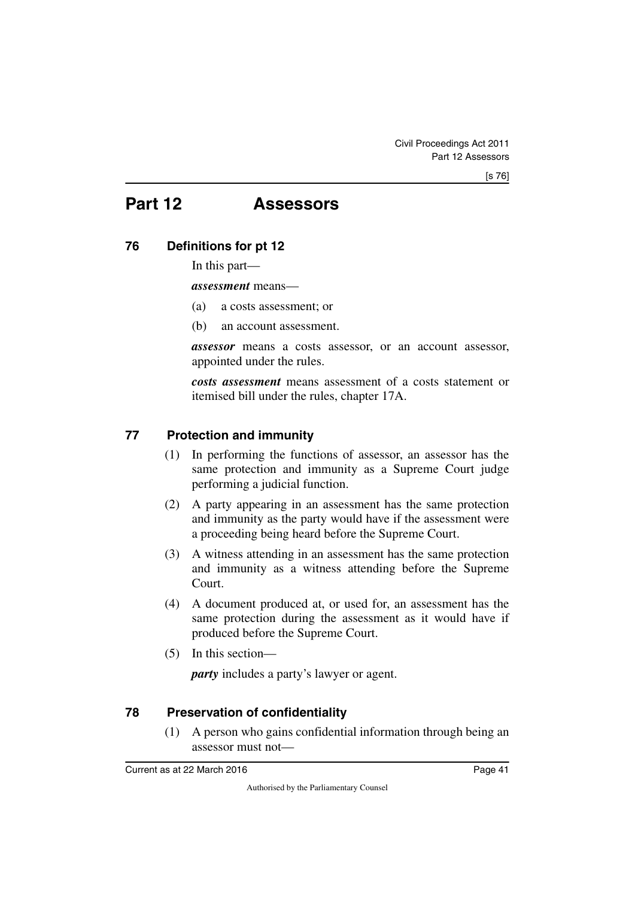# Part 12 Assessors

## 76 Definitions for pt 12

In this part—

***assessment*** means—

(a) a costs assessment; or

(b) an account assessment.

***assessor*** means a costs assessor, or an account assessor, appointed under the rules.

***costs assessment*** means assessment of a costs statement or itemised bill under the rules, chapter 17A.

## 77 Protection and immunity

(1) In performing the functions of assessor, an assessor has the same protection and immunity as a Supreme Court judge performing a judicial function.

(2) A party appearing in an assessment has the same protection and immunity as the party would have if the assessment were a proceeding being heard before the Supreme Court.

(3) A witness attending in an assessment has the same protection and immunity as a witness attending before the Supreme Court.

(4) A document produced at, or used for, an assessment has the same protection during the assessment as it would have if produced before the Supreme Court.

(5) In this section—

***party*** includes a party's lawyer or agent.

## 78 Preservation of confidentiality

(1) A person who gains confidential information through being an assessor must not—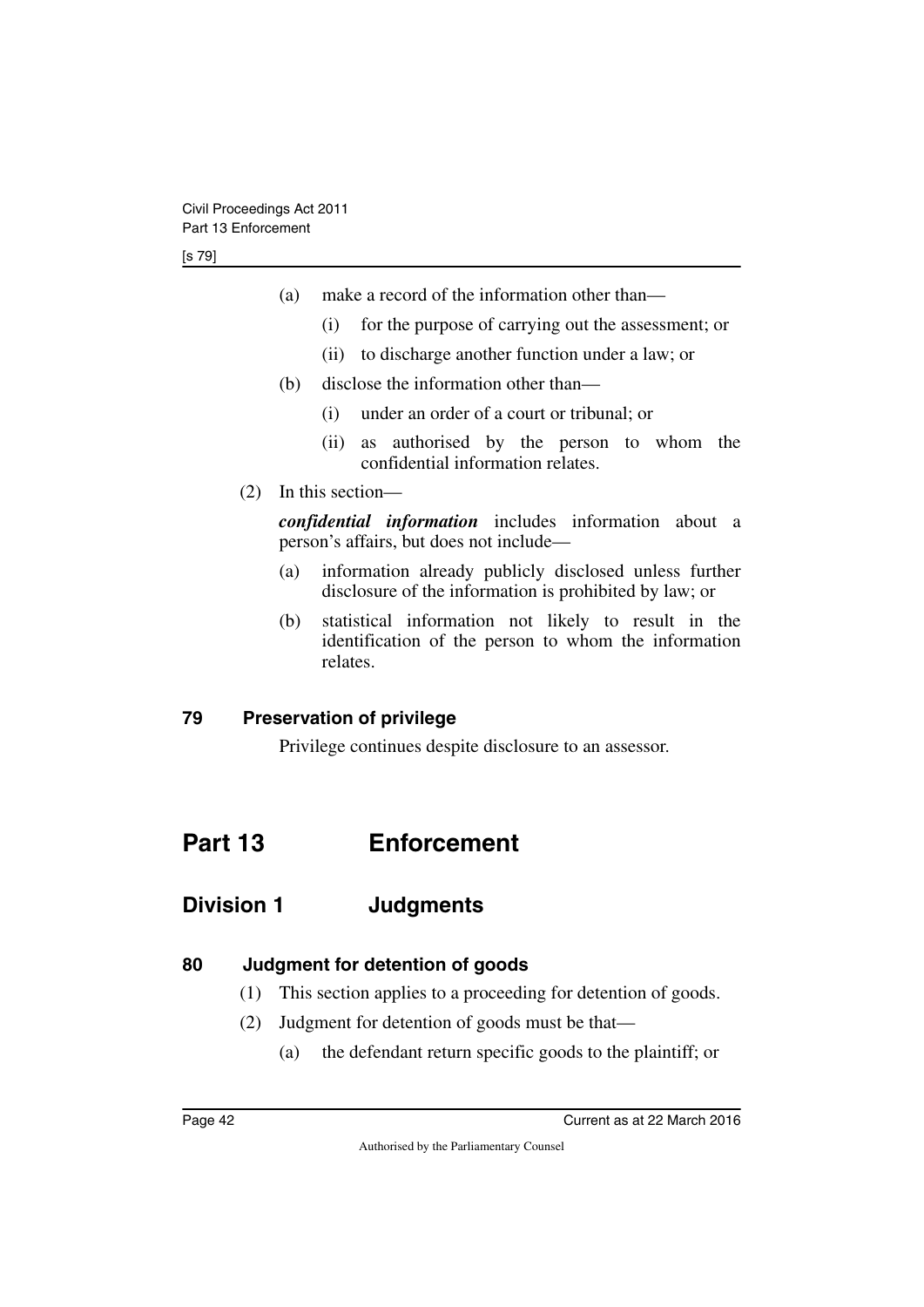(a) make a record of the information other than—

  (i) for the purpose of carrying out the assessment; or

  (ii) to discharge another function under a law; or

(b) disclose the information other than—

  (i) under an order of a court or tribunal; or

  (ii) as authorised by the person to whom the confidential information relates.

(2) In this section—

***confidential information*** includes information about a person's affairs, but does not include—

(a) information already publicly disclosed unless further disclosure of the information is prohibited by law; or

(b) statistical information not likely to result in the identification of the person to whom the information relates.

### 79 Preservation of privilege

Privilege continues despite disclosure to an assessor.

# Part 13 Enforcement

## Division 1 Judgments

### 80 Judgment for detention of goods

(1) This section applies to a proceeding for detention of goods.

(2) Judgment for detention of goods must be that—

(a) the defendant return specific goods to the plaintiff; or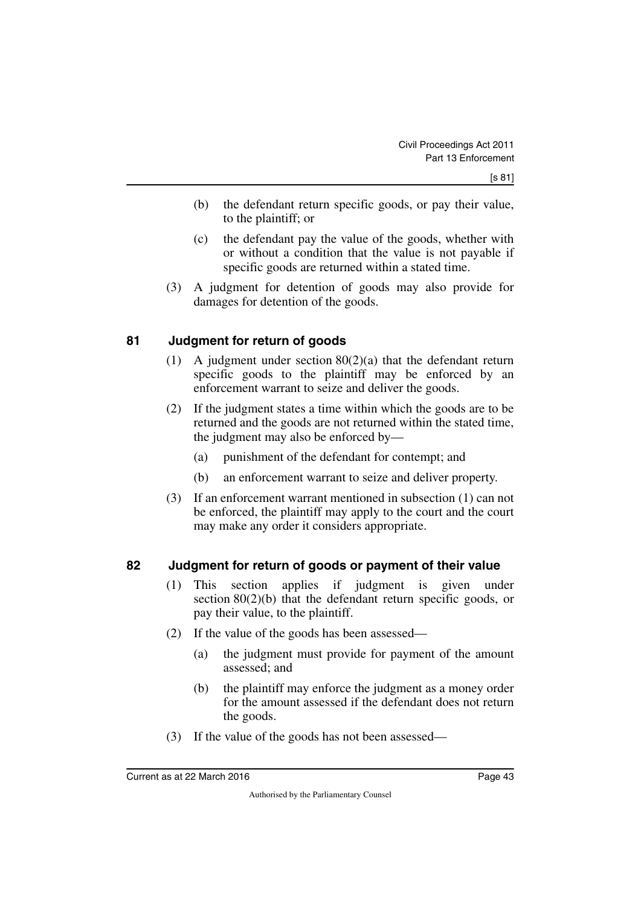(b) the defendant return specific goods, or pay their value, to the plaintiff; or

(c) the defendant pay the value of the goods, whether with or without a condition that the value is not payable if specific goods are returned within a stated time.

(3) A judgment for detention of goods may also provide for damages for detention of the goods.

## 81 Judgment for return of goods

(1) A judgment under section 80(2)(a) that the defendant return specific goods to the plaintiff may be enforced by an enforcement warrant to seize and deliver the goods.

(2) If the judgment states a time within which the goods are to be returned and the goods are not returned within the stated time, the judgment may also be enforced by—

(a) punishment of the defendant for contempt; and

(b) an enforcement warrant to seize and deliver property.

(3) If an enforcement warrant mentioned in subsection (1) can not be enforced, the plaintiff may apply to the court and the court may make any order it considers appropriate.

## 82 Judgment for return of goods or payment of their value

(1) This section applies if judgment is given under section 80(2)(b) that the defendant return specific goods, or pay their value, to the plaintiff.

(2) If the value of the goods has been assessed—

(a) the judgment must provide for payment of the amount assessed; and

(b) the plaintiff may enforce the judgment as a money order for the amount assessed if the defendant does not return the goods.

(3) If the value of the goods has not been assessed—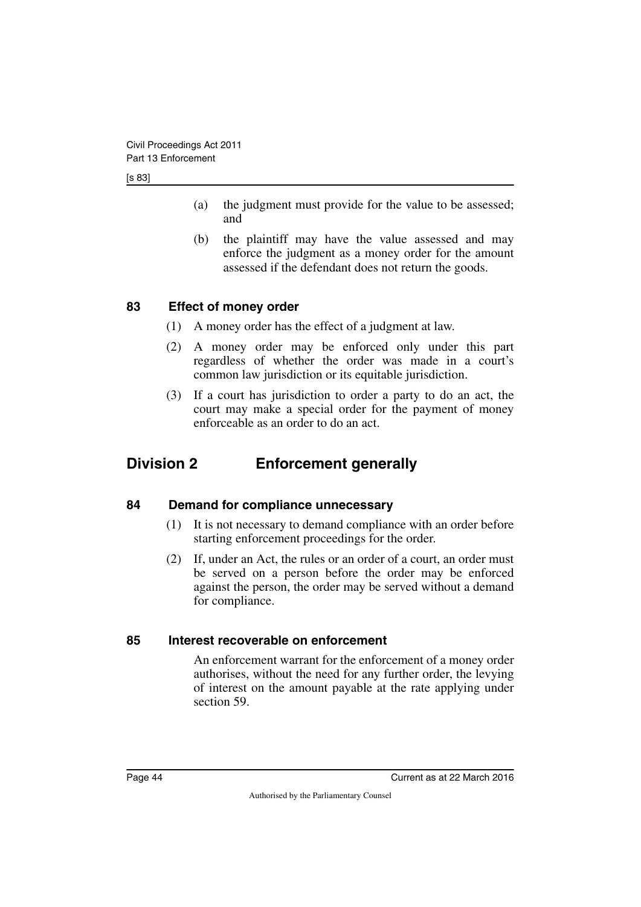(a) the judgment must provide for the value to be assessed; and

(b) the plaintiff may have the value assessed and may enforce the judgment as a money order for the amount assessed if the defendant does not return the goods.

### 83 Effect of money order

(1) A money order has the effect of a judgment at law.

(2) A money order may be enforced only under this part regardless of whether the order was made in a court's common law jurisdiction or its equitable jurisdiction.

(3) If a court has jurisdiction to order a party to do an act, the court may make a special order for the payment of money enforceable as an order to do an act.

## Division 2 Enforcement generally

### 84 Demand for compliance unnecessary

(1) It is not necessary to demand compliance with an order before starting enforcement proceedings for the order.

(2) If, under an Act, the rules or an order of a court, an order must be served on a person before the order may be enforced against the person, the order may be served without a demand for compliance.

### 85 Interest recoverable on enforcement

An enforcement warrant for the enforcement of a money order authorises, without the need for any further order, the levying of interest on the amount payable at the rate applying under section 59.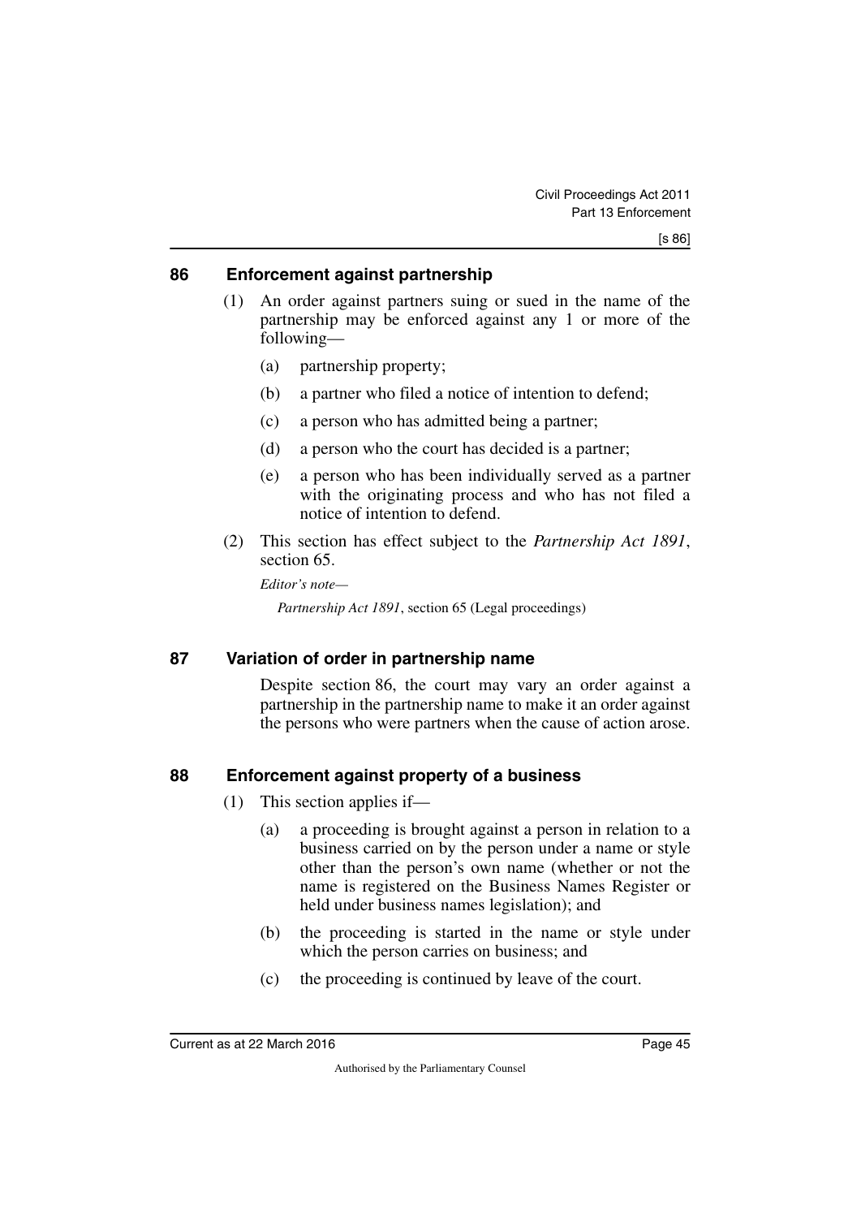## 86 Enforcement against partnership

(1) An order against partners suing or sued in the name of the partnership may be enforced against any 1 or more of the following—

(a) partnership property;

(b) a partner who filed a notice of intention to defend;

(c) a person who has admitted being a partner;

(d) a person who the court has decided is a partner;

(e) a person who has been individually served as a partner with the originating process and who has not filed a notice of intention to defend.

(2) This section has effect subject to the *Partnership Act 1891*, section 65.

*Editor's note—*

*Partnership Act 1891*, section 65 (Legal proceedings)

## 87 Variation of order in partnership name

Despite section 86, the court may vary an order against a partnership in the partnership name to make it an order against the persons who were partners when the cause of action arose.

## 88 Enforcement against property of a business

(1) This section applies if—

(a) a proceeding is brought against a person in relation to a business carried on by the person under a name or style other than the person's own name (whether or not the name is registered on the Business Names Register or held under business names legislation); and

(b) the proceeding is started in the name or style under which the person carries on business; and

(c) the proceeding is continued by leave of the court.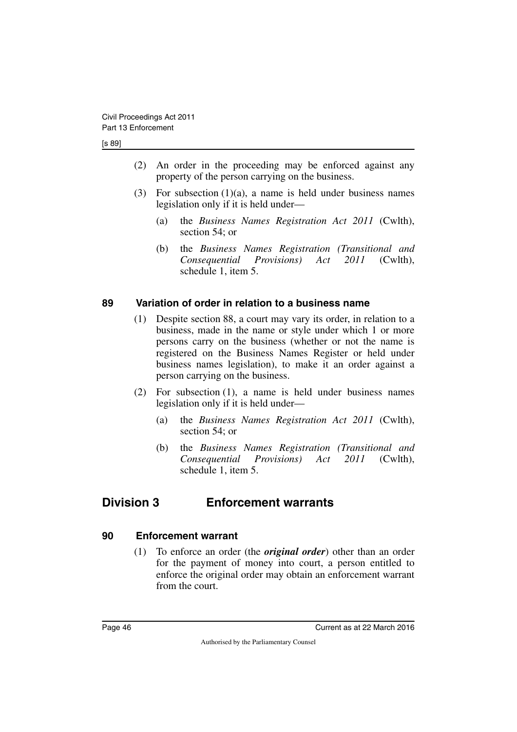(2) An order in the proceeding may be enforced against any property of the person carrying on the business.

(3) For subsection (1)(a), a name is held under business names legislation only if it is held under—

(a) the *Business Names Registration Act 2011* (Cwlth), section 54; or

(b) the *Business Names Registration (Transitional and Consequential Provisions) Act 2011* (Cwlth), schedule 1, item 5.

### 89 Variation of order in relation to a business name

(1) Despite section 88, a court may vary its order, in relation to a business, made in the name or style under which 1 or more persons carry on the business (whether or not the name is registered on the Business Names Register or held under business names legislation), to make it an order against a person carrying on the business.

(2) For subsection (1), a name is held under business names legislation only if it is held under—

(a) the *Business Names Registration Act 2011* (Cwlth), section 54; or

(b) the *Business Names Registration (Transitional and Consequential Provisions) Act 2011* (Cwlth), schedule 1, item 5.

## Division 3 Enforcement warrants

### 90 Enforcement warrant

(1) To enforce an order (the ***original order***) other than an order for the payment of money into court, a person entitled to enforce the original order may obtain an enforcement warrant from the court.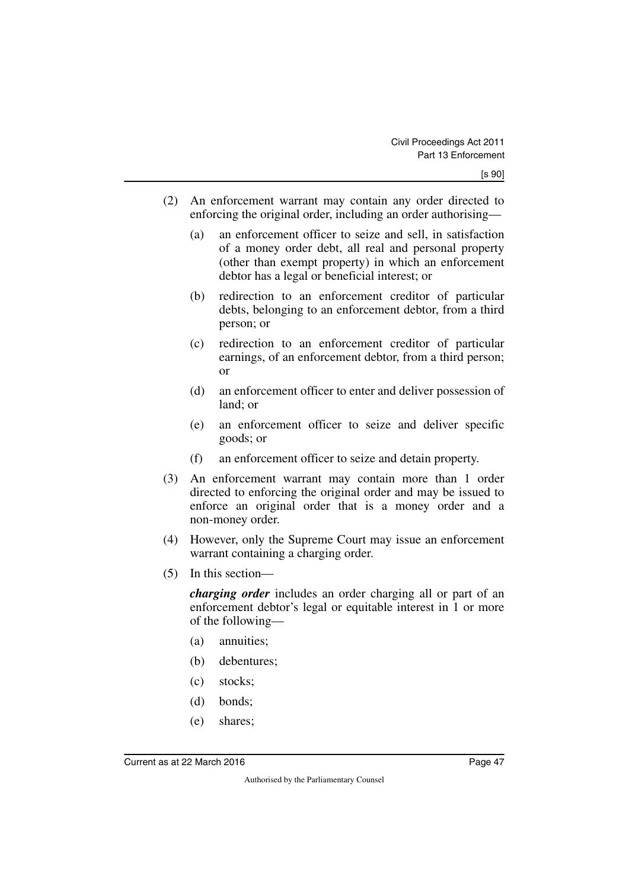(2) An enforcement warrant may contain any order directed to enforcing the original order, including an order authorising—

   (a) an enforcement officer to seize and sell, in satisfaction of a money order debt, all real and personal property (other than exempt property) in which an enforcement debtor has a legal or beneficial interest; or

   (b) redirection to an enforcement creditor of particular debts, belonging to an enforcement debtor, from a third person; or

   (c) redirection to an enforcement creditor of particular earnings, of an enforcement debtor, from a third person; or

   (d) an enforcement officer to enter and deliver possession of land; or

   (e) an enforcement officer to seize and deliver specific goods; or

   (f) an enforcement officer to seize and detain property.

(3) An enforcement warrant may contain more than 1 order directed to enforcing the original order and may be issued to enforce an original order that is a money order and a non-money order.

(4) However, only the Supreme Court may issue an enforcement warrant containing a charging order.

(5) In this section—

   ***charging order*** includes an order charging all or part of an enforcement debtor's legal or equitable interest in 1 or more of the following—

   (a) annuities;

   (b) debentures;

   (c) stocks;

   (d) bonds;

   (e) shares;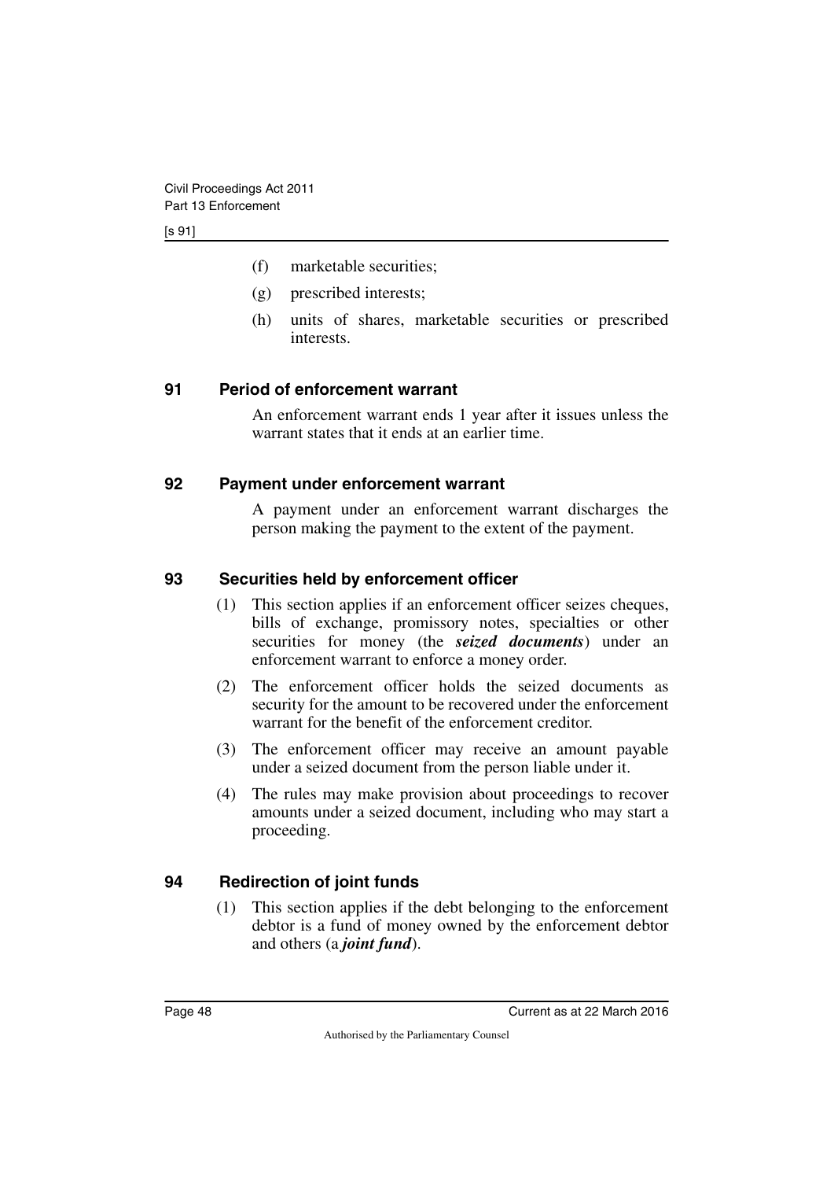(f) marketable securities;

(g) prescribed interests;

(h) units of shares, marketable securities or prescribed interests.

## 91 Period of enforcement warrant

An enforcement warrant ends 1 year after it issues unless the warrant states that it ends at an earlier time.

## 92 Payment under enforcement warrant

A payment under an enforcement warrant discharges the person making the payment to the extent of the payment.

## 93 Securities held by enforcement officer

(1) This section applies if an enforcement officer seizes cheques, bills of exchange, promissory notes, specialties or other securities for money (the ***seized documents***) under an enforcement warrant to enforce a money order.

(2) The enforcement officer holds the seized documents as security for the amount to be recovered under the enforcement warrant for the benefit of the enforcement creditor.

(3) The enforcement officer may receive an amount payable under a seized document from the person liable under it.

(4) The rules may make provision about proceedings to recover amounts under a seized document, including who may start a proceeding.

## 94 Redirection of joint funds

(1) This section applies if the debt belonging to the enforcement debtor is a fund of money owned by the enforcement debtor and others (a ***joint fund***).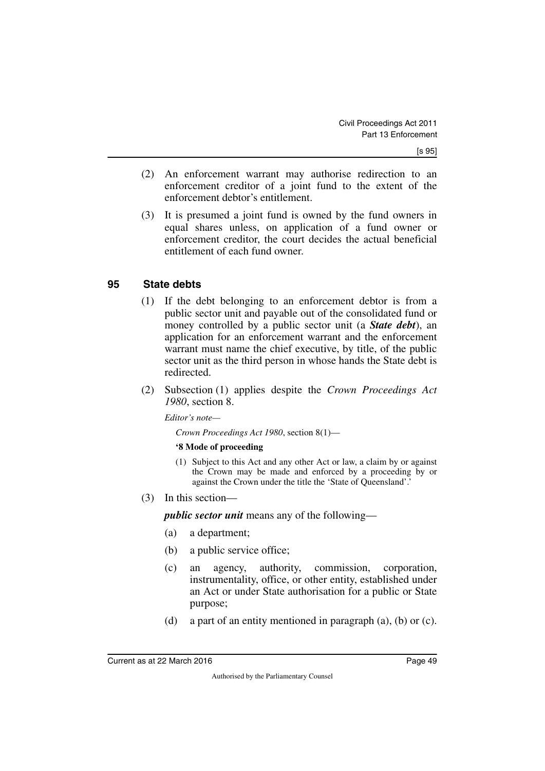(2) An enforcement warrant may authorise redirection to an enforcement creditor of a joint fund to the extent of the enforcement debtor's entitlement.

(3) It is presumed a joint fund is owned by the fund owners in equal shares unless, on application of a fund owner or enforcement creditor, the court decides the actual beneficial entitlement of each fund owner.

## 95 State debts

(1) If the debt belonging to an enforcement debtor is from a public sector unit and payable out of the consolidated fund or money controlled by a public sector unit (a ***State debt***), an application for an enforcement warrant and the enforcement warrant must name the chief executive, by title, of the public sector unit as the third person in whose hands the State debt is redirected.

(2) Subsection (1) applies despite the *Crown Proceedings Act 1980*, section 8.

*Editor's note—*

*Crown Proceedings Act 1980*, section 8(1)—

**'8 Mode of proceeding**

(1) Subject to this Act and any other Act or law, a claim by or against the Crown may be made and enforced by a proceeding by or against the Crown under the title the 'State of Queensland'.'

(3) In this section—

***public sector unit*** means any of the following—

(a) a department;

(b) a public service office;

(c) an agency, authority, commission, corporation, instrumentality, office, or other entity, established under an Act or under State authorisation for a public or State purpose;

(d) a part of an entity mentioned in paragraph (a), (b) or (c).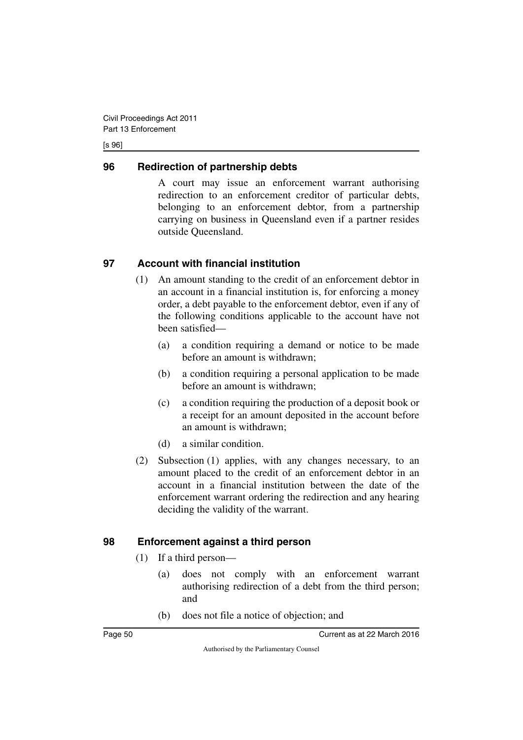## 96 Redirection of partnership debts

A court may issue an enforcement warrant authorising redirection to an enforcement creditor of particular debts, belonging to an enforcement debtor, from a partnership carrying on business in Queensland even if a partner resides outside Queensland.

## 97 Account with financial institution

(1) An amount standing to the credit of an enforcement debtor in an account in a financial institution is, for enforcing a money order, a debt payable to the enforcement debtor, even if any of the following conditions applicable to the account have not been satisfied—

(a) a condition requiring a demand or notice to be made before an amount is withdrawn;

(b) a condition requiring a personal application to be made before an amount is withdrawn;

(c) a condition requiring the production of a deposit book or a receipt for an amount deposited in the account before an amount is withdrawn;

(d) a similar condition.

(2) Subsection (1) applies, with any changes necessary, to an amount placed to the credit of an enforcement debtor in an account in a financial institution between the date of the enforcement warrant ordering the redirection and any hearing deciding the validity of the warrant.

## 98 Enforcement against a third person

(1) If a third person—

(a) does not comply with an enforcement warrant authorising redirection of a debt from the third person; and

(b) does not file a notice of objection; and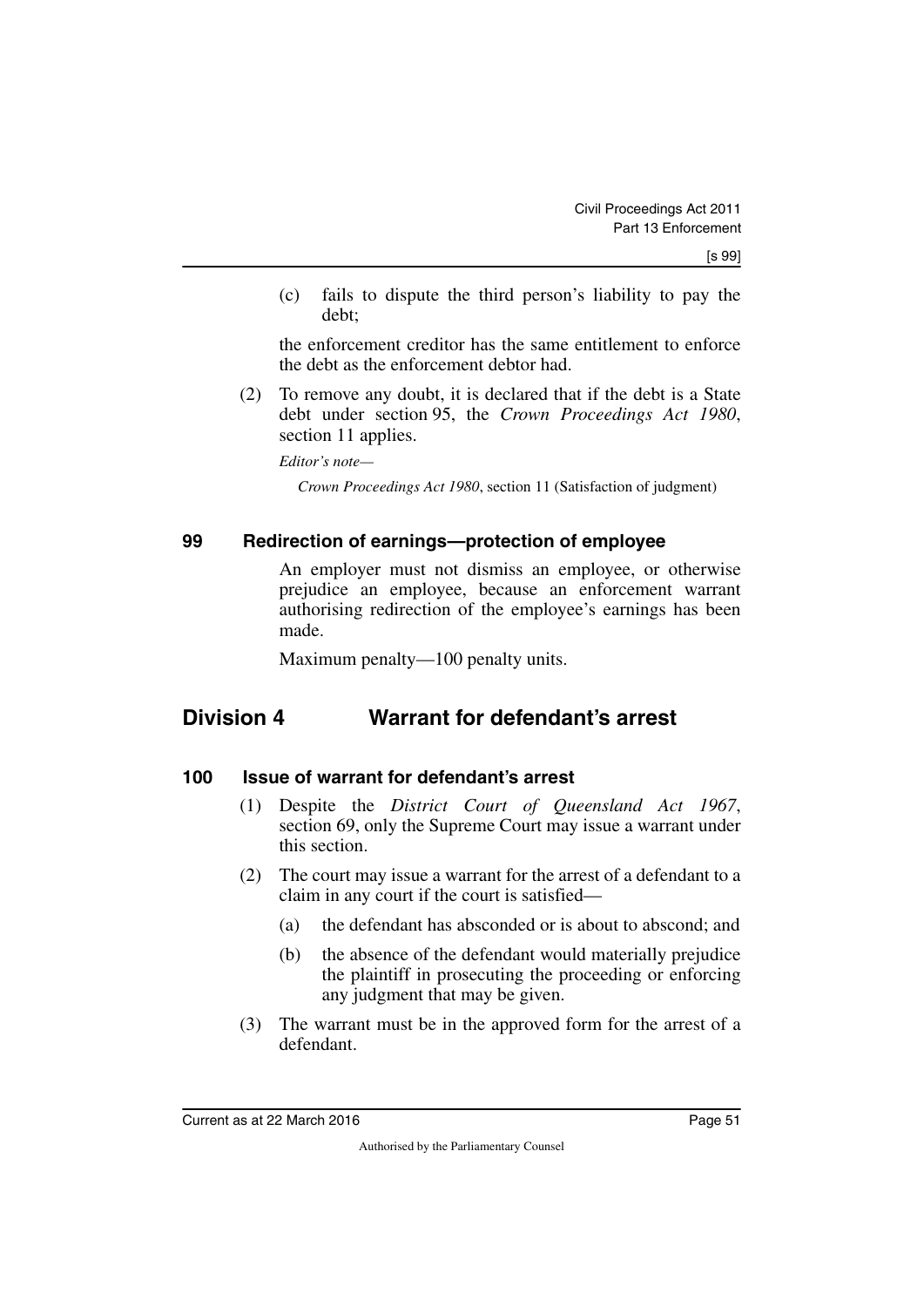(c) fails to dispute the third person's liability to pay the debt;

the enforcement creditor has the same entitlement to enforce the debt as the enforcement debtor had.

(2) To remove any doubt, it is declared that if the debt is a State debt under section 95, the *Crown Proceedings Act 1980*, section 11 applies.

*Editor's note—*

*Crown Proceedings Act 1980*, section 11 (Satisfaction of judgment)

### 99 Redirection of earnings—protection of employee

An employer must not dismiss an employee, or otherwise prejudice an employee, because an enforcement warrant authorising redirection of the employee's earnings has been made.

Maximum penalty—100 penalty units.

## Division 4 Warrant for defendant's arrest

### 100 Issue of warrant for defendant's arrest

(1) Despite the *District Court of Queensland Act 1967*, section 69, only the Supreme Court may issue a warrant under this section.

(2) The court may issue a warrant for the arrest of a defendant to a claim in any court if the court is satisfied—

(a) the defendant has absconded or is about to abscond; and

(b) the absence of the defendant would materially prejudice the plaintiff in prosecuting the proceeding or enforcing any judgment that may be given.

(3) The warrant must be in the approved form for the arrest of a defendant.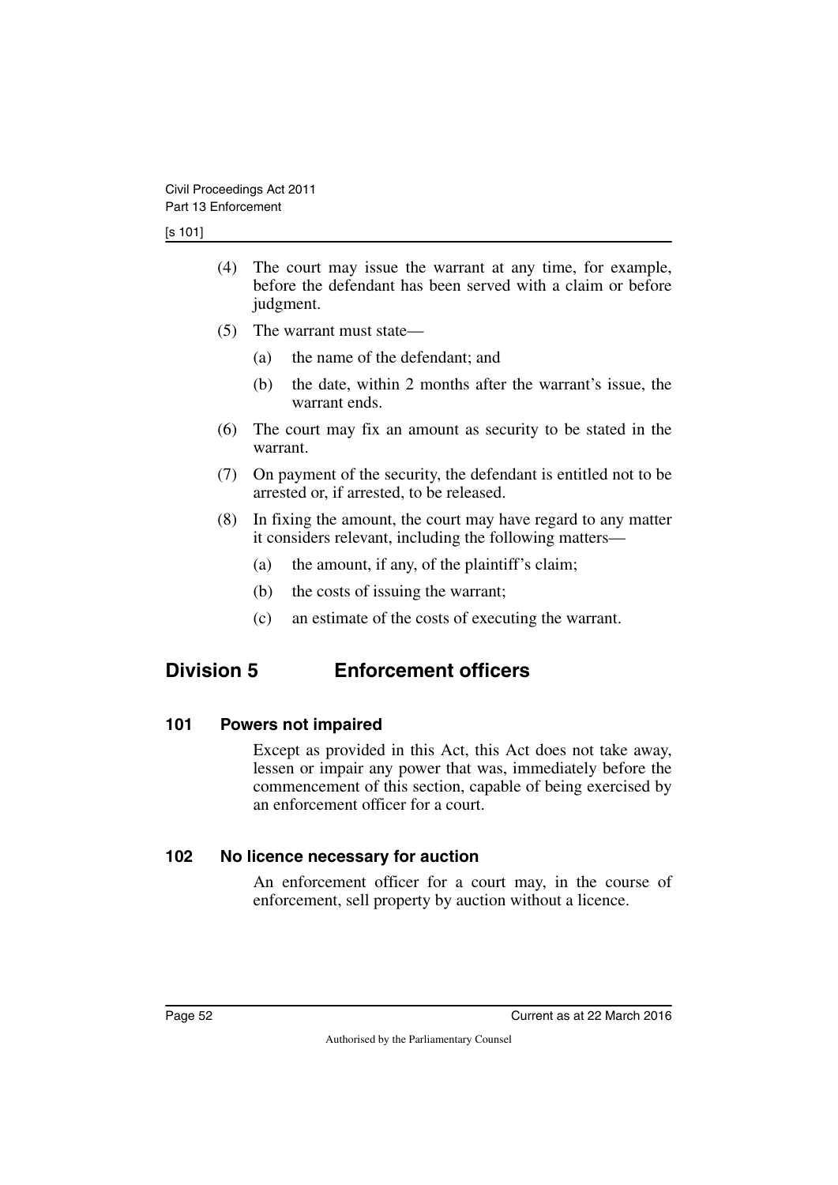(4) The court may issue the warrant at any time, for example, before the defendant has been served with a claim or before judgment.

(5) The warrant must state—

(a) the name of the defendant; and

(b) the date, within 2 months after the warrant's issue, the warrant ends.

(6) The court may fix an amount as security to be stated in the warrant.

(7) On payment of the security, the defendant is entitled not to be arrested or, if arrested, to be released.

(8) In fixing the amount, the court may have regard to any matter it considers relevant, including the following matters—

(a) the amount, if any, of the plaintiff's claim;

(b) the costs of issuing the warrant;

(c) an estimate of the costs of executing the warrant.

## Division 5 Enforcement officers

### 101 Powers not impaired

Except as provided in this Act, this Act does not take away, lessen or impair any power that was, immediately before the commencement of this section, capable of being exercised by an enforcement officer for a court.

### 102 No licence necessary for auction

An enforcement officer for a court may, in the course of enforcement, sell property by auction without a licence.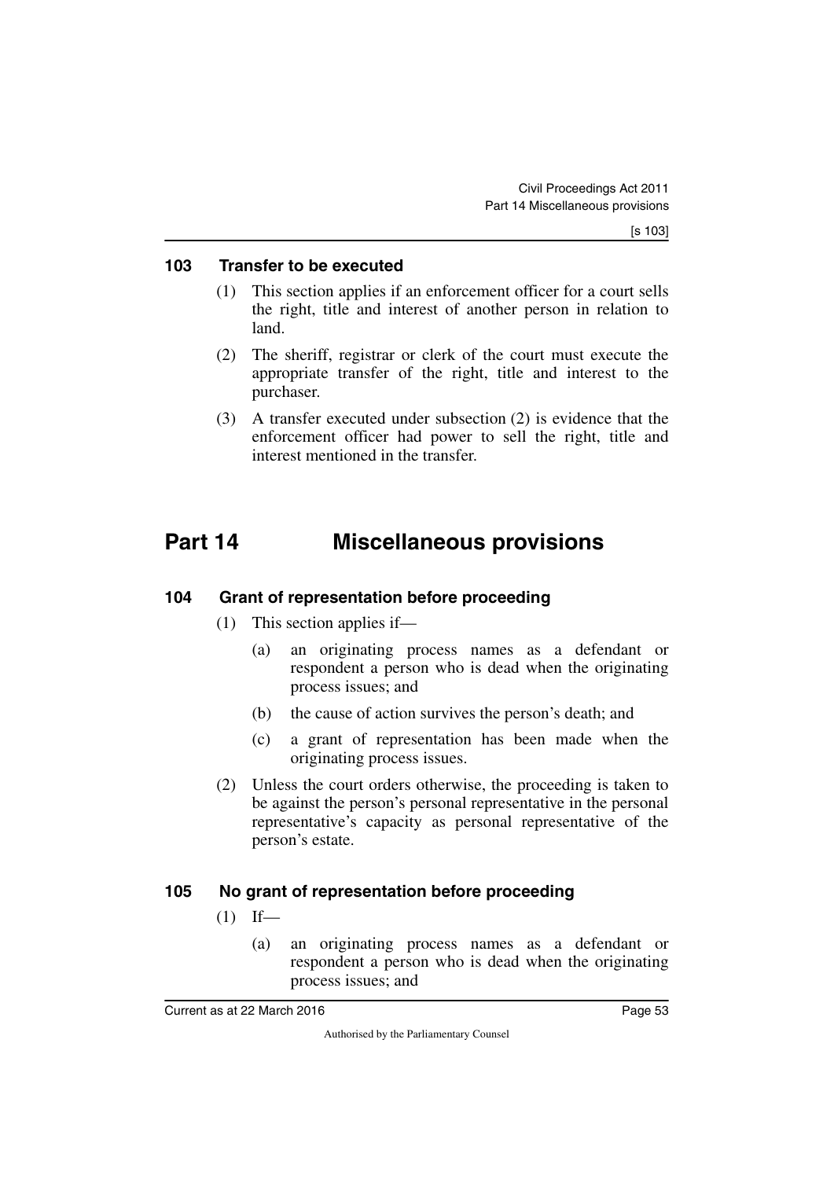### 103 Transfer to be executed

(1) This section applies if an enforcement officer for a court sells the right, title and interest of another person in relation to land.

(2) The sheriff, registrar or clerk of the court must execute the appropriate transfer of the right, title and interest to the purchaser.

(3) A transfer executed under subsection (2) is evidence that the enforcement officer had power to sell the right, title and interest mentioned in the transfer.

## Part 14 Miscellaneous provisions

### 104 Grant of representation before proceeding

(1) This section applies if—

(a) an originating process names as a defendant or respondent a person who is dead when the originating process issues; and

(b) the cause of action survives the person's death; and

(c) a grant of representation has been made when the originating process issues.

(2) Unless the court orders otherwise, the proceeding is taken to be against the person's personal representative in the personal representative's capacity as personal representative of the person's estate.

### 105 No grant of representation before proceeding

(1) If—

(a) an originating process names as a defendant or respondent a person who is dead when the originating process issues; and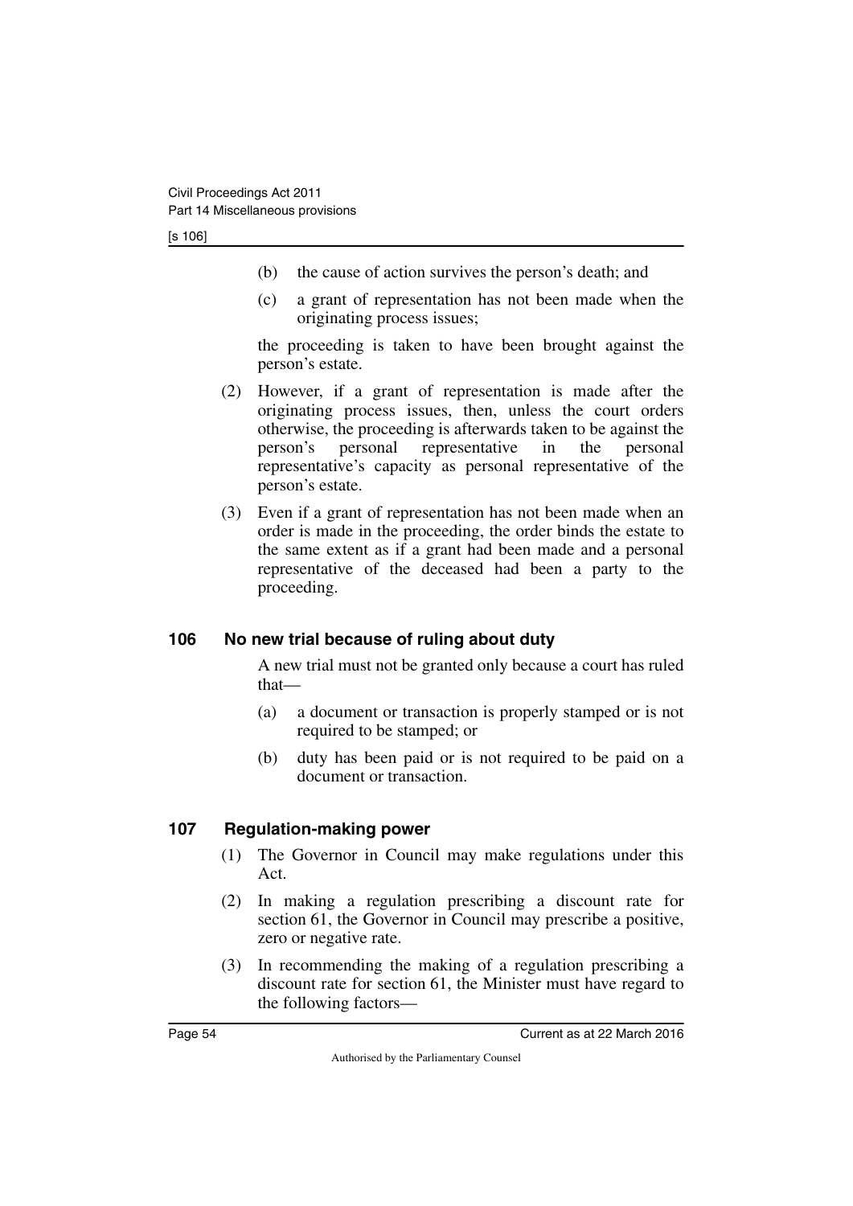(b) the cause of action survives the person's death; and

(c) a grant of representation has not been made when the originating process issues;

the proceeding is taken to have been brought against the person's estate.

(2) However, if a grant of representation is made after the originating process issues, then, unless the court orders otherwise, the proceeding is afterwards taken to be against the person's personal representative in the personal representative's capacity as personal representative of the person's estate.

(3) Even if a grant of representation has not been made when an order is made in the proceeding, the order binds the estate to the same extent as if a grant had been made and a personal representative of the deceased had been a party to the proceeding.

## 106 No new trial because of ruling about duty

A new trial must not be granted only because a court has ruled that—

(a) a document or transaction is properly stamped or is not required to be stamped; or

(b) duty has been paid or is not required to be paid on a document or transaction.

## 107 Regulation-making power

(1) The Governor in Council may make regulations under this Act.

(2) In making a regulation prescribing a discount rate for section 61, the Governor in Council may prescribe a positive, zero or negative rate.

(3) In recommending the making of a regulation prescribing a discount rate for section 61, the Minister must have regard to the following factors—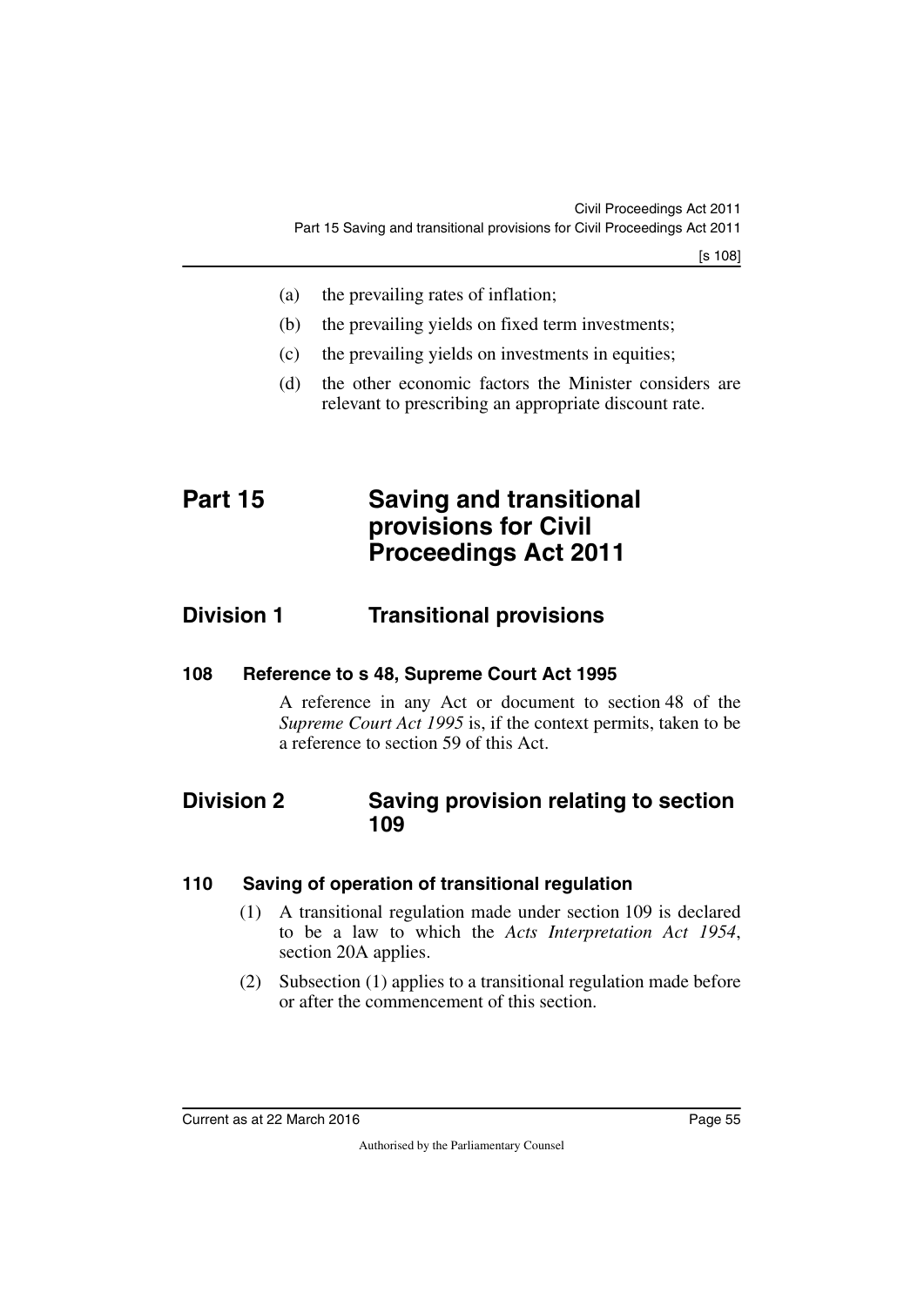(a) the prevailing rates of inflation;

(b) the prevailing yields on fixed term investments;

(c) the prevailing yields on investments in equities;

(d) the other economic factors the Minister considers are relevant to prescribing an appropriate discount rate.

# Part 15 Saving and transitional provisions for Civil Proceedings Act 2011

## Division 1 Transitional provisions

### 108 Reference to s 48, Supreme Court Act 1995

A reference in any Act or document to section 48 of the *Supreme Court Act 1995* is, if the context permits, taken to be a reference to section 59 of this Act.

## Division 2 Saving provision relating to section 109

### 110 Saving of operation of transitional regulation

(1) A transitional regulation made under section 109 is declared to be a law to which the *Acts Interpretation Act 1954*, section 20A applies.

(2) Subsection (1) applies to a transitional regulation made before or after the commencement of this section.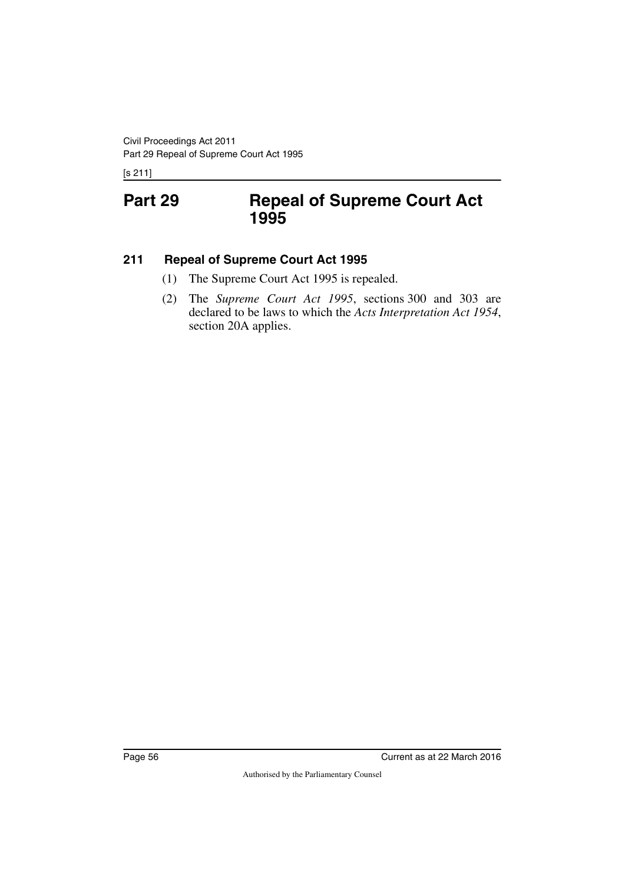# Part 29 Repeal of Supreme Court Act 1995

## 211 Repeal of Supreme Court Act 1995

(1) The Supreme Court Act 1995 is repealed.

(2) The *Supreme Court Act 1995*, sections 300 and 303 are declared to be laws to which the *Acts Interpretation Act 1954*, section 20A applies.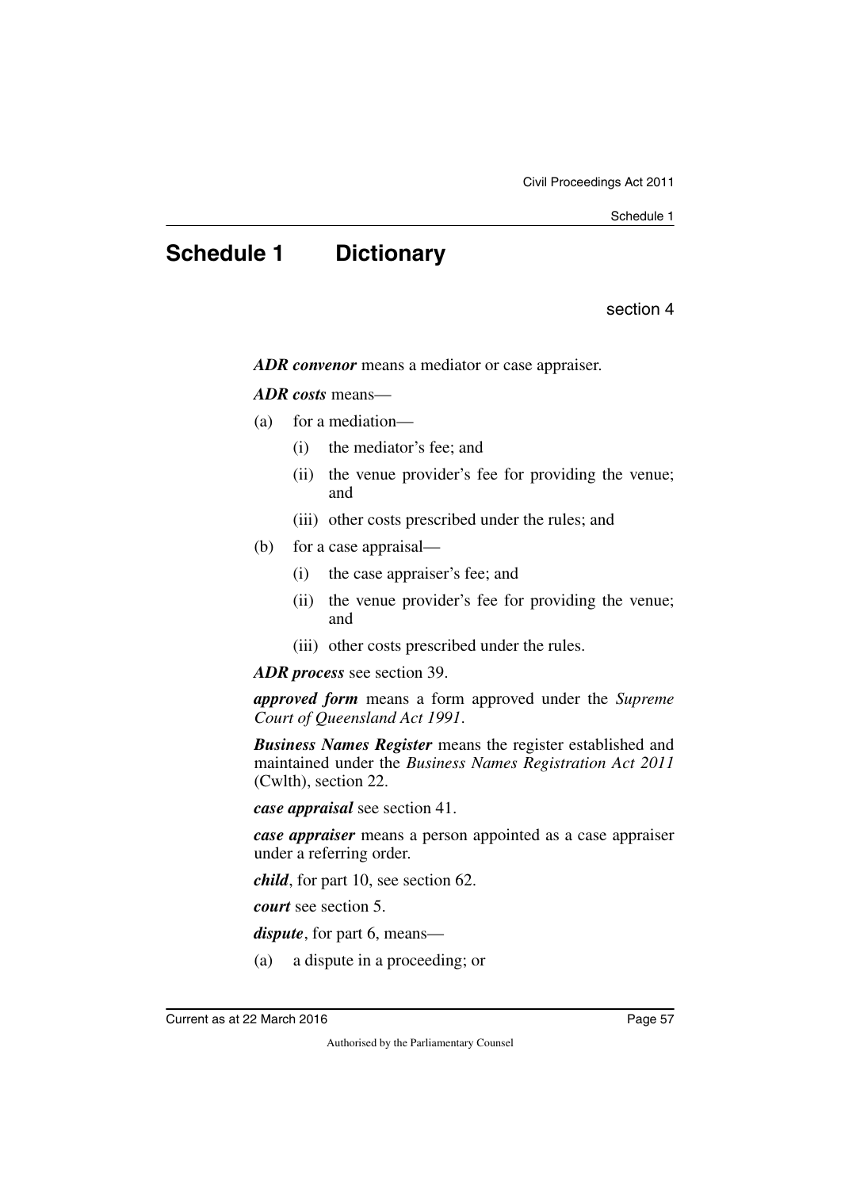# Schedule 1 Dictionary

section 4

***ADR convenor*** means a mediator or case appraiser.

***ADR costs*** means—

(a) for a mediation—

  (i) the mediator's fee; and

  (ii) the venue provider's fee for providing the venue; and

  (iii) other costs prescribed under the rules; and

(b) for a case appraisal—

  (i) the case appraiser's fee; and

  (ii) the venue provider's fee for providing the venue; and

  (iii) other costs prescribed under the rules.

***ADR process*** see section 39.

***approved form*** means a form approved under the *Supreme Court of Queensland Act 1991*.

***Business Names Register*** means the register established and maintained under the *Business Names Registration Act 2011* (Cwlth), section 22.

***case appraisal*** see section 41.

***case appraiser*** means a person appointed as a case appraiser under a referring order.

***child***, for part 10, see section 62.

***court*** see section 5.

***dispute***, for part 6, means—

(a) a dispute in a proceeding; or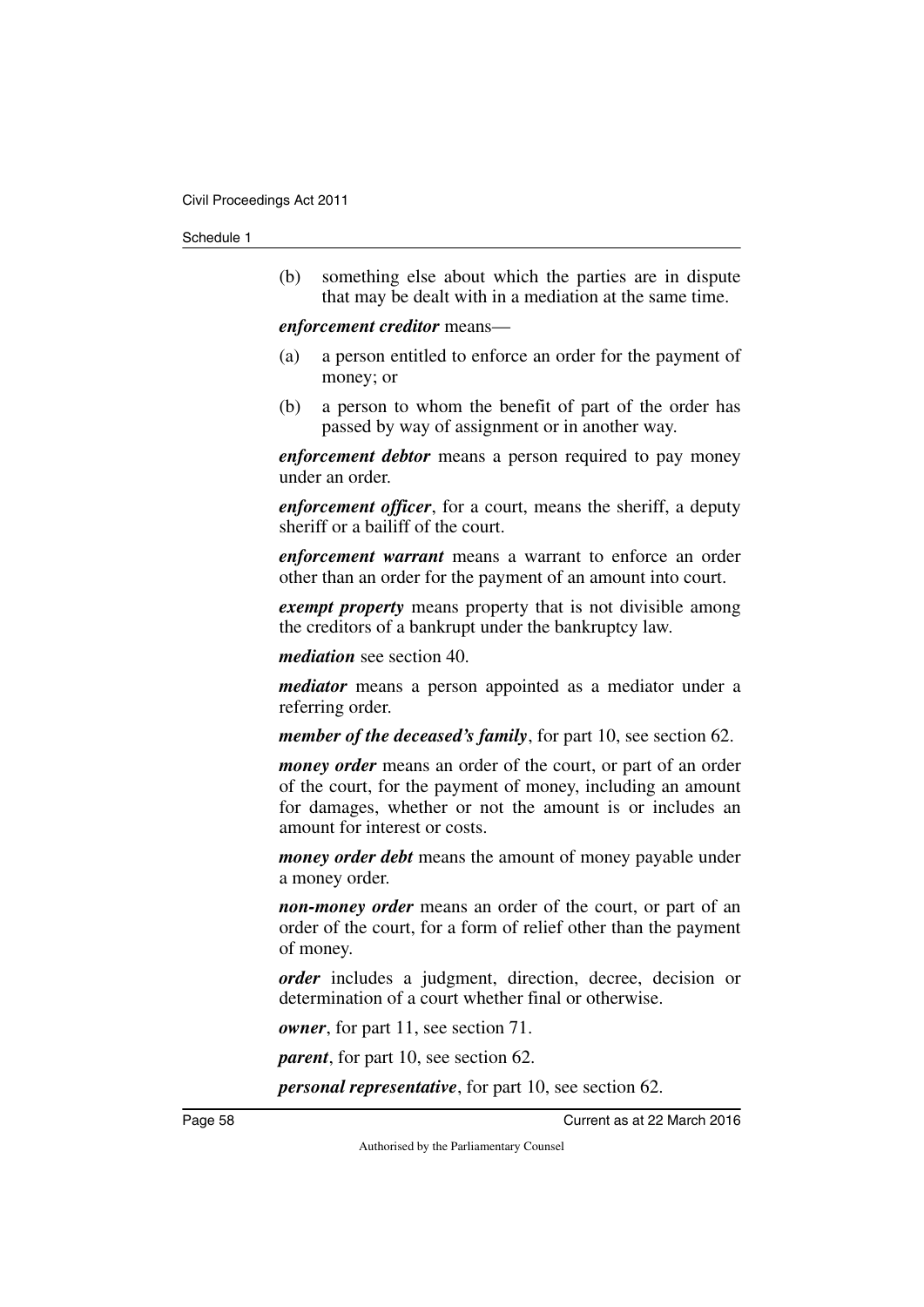(b) something else about which the parties are in dispute that may be dealt with in a mediation at the same time.

***enforcement creditor*** means—

(a) a person entitled to enforce an order for the payment of money; or

(b) a person to whom the benefit of part of the order has passed by way of assignment or in another way.

***enforcement debtor*** means a person required to pay money under an order.

***enforcement officer***, for a court, means the sheriff, a deputy sheriff or a bailiff of the court.

***enforcement warrant*** means a warrant to enforce an order other than an order for the payment of an amount into court.

***exempt property*** means property that is not divisible among the creditors of a bankrupt under the bankruptcy law.

***mediation*** see section 40.

***mediator*** means a person appointed as a mediator under a referring order.

***member of the deceased's family***, for part 10, see section 62.

***money order*** means an order of the court, or part of an order of the court, for the payment of money, including an amount for damages, whether or not the amount is or includes an amount for interest or costs.

***money order debt*** means the amount of money payable under a money order.

***non-money order*** means an order of the court, or part of an order of the court, for a form of relief other than the payment of money.

***order*** includes a judgment, direction, decree, decision or determination of a court whether final or otherwise.

***owner***, for part 11, see section 71.

***parent***, for part 10, see section 62.

***personal representative***, for part 10, see section 62.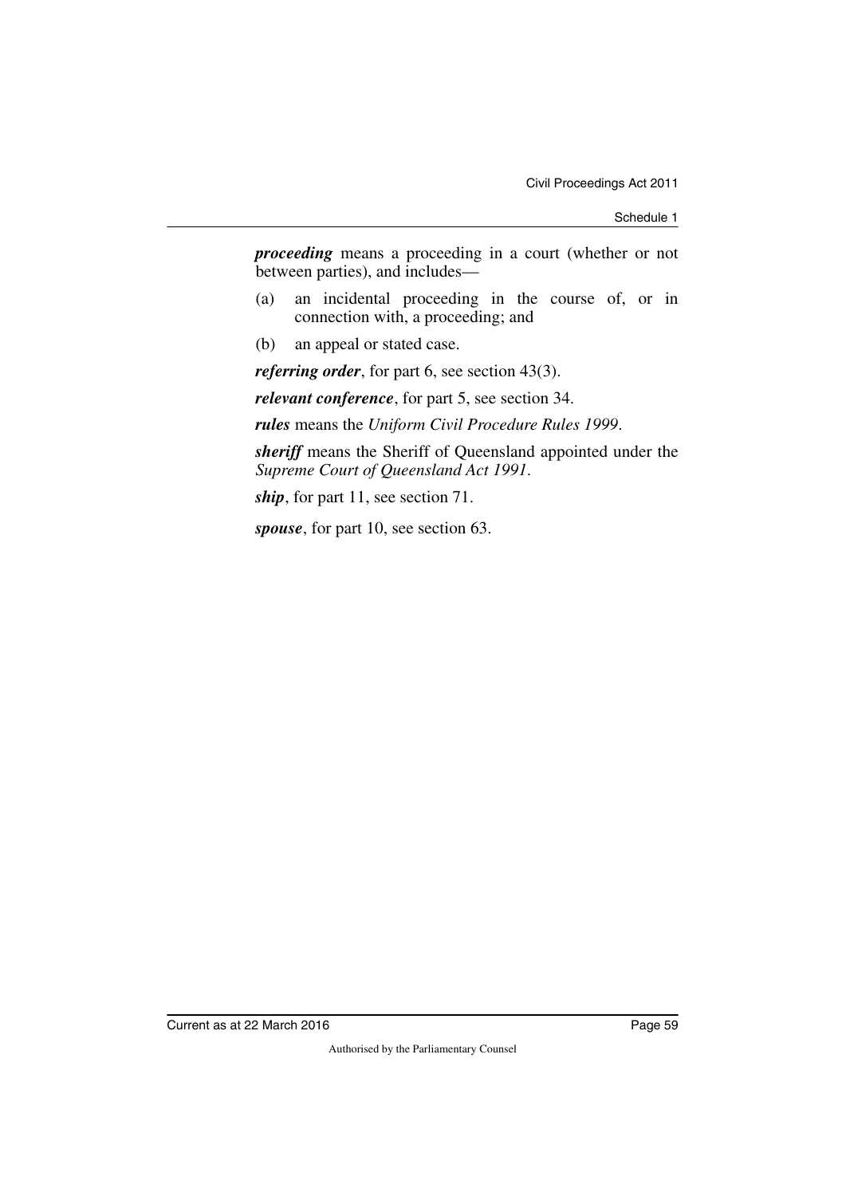***proceeding*** means a proceeding in a court (whether or not between parties), and includes—

(a) an incidental proceeding in the course of, or in connection with, a proceeding; and

(b) an appeal or stated case.

***referring order***, for part 6, see section 43(3).

***relevant conference***, for part 5, see section 34.

***rules*** means the *Uniform Civil Procedure Rules 1999*.

***sheriff*** means the Sheriff of Queensland appointed under the *Supreme Court of Queensland Act 1991*.

***ship***, for part 11, see section 71.

***spouse***, for part 10, see section 63.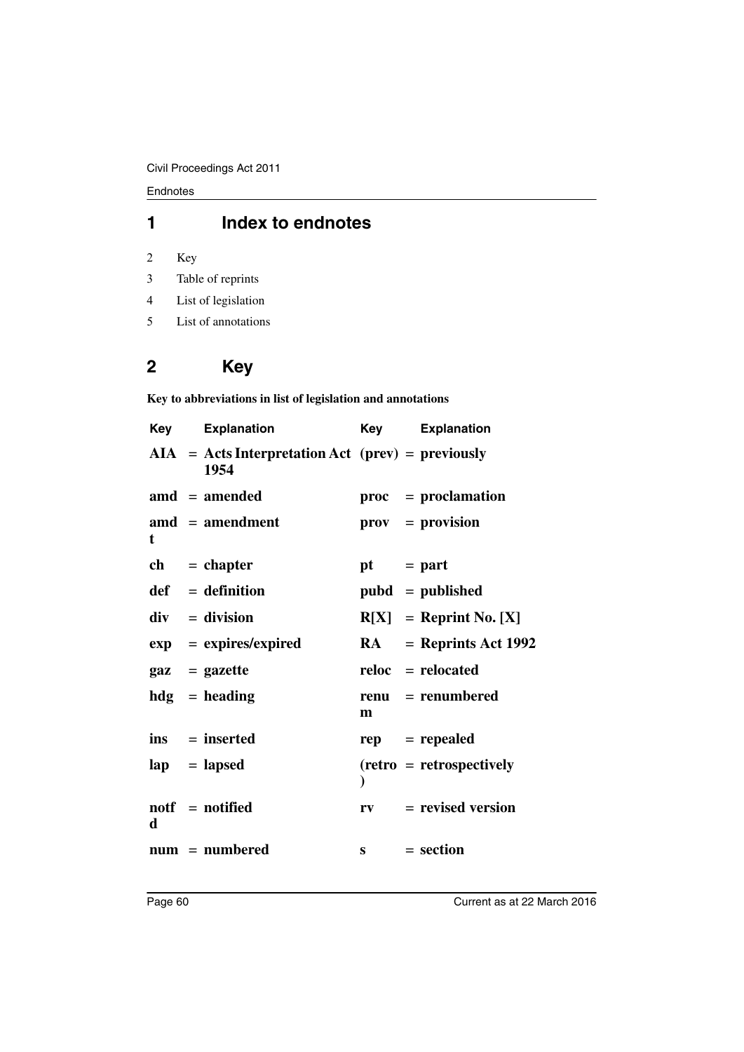## 1 Index to endnotes

2 Key

3 Table of reprints

4 List of legislation

5 List of annotations

## 2 Key

**Key to abbreviations in list of legislation and annotations**

| Key | | Explanation | Key | | Explanation |
|---|---|---|---|---|---|
| **AIA** | = | **Acts Interpretation Act 1954** | **(prev)** | = | **previously** |
| **amd** | = | **amended** | **proc** | = | **proclamation** |
| **amdt** | = | **amendment** | **prov** | = | **provision** |
| **ch** | = | **chapter** | **pt** | = | **part** |
| **def** | = | **definition** | **pubd** | = | **published** |
| **div** | = | **division** | **R[X]** | = | **Reprint No. [X]** |
| **exp** | = | **expires/expired** | **RA** | = | **Reprints Act 1992** |
| **gaz** | = | **gazette** | **reloc** | = | **relocated** |
| **hdg** | = | **heading** | **renum** | = | **renumbered** |
| **ins** | = | **inserted** | **rep** | = | **repealed** |
| **lap** | = | **lapsed** | **(retro)** | = | **retrospectively** |
| **notfd** | = | **notified** | **rv** | = | **revised version** |
| **num** | = | **numbered** | **s** | = | **section** |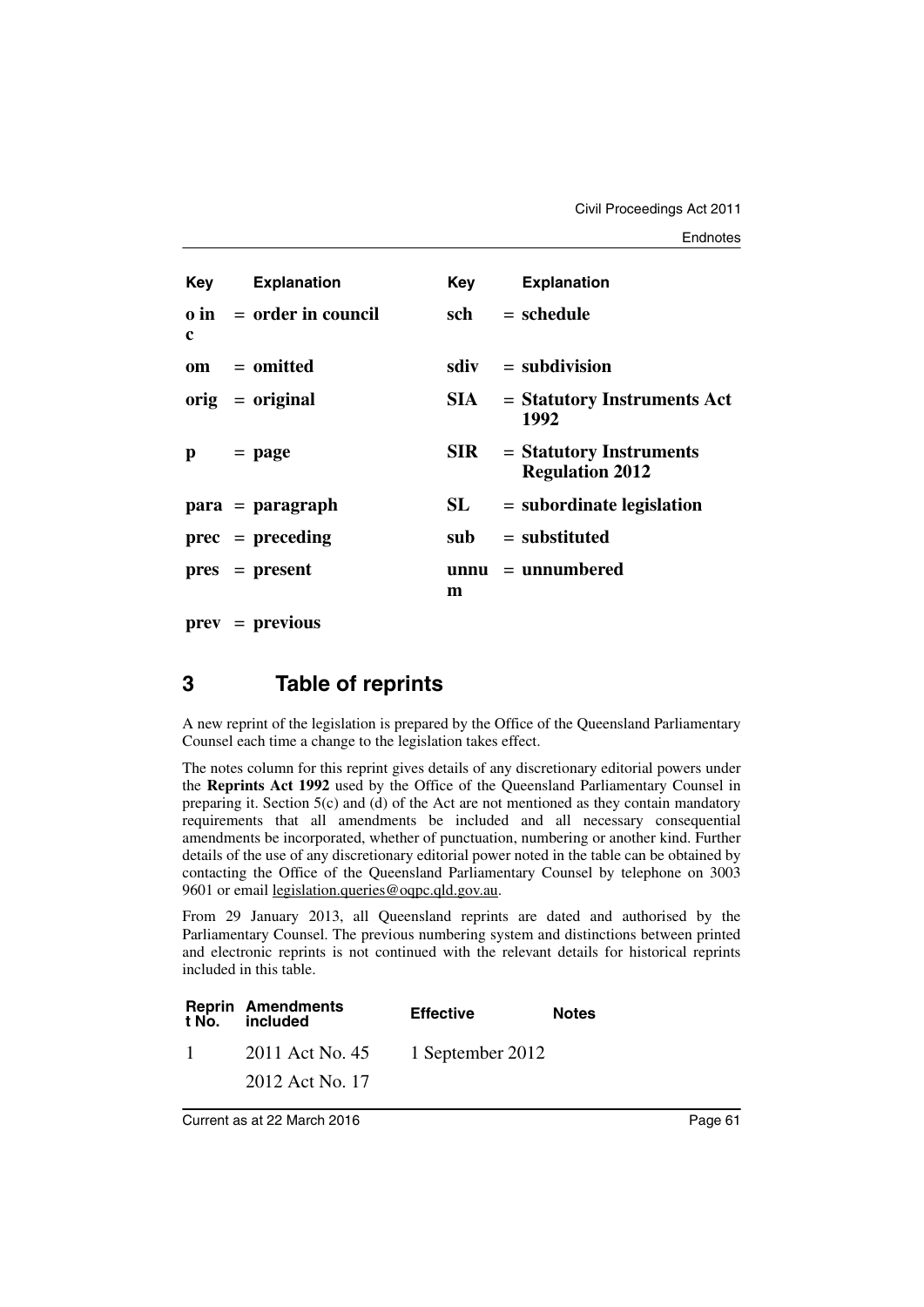| Key | Explanation | Key | Explanation |
|---|---|---|---|
| **o in c** | **= order in council** | **sch** | **= schedule** |
| **om** | **= omitted** | **sdiv** | **= subdivision** |
| **orig** | **= original** | **SIA** | **= Statutory Instruments Act 1992** |
| **p** | **= page** | **SIR** | **= Statutory Instruments Regulation 2012** |
| **para** | **= paragraph** | **SL** | **= subordinate legislation** |
| **prec** | **= preceding** | **sub** | **= substituted** |
| **pres** | **= present** | **unnum** | **= unnumbered** |
| **prev** | **= previous** | | |

## 3 Table of reprints

A new reprint of the legislation is prepared by the Office of the Queensland Parliamentary Counsel each time a change to the legislation takes effect.

The notes column for this reprint gives details of any discretionary editorial powers under the **Reprints Act 1992** used by the Office of the Queensland Parliamentary Counsel in preparing it. Section 5(c) and (d) of the Act are not mentioned as they contain mandatory requirements that all amendments be included and all necessary consequential amendments be incorporated, whether of punctuation, numbering or another kind. Further details of the use of any discretionary editorial power noted in the table can be obtained by contacting the Office of the Queensland Parliamentary Counsel by telephone on 3003 9601 or email legislation.queries@oqpc.qld.gov.au.

From 29 January 2013, all Queensland reprints are dated and authorised by the Parliamentary Counsel. The previous numbering system and distinctions between printed and electronic reprints is not continued with the relevant details for historical reprints included in this table.

| Reprint No. | Amendments included | Effective | Notes |
|---|---|---|---|
| 1 | 2011 Act No. 45<br>2012 Act No. 17 | 1 September 2012 | |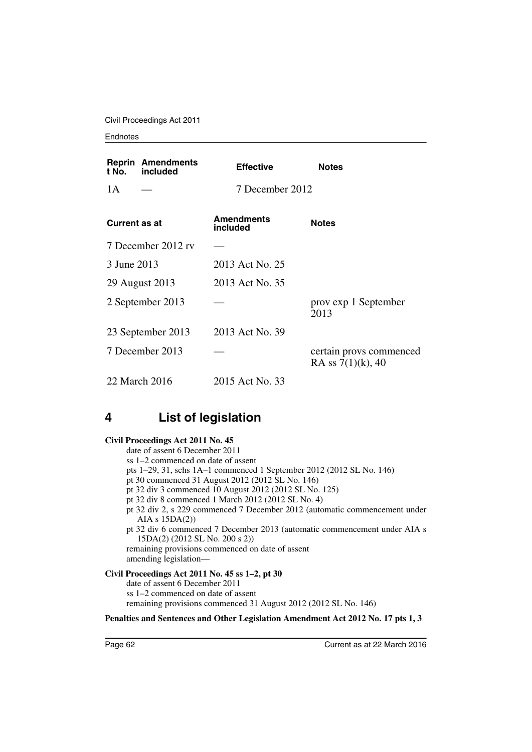| Reprint No. | Amendments included | Effective | Notes |
|---|---|---|---|
| 1A | — | 7 December 2012 | |

| Current as at | Amendments included | Notes |
|---|---|---|
| 7 December 2012 rv | — | |
| 3 June 2013 | 2013 Act No. 25 | |
| 29 August 2013 | 2013 Act No. 35 | |
| 2 September 2013 | — | prov exp 1 September 2013 |
| 23 September 2013 | 2013 Act No. 39 | |
| 7 December 2013 | — | certain provs commenced RA ss 7(1)(k), 40 |
| 22 March 2016 | 2015 Act No. 33 | |

# 4 List of legislation

**Civil Proceedings Act 2011 No. 45**

date of assent 6 December 2011
ss 1–2 commenced on date of assent
pts 1–29, 31, schs 1A–1 commenced 1 September 2012 (2012 SL No. 146)
pt 30 commenced 31 August 2012 (2012 SL No. 146)
pt 32 div 3 commenced 10 August 2012 (2012 SL No. 125)
pt 32 div 8 commenced 1 March 2012 (2012 SL No. 4)
pt 32 div 2, s 229 commenced 7 December 2012 (automatic commencement under AIA s 15DA(2))
pt 32 div 6 commenced 7 December 2013 (automatic commencement under AIA s 15DA(2) (2012 SL No. 200 s 2))
remaining provisions commenced on date of assent
amending legislation—

**Civil Proceedings Act 2011 No. 45 ss 1–2, pt 30**

date of assent 6 December 2011
ss 1–2 commenced on date of assent
remaining provisions commenced 31 August 2012 (2012 SL No. 146)

**Penalties and Sentences and Other Legislation Amendment Act 2012 No. 17 pts 1, 3**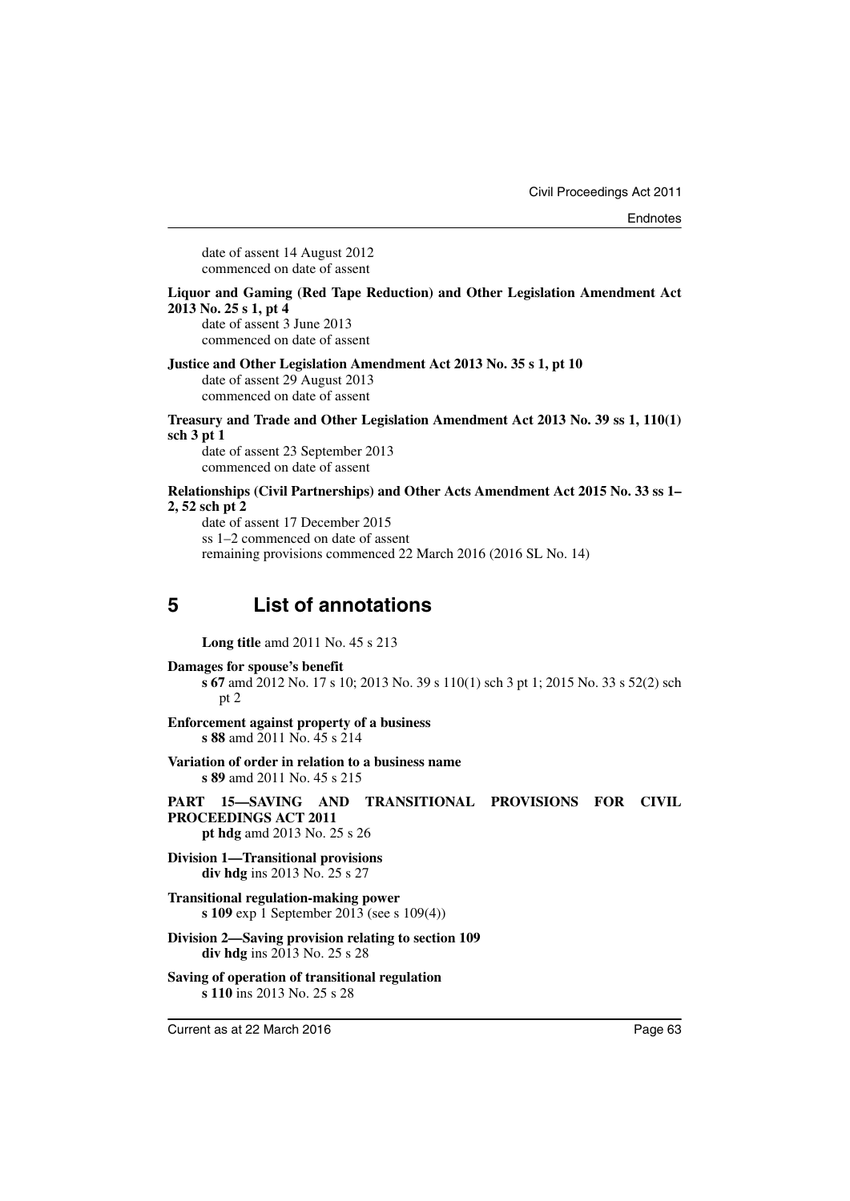date of assent 14 August 2012
commenced on date of assent

**Liquor and Gaming (Red Tape Reduction) and Other Legislation Amendment Act 2013 No. 25 s 1, pt 4**
date of assent 3 June 2013
commenced on date of assent

**Justice and Other Legislation Amendment Act 2013 No. 35 s 1, pt 10**
date of assent 29 August 2013
commenced on date of assent

**Treasury and Trade and Other Legislation Amendment Act 2013 No. 39 ss 1, 110(1) sch 3 pt 1**
date of assent 23 September 2013
commenced on date of assent

**Relationships (Civil Partnerships) and Other Acts Amendment Act 2015 No. 33 ss 1–2, 52 sch pt 2**
date of assent 17 December 2015
ss 1–2 commenced on date of assent
remaining provisions commenced 22 March 2016 (2016 SL No. 14)

# 5 List of annotations

**Long title** amd 2011 No. 45 s 213

**Damages for spouse's benefit**
**s 67** amd 2012 No. 17 s 10; 2013 No. 39 s 110(1) sch 3 pt 1; 2015 No. 33 s 52(2) sch pt 2

**Enforcement against property of a business**
**s 88** amd 2011 No. 45 s 214

**Variation of order in relation to a business name**
**s 89** amd 2011 No. 45 s 215

**PART 15—SAVING AND TRANSITIONAL PROVISIONS FOR CIVIL PROCEEDINGS ACT 2011**
**pt hdg** amd 2013 No. 25 s 26

**Division 1—Transitional provisions**
**div hdg** ins 2013 No. 25 s 27

**Transitional regulation-making power**
**s 109** exp 1 September 2013 (see s 109(4))

**Division 2—Saving provision relating to section 109**
**div hdg** ins 2013 No. 25 s 28

**Saving of operation of transitional regulation**
**s 110** ins 2013 No. 25 s 28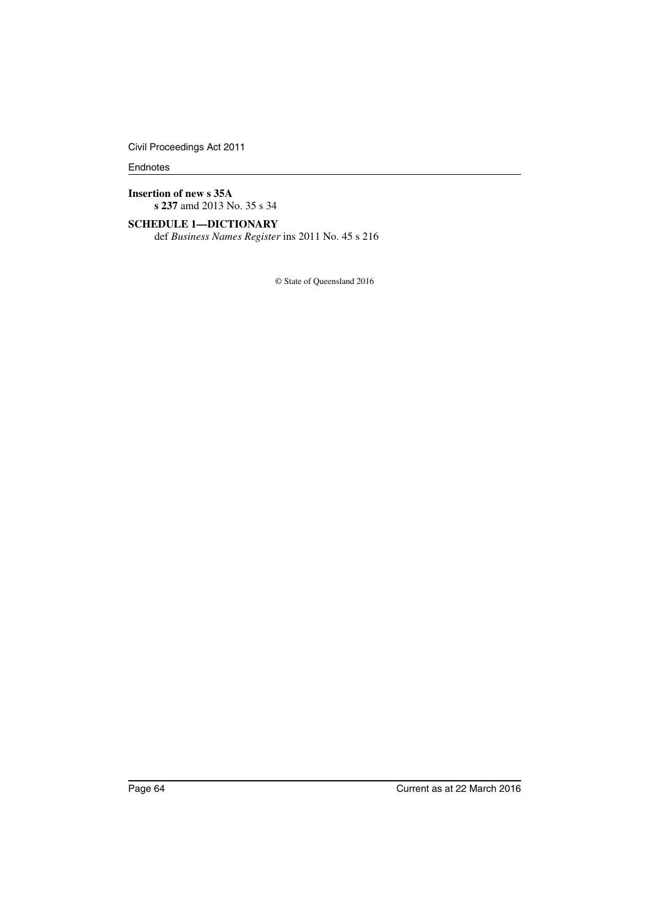**Insertion of new s 35A**

**s 237** amd 2013 No. 35 s 34

**SCHEDULE 1—DICTIONARY**

def *Business Names Register* ins 2011 No. 45 s 216

© State of Queensland 2016